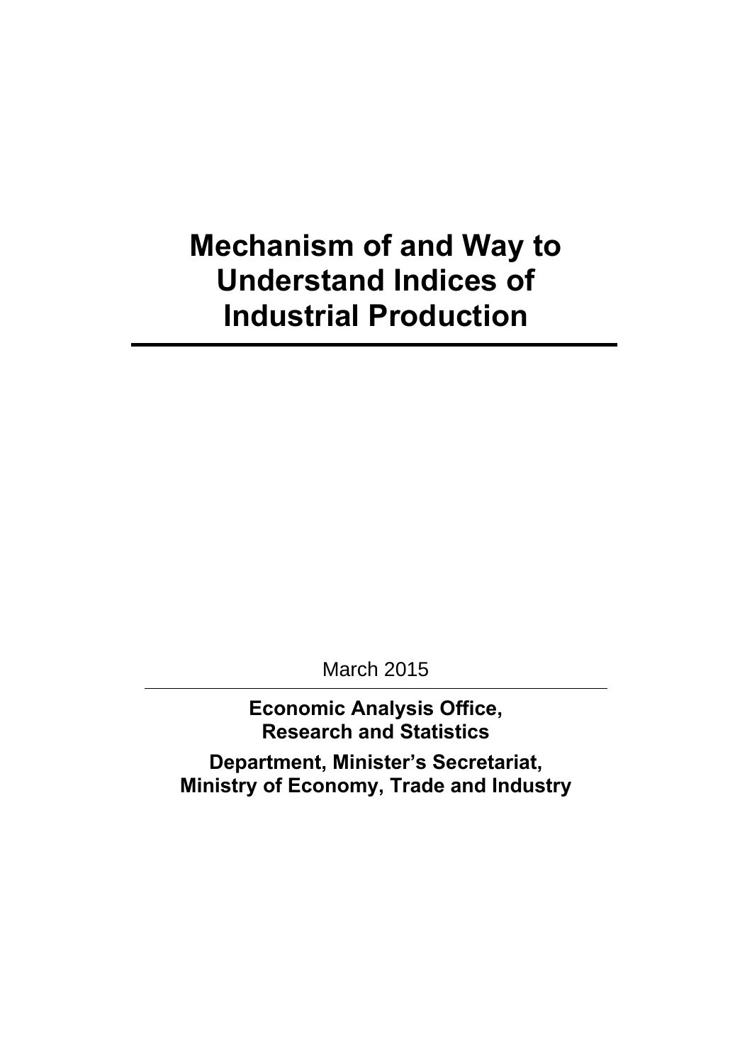# Mechanism of and Way to Understand Indices of Industrial Production

March 2015

**Economic Analysis Office, Research and Statistics**

**Department, Minister's Secretariat, Ministry of Economy, Trade and Industry**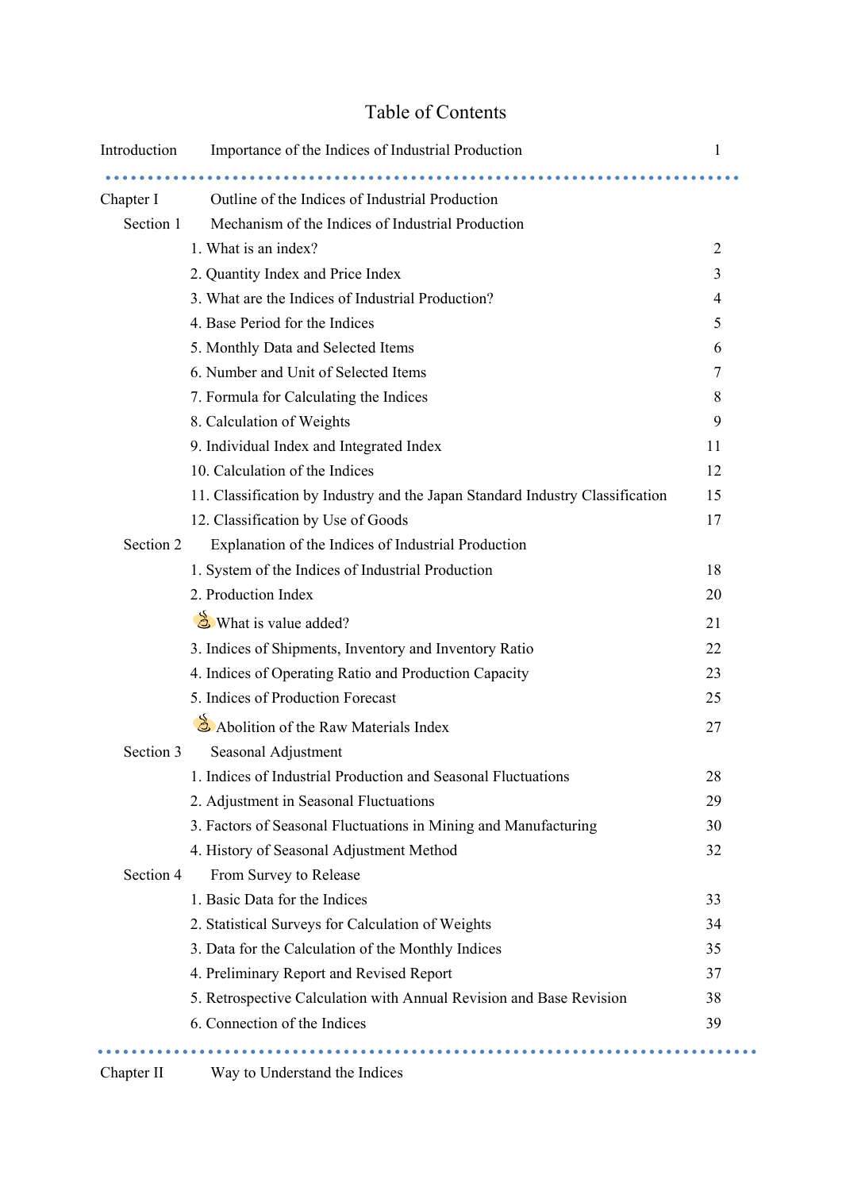# Table of Contents

| | | |
|---|---|---|
| Introduction | Importance of the Indices of Industrial Production | 1 |

---

| | | |
|---|---|---|
| Chapter I | Outline of the Indices of Industrial Production | |
| Section 1 | Mechanism of the Indices of Industrial Production | |
| | 1. What is an index? | 2 |
| | 2. Quantity Index and Price Index | 3 |
| | 3. What are the Indices of Industrial Production? | 4 |
| | 4. Base Period for the Indices | 5 |
| | 5. Monthly Data and Selected Items | 6 |
| | 6. Number and Unit of Selected Items | 7 |
| | 7. Formula for Calculating the Indices | 8 |
| | 8. Calculation of Weights | 9 |
| | 9. Individual Index and Integrated Index | 11 |
| | 10. Calculation of the Indices | 12 |
| | 11. Classification by Industry and the Japan Standard Industry Classification | 15 |
| | 12. Classification by Use of Goods | 17 |
| Section 2 | Explanation of the Indices of Industrial Production | |
| | 1. System of the Indices of Industrial Production | 18 |
| | 2. Production Index | 20 |
| | What is value added? | 21 |
| | 3. Indices of Shipments, Inventory and Inventory Ratio | 22 |
| | 4. Indices of Operating Ratio and Production Capacity | 23 |
| | 5. Indices of Production Forecast | 25 |
| | Abolition of the Raw Materials Index | 27 |
| Section 3 | Seasonal Adjustment | |
| | 1. Indices of Industrial Production and Seasonal Fluctuations | 28 |
| | 2. Adjustment in Seasonal Fluctuations | 29 |
| | 3. Factors of Seasonal Fluctuations in Mining and Manufacturing | 30 |
| | 4. History of Seasonal Adjustment Method | 32 |
| Section 4 | From Survey to Release | |
| | 1. Basic Data for the Indices | 33 |
| | 2. Statistical Surveys for Calculation of Weights | 34 |
| | 3. Data for the Calculation of the Monthly Indices | 35 |
| | 4. Preliminary Report and Revised Report | 37 |
| | 5. Retrospective Calculation with Annual Revision and Base Revision | 38 |
| | 6. Connection of the Indices | 39 |

---

| | |
|---|---|
| Chapter II | Way to Understand the Indices |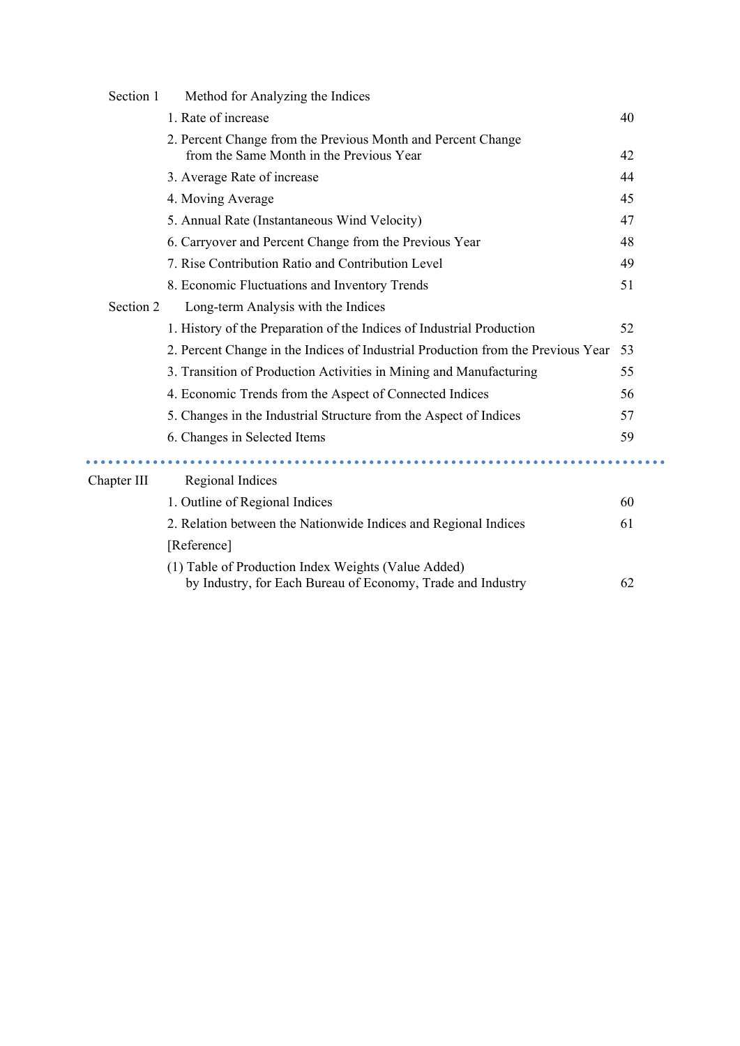Section 1 Method for Analyzing the Indices

| | |
|---|---|
| 1. Rate of increase | 40 |
| 2. Percent Change from the Previous Month and Percent Change from the Same Month in the Previous Year | 42 |
| 3. Average Rate of increase | 44 |
| 4. Moving Average | 45 |
| 5. Annual Rate (Instantaneous Wind Velocity) | 47 |
| 6. Carryover and Percent Change from the Previous Year | 48 |
| 7. Rise Contribution Ratio and Contribution Level | 49 |
| 8. Economic Fluctuations and Inventory Trends | 51 |

Section 2 Long-term Analysis with the Indices

| | |
|---|---|
| 1. History of the Preparation of the Indices of Industrial Production | 52 |
| 2. Percent Change in the Indices of Industrial Production from the Previous Year | 53 |
| 3. Transition of Production Activities in Mining and Manufacturing | 55 |
| 4. Economic Trends from the Aspect of Connected Indices | 56 |
| 5. Changes in the Industrial Structure from the Aspect of Indices | 57 |
| 6. Changes in Selected Items | 59 |

---

Chapter III Regional Indices

| | |
|---|---|
| 1. Outline of Regional Indices | 60 |
| 2. Relation between the Nationwide Indices and Regional Indices | 61 |
| [Reference] | |
| (1) Table of Production Index Weights (Value Added) by Industry, for Each Bureau of Economy, Trade and Industry | 62 |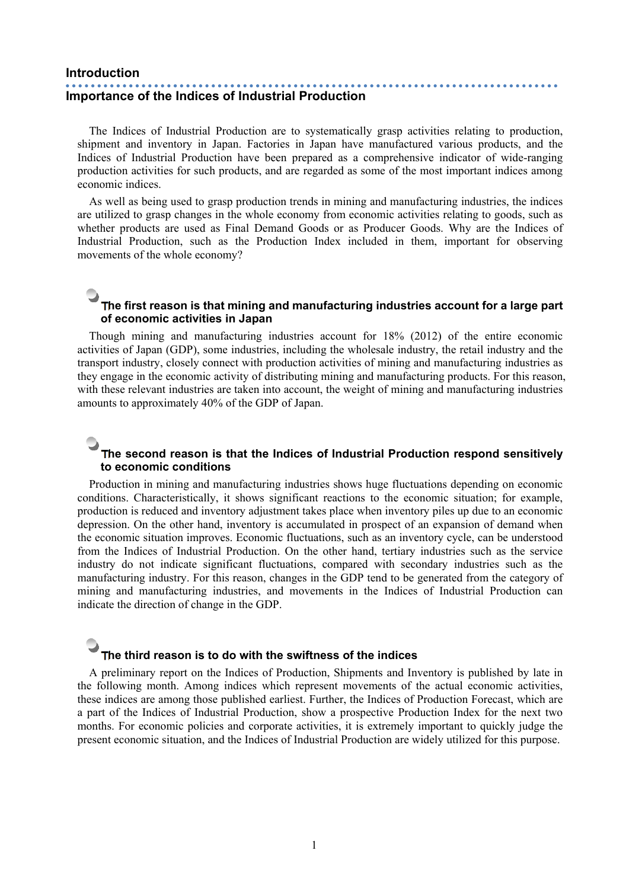## Introduction

## Importance of the Indices of Industrial Production

The Indices of Industrial Production are to systematically grasp activities relating to production, shipment and inventory in Japan. Factories in Japan have manufactured various products, and the Indices of Industrial Production have been prepared as a comprehensive indicator of wide-ranging production activities for such products, and are regarded as some of the most important indices among economic indices.

As well as being used to grasp production trends in mining and manufacturing industries, the indices are utilized to grasp changes in the whole economy from economic activities relating to goods, such as whether products are used as Final Demand Goods or as Producer Goods. Why are the Indices of Industrial Production, such as the Production Index included in them, important for observing movements of the whole economy?

### The first reason is that mining and manufacturing industries account for a large part of economic activities in Japan

Though mining and manufacturing industries account for 18% (2012) of the entire economic activities of Japan (GDP), some industries, including the wholesale industry, the retail industry and the transport industry, closely connect with production activities of mining and manufacturing industries as they engage in the economic activity of distributing mining and manufacturing products. For this reason, with these relevant industries are taken into account, the weight of mining and manufacturing industries amounts to approximately 40% of the GDP of Japan.

### The second reason is that the Indices of Industrial Production respond sensitively to economic conditions

Production in mining and manufacturing industries shows huge fluctuations depending on economic conditions. Characteristically, it shows significant reactions to the economic situation; for example, production is reduced and inventory adjustment takes place when inventory piles up due to an economic depression. On the other hand, inventory is accumulated in prospect of an expansion of demand when the economic situation improves. Economic fluctuations, such as an inventory cycle, can be understood from the Indices of Industrial Production. On the other hand, tertiary industries such as the service industry do not indicate significant fluctuations, compared with secondary industries such as the manufacturing industry. For this reason, changes in the GDP tend to be generated from the category of mining and manufacturing industries, and movements in the Indices of Industrial Production can indicate the direction of change in the GDP.

### The third reason is to do with the swiftness of the indices

A preliminary report on the Indices of Production, Shipments and Inventory is published by late in the following month. Among indices which represent movements of the actual economic activities, these indices are among those published earliest. Further, the Indices of Production Forecast, which are a part of the Indices of Industrial Production, show a prospective Production Index for the next two months. For economic policies and corporate activities, it is extremely important to quickly judge the present economic situation, and the Indices of Industrial Production are widely utilized for this purpose.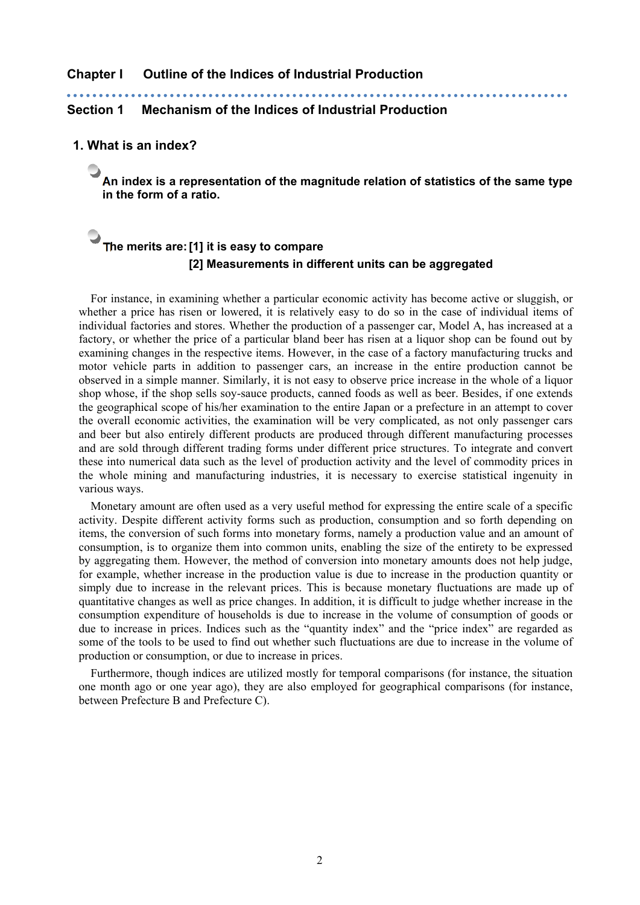# Chapter I　Outline of the Indices of Industrial Production

## Section 1　Mechanism of the Indices of Industrial Production

### 1. What is an index?

**An index is a representation of the magnitude relation of statistics of the same type in the form of a ratio.**

**The merits are: [1] it is easy to compare**
**[2] Measurements in different units can be aggregated**

For instance, in examining whether a particular economic activity has become active or sluggish, or whether a price has risen or lowered, it is relatively easy to do so in the case of individual items of individual factories and stores. Whether the production of a passenger car, Model A, has increased at a factory, or whether the price of a particular bland beer has risen at a liquor shop can be found out by examining changes in the respective items. However, in the case of a factory manufacturing trucks and motor vehicle parts in addition to passenger cars, an increase in the entire production cannot be observed in a simple manner. Similarly, it is not easy to observe price increase in the whole of a liquor shop whose, if the shop sells soy-sauce products, canned foods as well as beer. Besides, if one extends the geographical scope of his/her examination to the entire Japan or a prefecture in an attempt to cover the overall economic activities, the examination will be very complicated, as not only passenger cars and beer but also entirely different products are produced through different manufacturing processes and are sold through different trading forms under different price structures. To integrate and convert these into numerical data such as the level of production activity and the level of commodity prices in the whole mining and manufacturing industries, it is necessary to exercise statistical ingenuity in various ways.

Monetary amount are often used as a very useful method for expressing the entire scale of a specific activity. Despite different activity forms such as production, consumption and so forth depending on items, the conversion of such forms into monetary forms, namely a production value and an amount of consumption, is to organize them into common units, enabling the size of the entirety to be expressed by aggregating them. However, the method of conversion into monetary amounts does not help judge, for example, whether increase in the production value is due to increase in the production quantity or simply due to increase in the relevant prices. This is because monetary fluctuations are made up of quantitative changes as well as price changes. In addition, it is difficult to judge whether increase in the consumption expenditure of households is due to increase in the volume of consumption of goods or due to increase in prices. Indices such as the “quantity index” and the “price index” are regarded as some of the tools to be used to find out whether such fluctuations are due to increase in the volume of production or consumption, or due to increase in prices.

Furthermore, though indices are utilized mostly for temporal comparisons (for instance, the situation one month ago or one year ago), they are also employed for geographical comparisons (for instance, between Prefecture B and Prefecture C).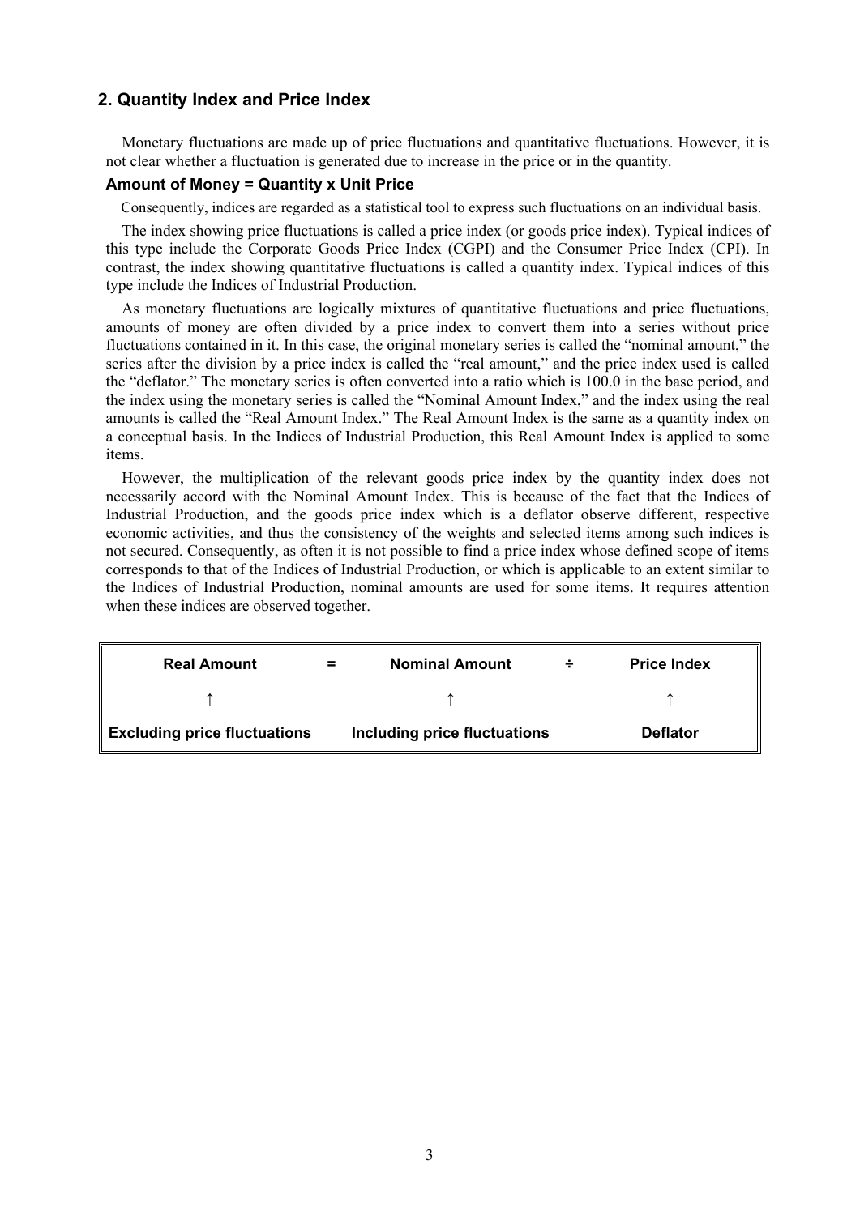## 2. Quantity Index and Price Index

Monetary fluctuations are made up of price fluctuations and quantitative fluctuations. However, it is not clear whether a fluctuation is generated due to increase in the price or in the quantity.

**Amount of Money = Quantity x Unit Price**

Consequently, indices are regarded as a statistical tool to express such fluctuations on an individual basis.

The index showing price fluctuations is called a price index (or goods price index). Typical indices of this type include the Corporate Goods Price Index (CGPI) and the Consumer Price Index (CPI). In contrast, the index showing quantitative fluctuations is called a quantity index. Typical indices of this type include the Indices of Industrial Production.

As monetary fluctuations are logically mixtures of quantitative fluctuations and price fluctuations, amounts of money are often divided by a price index to convert them into a series without price fluctuations contained in it. In this case, the original monetary series is called the "nominal amount," the series after the division by a price index is called the "real amount," and the price index used is called the "deflator." The monetary series is often converted into a ratio which is 100.0 in the base period, and the index using the monetary series is called the "Nominal Amount Index," and the index using the real amounts is called the "Real Amount Index." The Real Amount Index is the same as a quantity index on a conceptual basis. In the Indices of Industrial Production, this Real Amount Index is applied to some items.

However, the multiplication of the relevant goods price index by the quantity index does not necessarily accord with the Nominal Amount Index. This is because of the fact that the Indices of Industrial Production, and the goods price index which is a deflator observe different, respective economic activities, and thus the consistency of the weights and selected items among such indices is not secured. Consequently, as often it is not possible to find a price index whose defined scope of items corresponds to that of the Indices of Industrial Production, or which is applicable to an extent similar to the Indices of Industrial Production, nominal amounts are used for some items. It requires attention when these indices are observed together.

| **Real Amount** | **=** | **Nominal Amount** | **÷** | **Price Index** |
|---|---|---|---|---|
| ↑ | | ↑ | | ↑ |
| **Excluding price fluctuations** | | **Including price fluctuations** | | **Deflator** |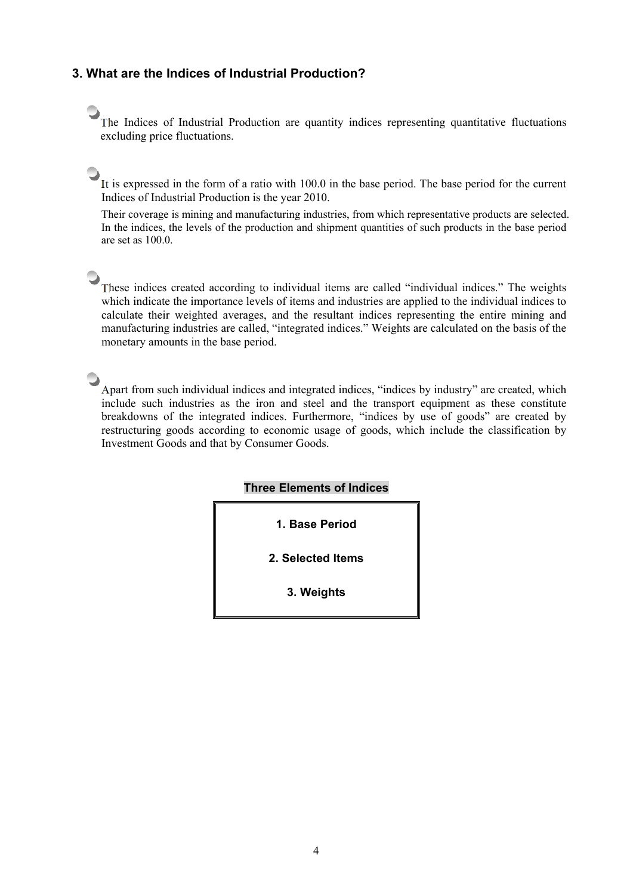## 3. What are the Indices of Industrial Production?

The Indices of Industrial Production are quantity indices representing quantitative fluctuations excluding price fluctuations.

It is expressed in the form of a ratio with 100.0 in the base period. The base period for the current Indices of Industrial Production is the year 2010.

Their coverage is mining and manufacturing industries, from which representative products are selected. In the indices, the levels of the production and shipment quantities of such products in the base period are set as 100.0.

These indices created according to individual items are called "individual indices." The weights which indicate the importance levels of items and industries are applied to the individual indices to calculate their weighted averages, and the resultant indices representing the entire mining and manufacturing industries are called, "integrated indices." Weights are calculated on the basis of the monetary amounts in the base period.

Apart from such individual indices and integrated indices, "indices by industry" are created, which include such industries as the iron and steel and the transport equipment as these constitute breakdowns of the integrated indices. Furthermore, "indices by use of goods" are created by restructuring goods according to economic usage of goods, which include the classification by Investment Goods and that by Consumer Goods.

**Three Elements of Indices**

**1. Base Period**

**2. Selected Items**

**3. Weights**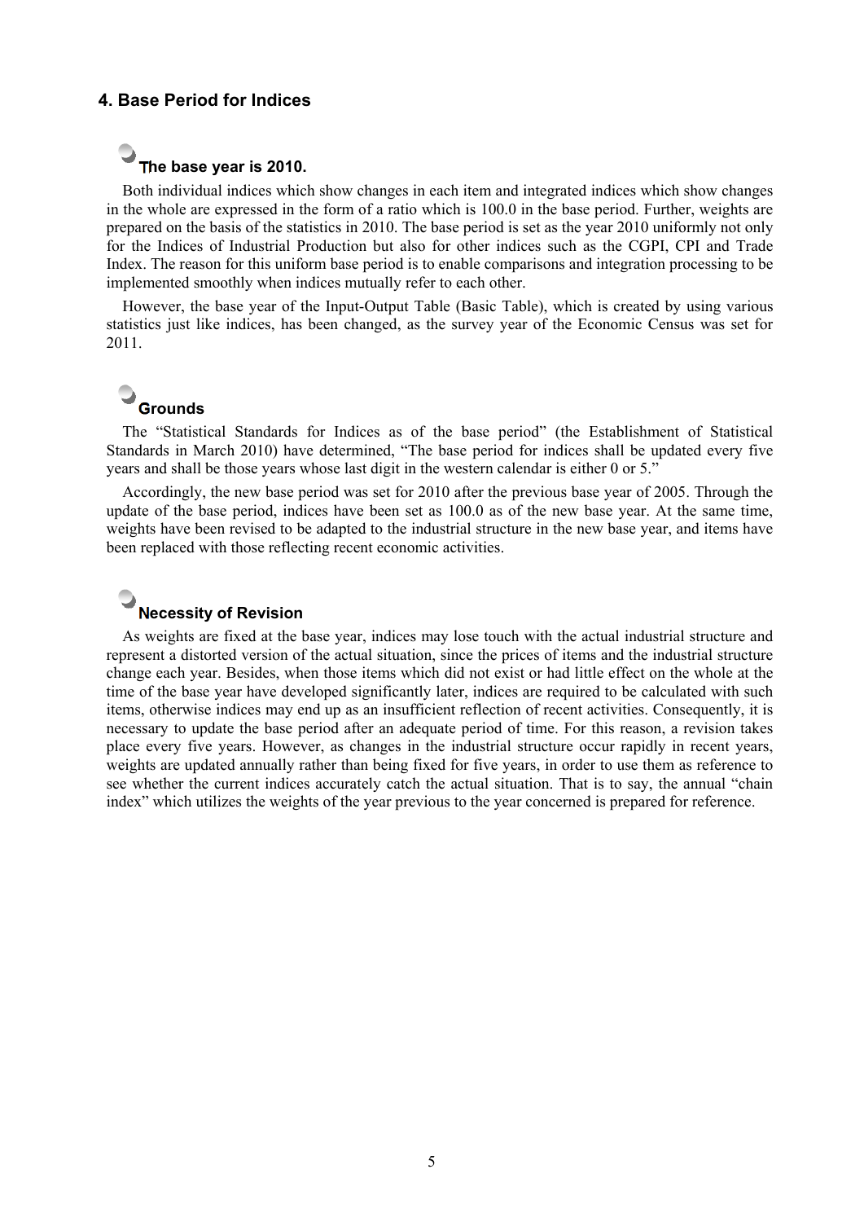## 4. Base Period for Indices

### The base year is 2010.

Both individual indices which show changes in each item and integrated indices which show changes in the whole are expressed in the form of a ratio which is 100.0 in the base period. Further, weights are prepared on the basis of the statistics in 2010. The base period is set as the year 2010 uniformly not only for the Indices of Industrial Production but also for other indices such as the CGPI, CPI and Trade Index. The reason for this uniform base period is to enable comparisons and integration processing to be implemented smoothly when indices mutually refer to each other.

However, the base year of the Input-Output Table (Basic Table), which is created by using various statistics just like indices, has been changed, as the survey year of the Economic Census was set for 2011.

### Grounds

The “Statistical Standards for Indices as of the base period” (the Establishment of Statistical Standards in March 2010) have determined, “The base period for indices shall be updated every five years and shall be those years whose last digit in the western calendar is either 0 or 5.”

Accordingly, the new base period was set for 2010 after the previous base year of 2005. Through the update of the base period, indices have been set as 100.0 as of the new base year. At the same time, weights have been revised to be adapted to the industrial structure in the new base year, and items have been replaced with those reflecting recent economic activities.

### Necessity of Revision

As weights are fixed at the base year, indices may lose touch with the actual industrial structure and represent a distorted version of the actual situation, since the prices of items and the industrial structure change each year. Besides, when those items which did not exist or had little effect on the whole at the time of the base year have developed significantly later, indices are required to be calculated with such items, otherwise indices may end up as an insufficient reflection of recent activities. Consequently, it is necessary to update the base period after an adequate period of time. For this reason, a revision takes place every five years. However, as changes in the industrial structure occur rapidly in recent years, weights are updated annually rather than being fixed for five years, in order to use them as reference to see whether the current indices accurately catch the actual situation. That is to say, the annual “chain index” which utilizes the weights of the year previous to the year concerned is prepared for reference.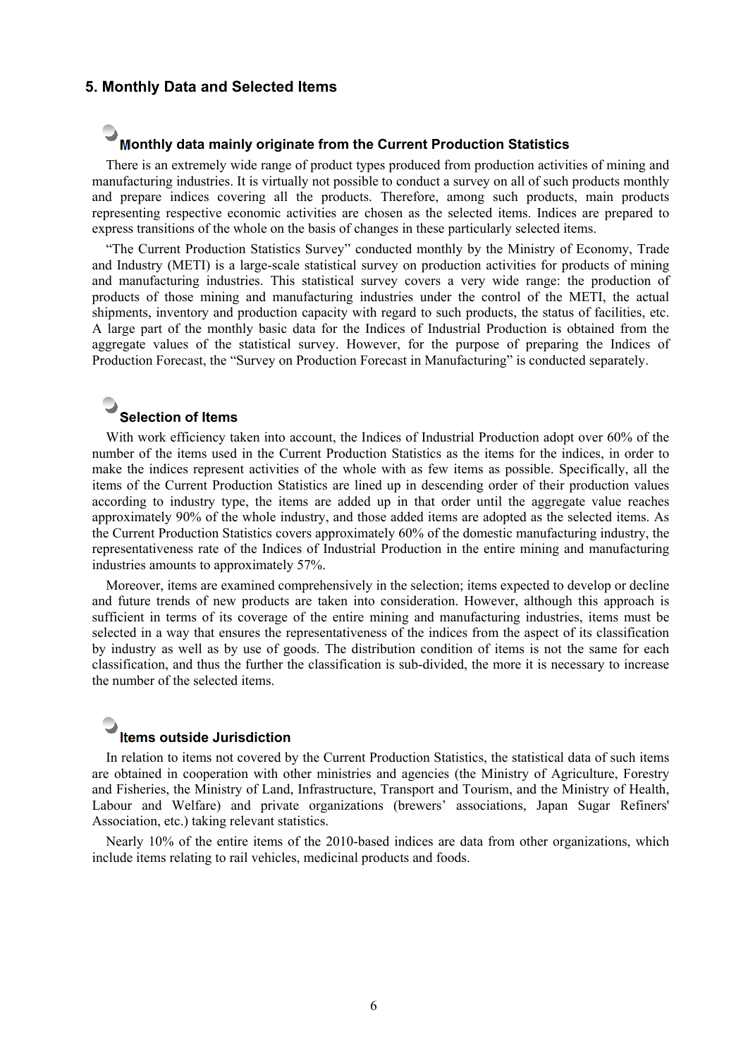## 5. Monthly Data and Selected Items

### Monthly data mainly originate from the Current Production Statistics

There is an extremely wide range of product types produced from production activities of mining and manufacturing industries. It is virtually not possible to conduct a survey on all of such products monthly and prepare indices covering all the products. Therefore, among such products, main products representing respective economic activities are chosen as the selected items. Indices are prepared to express transitions of the whole on the basis of changes in these particularly selected items.

"The Current Production Statistics Survey" conducted monthly by the Ministry of Economy, Trade and Industry (METI) is a large-scale statistical survey on production activities for products of mining and manufacturing industries. This statistical survey covers a very wide range: the production of products of those mining and manufacturing industries under the control of the METI, the actual shipments, inventory and production capacity with regard to such products, the status of facilities, etc. A large part of the monthly basic data for the Indices of Industrial Production is obtained from the aggregate values of the statistical survey. However, for the purpose of preparing the Indices of Production Forecast, the "Survey on Production Forecast in Manufacturing" is conducted separately.

### Selection of Items

With work efficiency taken into account, the Indices of Industrial Production adopt over 60% of the number of the items used in the Current Production Statistics as the items for the indices, in order to make the indices represent activities of the whole with as few items as possible. Specifically, all the items of the Current Production Statistics are lined up in descending order of their production values according to industry type, the items are added up in that order until the aggregate value reaches approximately 90% of the whole industry, and those added items are adopted as the selected items. As the Current Production Statistics covers approximately 60% of the domestic manufacturing industry, the representativeness rate of the Indices of Industrial Production in the entire mining and manufacturing industries amounts to approximately 57%.

Moreover, items are examined comprehensively in the selection; items expected to develop or decline and future trends of new products are taken into consideration. However, although this approach is sufficient in terms of its coverage of the entire mining and manufacturing industries, items must be selected in a way that ensures the representativeness of the indices from the aspect of its classification by industry as well as by use of goods. The distribution condition of items is not the same for each classification, and thus the further the classification is sub-divided, the more it is necessary to increase the number of the selected items.

### Items outside Jurisdiction

In relation to items not covered by the Current Production Statistics, the statistical data of such items are obtained in cooperation with other ministries and agencies (the Ministry of Agriculture, Forestry and Fisheries, the Ministry of Land, Infrastructure, Transport and Tourism, and the Ministry of Health, Labour and Welfare) and private organizations (brewers' associations, Japan Sugar Refiners' Association, etc.) taking relevant statistics.

Nearly 10% of the entire items of the 2010-based indices are data from other organizations, which include items relating to rail vehicles, medicinal products and foods.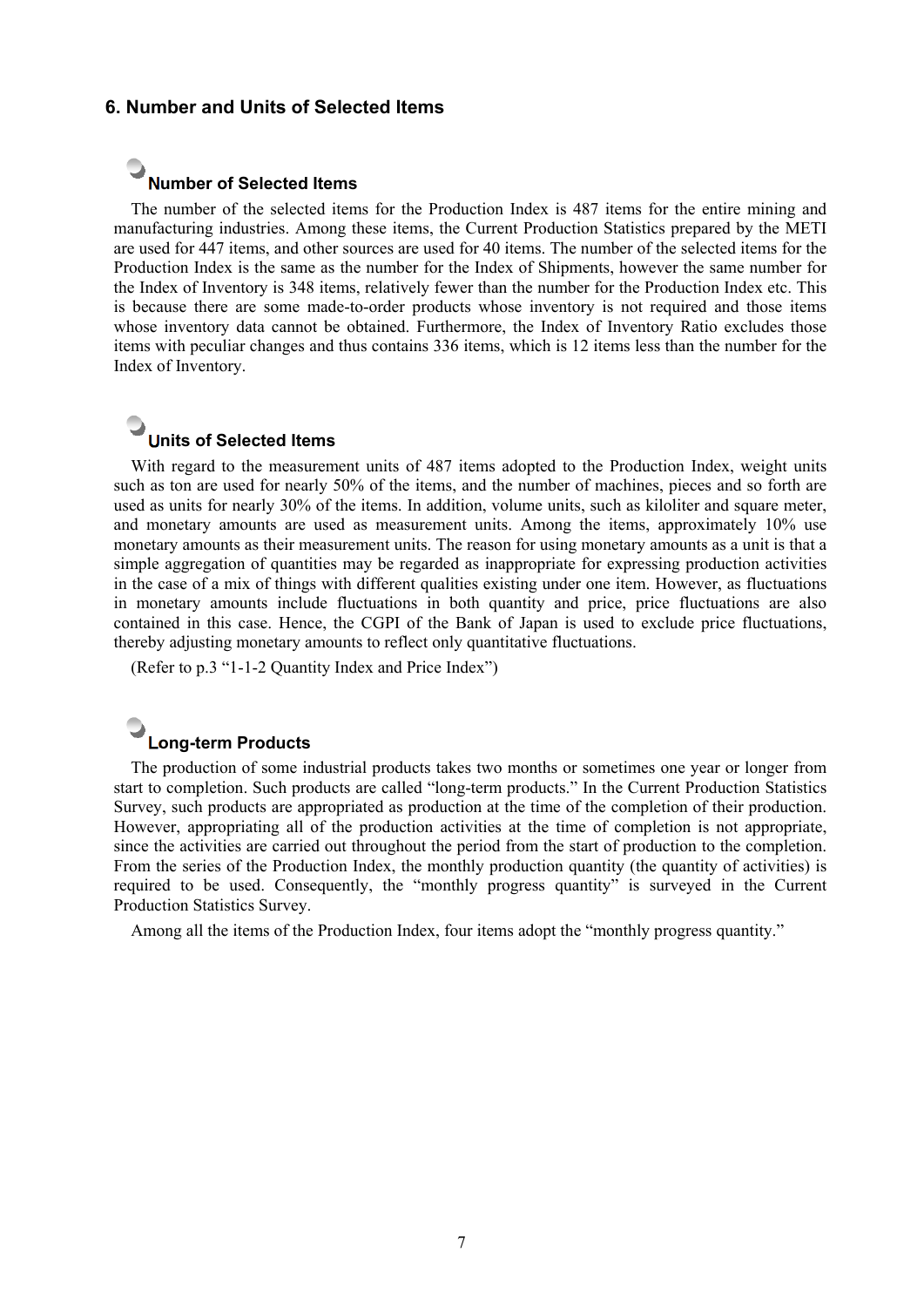## 6. Number and Units of Selected Items

### Number of Selected Items

The number of the selected items for the Production Index is 487 items for the entire mining and manufacturing industries. Among these items, the Current Production Statistics prepared by the METI are used for 447 items, and other sources are used for 40 items. The number of the selected items for the Production Index is the same as the number for the Index of Shipments, however the same number for the Index of Inventory is 348 items, relatively fewer than the number for the Production Index etc. This is because there are some made-to-order products whose inventory is not required and those items whose inventory data cannot be obtained. Furthermore, the Index of Inventory Ratio excludes those items with peculiar changes and thus contains 336 items, which is 12 items less than the number for the Index of Inventory.

### Units of Selected Items

With regard to the measurement units of 487 items adopted to the Production Index, weight units such as ton are used for nearly 50% of the items, and the number of machines, pieces and so forth are used as units for nearly 30% of the items. In addition, volume units, such as kiloliter and square meter, and monetary amounts are used as measurement units. Among the items, approximately 10% use monetary amounts as their measurement units. The reason for using monetary amounts as a unit is that a simple aggregation of quantities may be regarded as inappropriate for expressing production activities in the case of a mix of things with different qualities existing under one item. However, as fluctuations in monetary amounts include fluctuations in both quantity and price, price fluctuations are also contained in this case. Hence, the CGPI of the Bank of Japan is used to exclude price fluctuations, thereby adjusting monetary amounts to reflect only quantitative fluctuations.

(Refer to p.3 “1-1-2 Quantity Index and Price Index”)

### Long-term Products

The production of some industrial products takes two months or sometimes one year or longer from start to completion. Such products are called “long-term products.” In the Current Production Statistics Survey, such products are appropriated as production at the time of the completion of their production. However, appropriating all of the production activities at the time of completion is not appropriate, since the activities are carried out throughout the period from the start of production to the completion. From the series of the Production Index, the monthly production quantity (the quantity of activities) is required to be used. Consequently, the “monthly progress quantity” is surveyed in the Current Production Statistics Survey.

Among all the items of the Production Index, four items adopt the “monthly progress quantity.”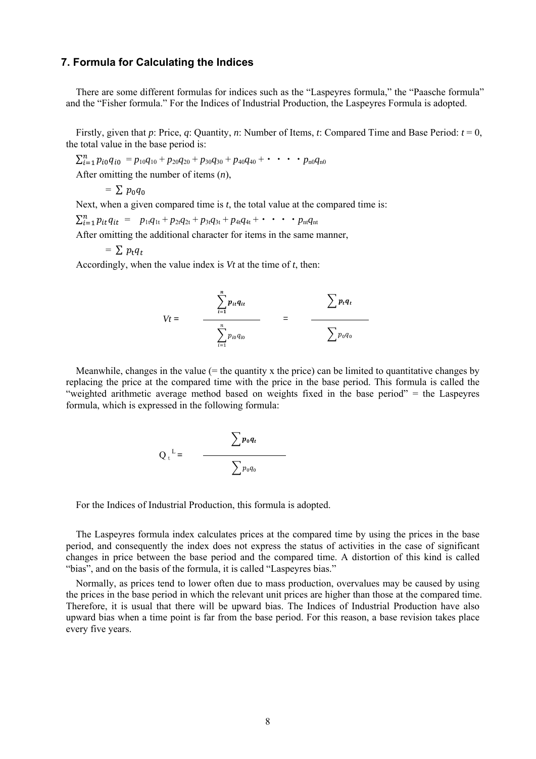## 7. Formula for Calculating the Indices

There are some different formulas for indices such as the "Laspeyres formula," the "Paasche formula" and the "Fisher formula." For the Indices of Industrial Production, the Laspeyres Formula is adopted.

Firstly, given that $p$: Price, $q$: Quantity, $n$: Number of Items, $t$: Compared Time and Base Period: $t = 0$, the total value in the base period is:

$\sum_{i=1}^{n} p_{i0} q_{i0} = p_{10}q_{10} + p_{20}q_{20} + p_{30}q_{30} + p_{40}q_{40} + \cdot \cdot \cdot \cdot p_{n0}q_{n0}$

After omitting the number of items ($n$),

$= \sum p_0 q_0$

Next, when a given compared time is $t$, the total value at the compared time is:

$\sum_{i=1}^{n} p_{it} q_{it} = p_{1t}q_{1t} + p_{2t}q_{2t} + p_{3t}q_{3t} + p_{4t}q_{4t} + \cdot \cdot \cdot \cdot p_{nt}q_{nt}$

After omitting the additional character for items in the same manner,

$= \sum p_t q_t$

Accordingly, when the value index is $Vt$ at the time of $t$, then:

$$Vt = \frac{\sum_{i=1}^{n} p_{it} q_{it}}{\sum_{i=1}^{n} p_{i0} q_{i0}} = \frac{\sum p_t q_t}{\sum p_0 q_0}$$

Meanwhile, changes in the value (= the quantity x the price) can be limited to quantitative changes by replacing the price at the compared time with the price in the base period. This formula is called the "weighted arithmetic average method based on weights fixed in the base period" = the Laspeyres formula, which is expressed in the following formula:

$$Q_t^{L} = \frac{\sum p_0 q_t}{\sum p_0 q_0}$$

For the Indices of Industrial Production, this formula is adopted.

The Laspeyres formula index calculates prices at the compared time by using the prices in the base period, and consequently the index does not express the status of activities in the case of significant changes in price between the base period and the compared time. A distortion of this kind is called "bias", and on the basis of the formula, it is called "Laspeyres bias."

Normally, as prices tend to lower often due to mass production, overvalues may be caused by using the prices in the base period in which the relevant unit prices are higher than those at the compared time. Therefore, it is usual that there will be upward bias. The Indices of Industrial Production have also upward bias when a time point is far from the base period. For this reason, a base revision takes place every five years.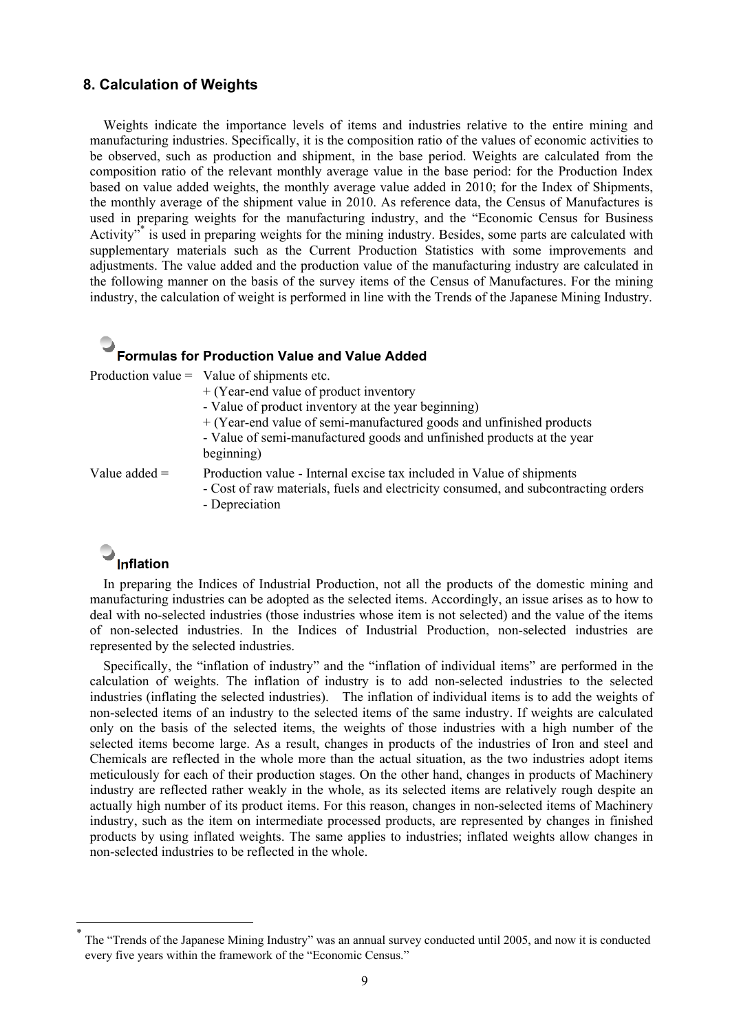## 8. Calculation of Weights

Weights indicate the importance levels of items and industries relative to the entire mining and manufacturing industries. Specifically, it is the composition ratio of the values of economic activities to be observed, such as production and shipment, in the base period. Weights are calculated from the composition ratio of the relevant monthly average value in the base period: for the Production Index based on value added weights, the monthly average value added in 2010; for the Index of Shipments, the monthly average of the shipment value in 2010. As reference data, the Census of Manufactures is used in preparing weights for the manufacturing industry, and the "Economic Census for Business Activity"[*] is used in preparing weights for the mining industry. Besides, some parts are calculated with supplementary materials such as the Current Production Statistics with some improvements and adjustments. The value added and the production value of the manufacturing industry are calculated in the following manner on the basis of the survey items of the Census of Manufactures. For the mining industry, the calculation of weight is performed in line with the Trends of the Japanese Mining Industry.

### Formulas for Production Value and Value Added

Production value = Value of shipments etc.
+ (Year-end value of product inventory
- Value of product inventory at the year beginning)
+ (Year-end value of semi-manufactured goods and unfinished products
- Value of semi-manufactured goods and unfinished products at the year beginning)

Value added = Production value - Internal excise tax included in Value of shipments
- Cost of raw materials, fuels and electricity consumed, and subcontracting orders
- Depreciation

### Inflation

In preparing the Indices of Industrial Production, not all the products of the domestic mining and manufacturing industries can be adopted as the selected items. Accordingly, an issue arises as to how to deal with no-selected industries (those industries whose item is not selected) and the value of the items of non-selected industries. In the Indices of Industrial Production, non-selected industries are represented by the selected industries.

Specifically, the "inflation of industry" and the "inflation of individual items" are performed in the calculation of weights. The inflation of industry is to add non-selected industries to the selected industries (inflating the selected industries). The inflation of individual items is to add the weights of non-selected items of an industry to the selected items of the same industry. If weights are calculated only on the basis of the selected items, the weights of those industries with a high number of the selected items become large. As a result, changes in products of the industries of Iron and steel and Chemicals are reflected in the whole more than the actual situation, as the two industries adopt items meticulously for each of their production stages. On the other hand, changes in products of Machinery industry are reflected rather weakly in the whole, as its selected items are relatively rough despite an actually high number of its product items. For this reason, changes in non-selected items of Machinery industry, such as the item on intermediate processed products, are represented by changes in finished products by using inflated weights. The same applies to industries; inflated weights allow changes in non-selected industries to be reflected in the whole.

---

[*] The "Trends of the Japanese Mining Industry" was an annual survey conducted until 2005, and now it is conducted every five years within the framework of the "Economic Census."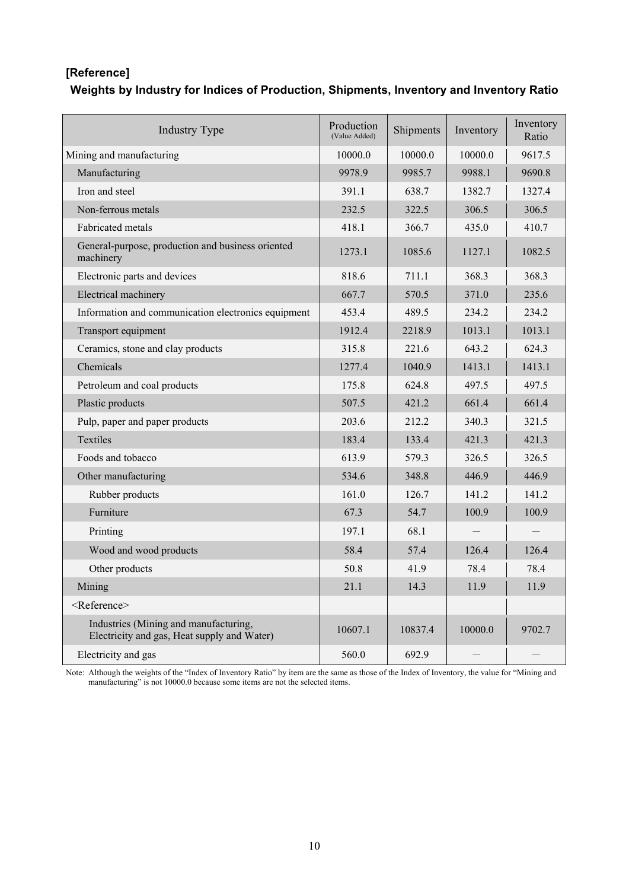**[Reference]**

**Weights by Industry for Indices of Production, Shipments, Inventory and Inventory Ratio**

| Industry Type | Production (Value Added) | Shipments | Inventory | Inventory Ratio |
|---|---|---|---|---|
| Mining and manufacturing | 10000.0 | 10000.0 | 10000.0 | 9617.5 |
| Manufacturing | 9978.9 | 9985.7 | 9988.1 | 9690.8 |
| Iron and steel | 391.1 | 638.7 | 1382.7 | 1327.4 |
| Non-ferrous metals | 232.5 | 322.5 | 306.5 | 306.5 |
| Fabricated metals | 418.1 | 366.7 | 435.0 | 410.7 |
| General-purpose, production and business oriented machinery | 1273.1 | 1085.6 | 1127.1 | 1082.5 |
| Electronic parts and devices | 818.6 | 711.1 | 368.3 | 368.3 |
| Electrical machinery | 667.7 | 570.5 | 371.0 | 235.6 |
| Information and communication electronics equipment | 453.4 | 489.5 | 234.2 | 234.2 |
| Transport equipment | 1912.4 | 2218.9 | 1013.1 | 1013.1 |
| Ceramics, stone and clay products | 315.8 | 221.6 | 643.2 | 624.3 |
| Chemicals | 1277.4 | 1040.9 | 1413.1 | 1413.1 |
| Petroleum and coal products | 175.8 | 624.8 | 497.5 | 497.5 |
| Plastic products | 507.5 | 421.2 | 661.4 | 661.4 |
| Pulp, paper and paper products | 203.6 | 212.2 | 340.3 | 321.5 |
| Textiles | 183.4 | 133.4 | 421.3 | 421.3 |
| Foods and tobacco | 613.9 | 579.3 | 326.5 | 326.5 |
| Other manufacturing | 534.6 | 348.8 | 446.9 | 446.9 |
| Rubber products | 161.0 | 126.7 | 141.2 | 141.2 |
| Furniture | 67.3 | 54.7 | 100.9 | 100.9 |
| Printing | 197.1 | 68.1 | — | — |
| Wood and wood products | 58.4 | 57.4 | 126.4 | 126.4 |
| Other products | 50.8 | 41.9 | 78.4 | 78.4 |
| Mining | 21.1 | 14.3 | 11.9 | 11.9 |
| <Reference> | | | | |
| Industries (Mining and manufacturing, Electricity and gas, Heat supply and Water) | 10607.1 | 10837.4 | 10000.0 | 9702.7 |
| Electricity and gas | 560.0 | 692.9 | — | — |

Note: Although the weights of the "Index of Inventory Ratio" by item are the same as those of the Index of Inventory, the value for "Mining and manufacturing" is not 10000.0 because some items are not the selected items.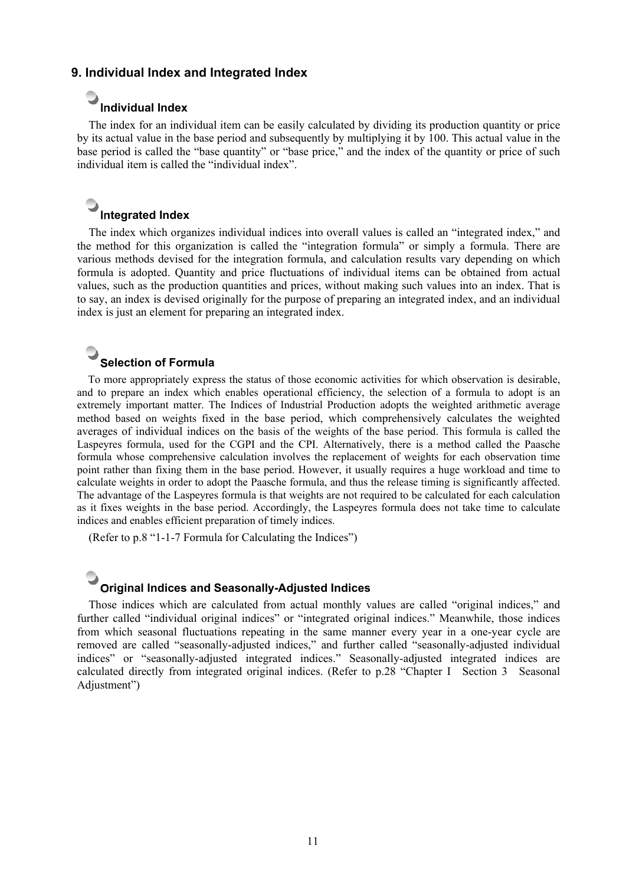## 9. Individual Index and Integrated Index

### Individual Index

The index for an individual item can be easily calculated by dividing its production quantity or price by its actual value in the base period and subsequently by multiplying it by 100. This actual value in the base period is called the "base quantity" or "base price," and the index of the quantity or price of such individual item is called the "individual index".

### Integrated Index

The index which organizes individual indices into overall values is called an "integrated index," and the method for this organization is called the "integration formula" or simply a formula. There are various methods devised for the integration formula, and calculation results vary depending on which formula is adopted. Quantity and price fluctuations of individual items can be obtained from actual values, such as the production quantities and prices, without making such values into an index. That is to say, an index is devised originally for the purpose of preparing an integrated index, and an individual index is just an element for preparing an integrated index.

### Selection of Formula

To more appropriately express the status of those economic activities for which observation is desirable, and to prepare an index which enables operational efficiency, the selection of a formula to adopt is an extremely important matter. The Indices of Industrial Production adopts the weighted arithmetic average method based on weights fixed in the base period, which comprehensively calculates the weighted averages of individual indices on the basis of the weights of the base period. This formula is called the Laspeyres formula, used for the CGPI and the CPI. Alternatively, there is a method called the Paasche formula whose comprehensive calculation involves the replacement of weights for each observation time point rather than fixing them in the base period. However, it usually requires a huge workload and time to calculate weights in order to adopt the Paasche formula, and thus the release timing is significantly affected. The advantage of the Laspeyres formula is that weights are not required to be calculated for each calculation as it fixes weights in the base period. Accordingly, the Laspeyres formula does not take time to calculate indices and enables efficient preparation of timely indices.

(Refer to p.8 "1-1-7 Formula for Calculating the Indices")

### Original Indices and Seasonally-Adjusted Indices

Those indices which are calculated from actual monthly values are called "original indices," and further called "individual original indices" or "integrated original indices." Meanwhile, those indices from which seasonal fluctuations repeating in the same manner every year in a one-year cycle are removed are called "seasonally-adjusted indices," and further called "seasonally-adjusted individual indices" or "seasonally-adjusted integrated indices." Seasonally-adjusted integrated indices are calculated directly from integrated original indices. (Refer to p.28 "Chapter I Section 3 Seasonal Adjustment")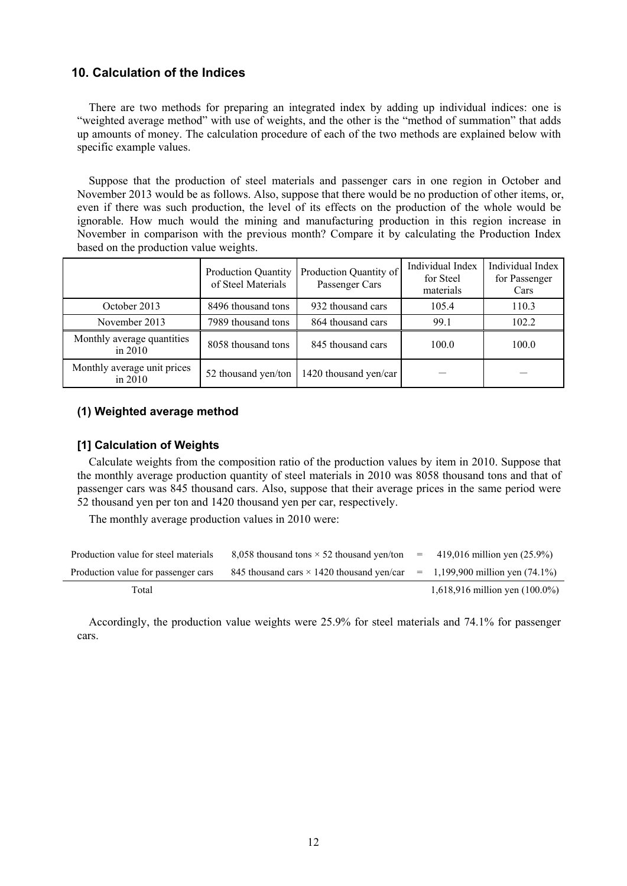## 10. Calculation of the Indices

There are two methods for preparing an integrated index by adding up individual indices: one is "weighted average method" with use of weights, and the other is the "method of summation" that adds up amounts of money. The calculation procedure of each of the two methods are explained below with specific example values.

Suppose that the production of steel materials and passenger cars in one region in October and November 2013 would be as follows. Also, suppose that there would be no production of other items, or, even if there was such production, the level of its effects on the production of the whole would be ignorable. How much would the mining and manufacturing production in this region increase in November in comparison with the previous month? Compare it by calculating the Production Index based on the production value weights.

| | Production Quantity of Steel Materials | Production Quantity of Passenger Cars | Individual Index for Steel materials | Individual Index for Passenger Cars |
|---|---|---|---|---|
| October 2013 | 8496 thousand tons | 932 thousand cars | 105.4 | 110.3 |
| November 2013 | 7989 thousand tons | 864 thousand cars | 99.1 | 102.2 |
| Monthly average quantities in 2010 | 8058 thousand tons | 845 thousand cars | 100.0 | 100.0 |
| Monthly average unit prices in 2010 | 52 thousand yen/ton | 1420 thousand yen/car | — | — |

### (1) Weighted average method

### [1] Calculation of Weights

Calculate weights from the composition ratio of the production values by item in 2010. Suppose that the monthly average production quantity of steel materials in 2010 was 8058 thousand tons and that of passenger cars was 845 thousand cars. Also, suppose that their average prices in the same period were 52 thousand yen per ton and 1420 thousand yen per car, respectively.

The monthly average production values in 2010 were:

| | | | |
|---|---|---|---|
| Production value for steel materials | 8,058 thousand tons × 52 thousand yen/ton | = | 419,016 million yen (25.9%) |
| Production value for passenger cars | 845 thousand cars × 1420 thousand yen/car | = | 1,199,900 million yen (74.1%) |
| Total | | | 1,618,916 million yen (100.0%) |

Accordingly, the production value weights were 25.9% for steel materials and 74.1% for passenger cars.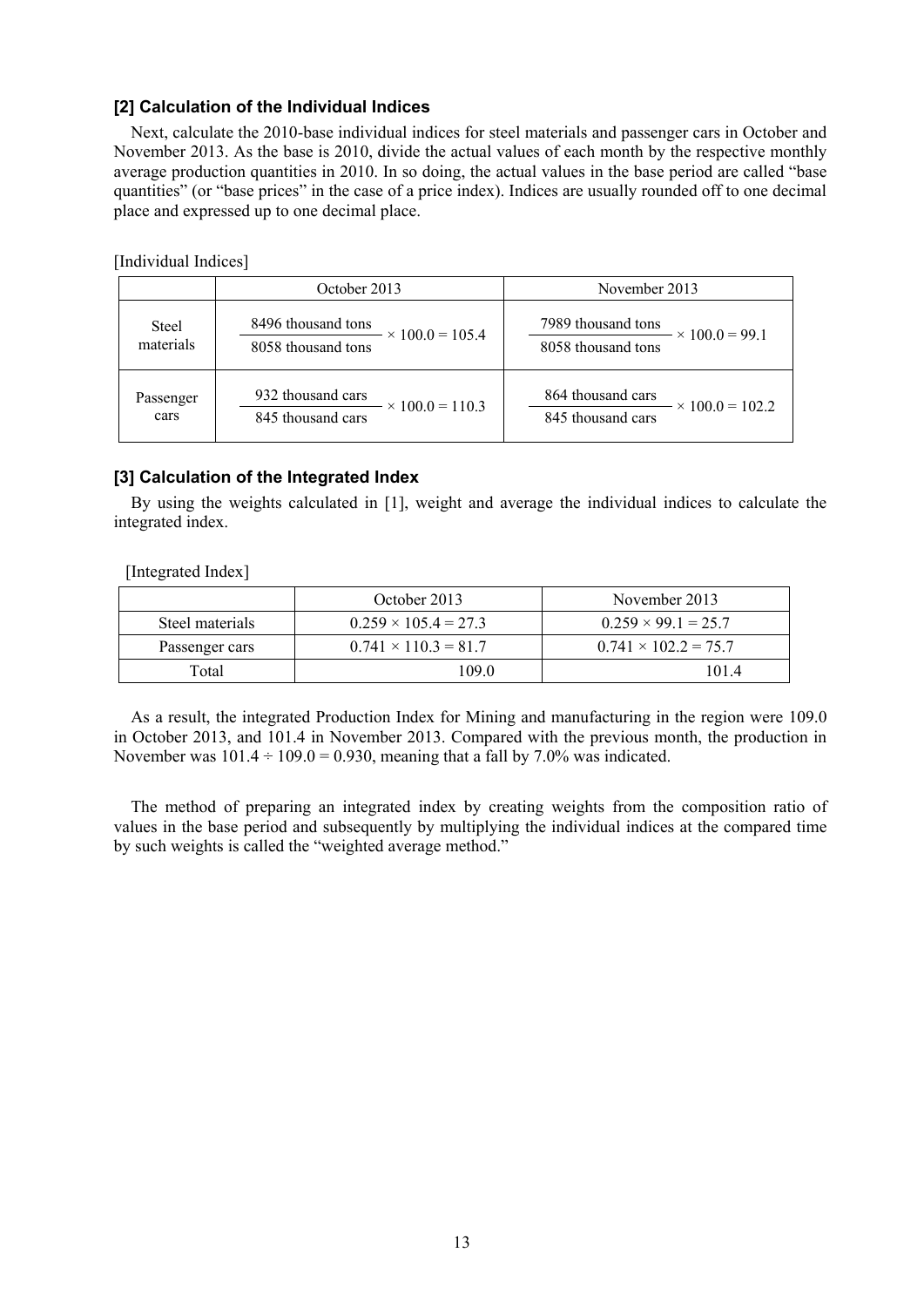### [2] Calculation of the Individual Indices

Next, calculate the 2010-base individual indices for steel materials and passenger cars in October and November 2013. As the base is 2010, divide the actual values of each month by the respective monthly average production quantities in 2010. In so doing, the actual values in the base period are called "base quantities" (or "base prices" in the case of a price index). Indices are usually rounded off to one decimal place and expressed up to one decimal place.

[Individual Indices]

| | October 2013 | November 2013 |
|---|---|---|
| Steel materials | $\frac{\text{8496 thousand tons}}{\text{8058 thousand tons}} \times 100.0 = 105.4$ | $\frac{\text{7989 thousand tons}}{\text{8058 thousand tons}} \times 100.0 = 99.1$ |
| Passenger cars | $\frac{\text{932 thousand cars}}{\text{845 thousand cars}} \times 100.0 = 110.3$ | $\frac{\text{864 thousand cars}}{\text{845 thousand cars}} \times 100.0 = 102.2$ |

### [3] Calculation of the Integrated Index

By using the weights calculated in [1], weight and average the individual indices to calculate the integrated index.

[Integrated Index]

| | October 2013 | November 2013 |
|---|---|---|
| Steel materials | $0.259 \times 105.4 = 27.3$ | $0.259 \times 99.1 = 25.7$ |
| Passenger cars | $0.741 \times 110.3 = 81.7$ | $0.741 \times 102.2 = 75.7$ |
| Total | 109.0 | 101.4 |

As a result, the integrated Production Index for Mining and manufacturing in the region were 109.0 in October 2013, and 101.4 in November 2013. Compared with the previous month, the production in November was $101.4 \div 109.0 = 0.930$, meaning that a fall by 7.0% was indicated.

The method of preparing an integrated index by creating weights from the composition ratio of values in the base period and subsequently by multiplying the individual indices at the compared time by such weights is called the "weighted average method."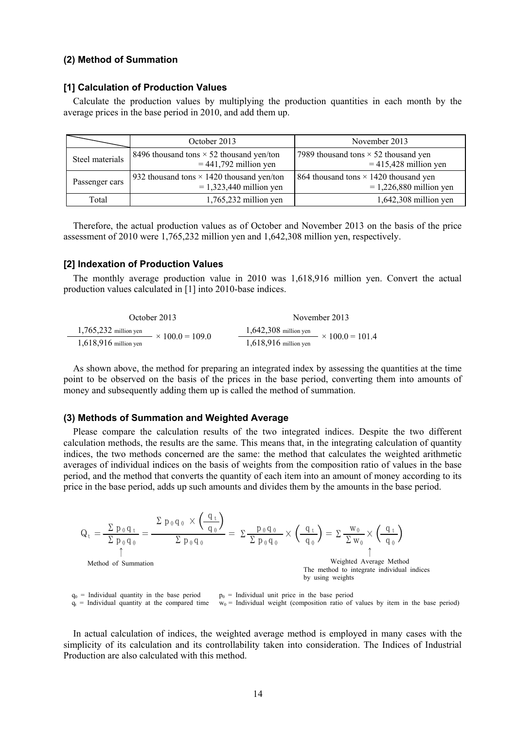### (2) Method of Summation

#### [1] Calculation of Production Values

Calculate the production values by multiplying the production quantities in each month by the average prices in the base period in 2010, and add them up.

| | October 2013 | November 2013 |
|---|---|---|
| Steel materials | 8496 thousand tons × 52 thousand yen/ton = 441,792 million yen | 7989 thousand tons × 52 thousand yen = 415,428 million yen |
| Passenger cars | 932 thousand tons × 1420 thousand yen/ton = 1,323,440 million yen | 864 thousand tons × 1420 thousand yen = 1,226,880 million yen |
| Total | 1,765,232 million yen | 1,642,308 million yen |

Therefore, the actual production values as of October and November 2013 on the basis of the price assessment of 2010 were 1,765,232 million yen and 1,642,308 million yen, respectively.

#### [2] Indexation of Production Values

The monthly average production value in 2010 was 1,618,916 million yen. Convert the actual production values calculated in [1] into 2010-base indices.

October 2013

$$\frac{1{,}765{,}232 \text{ million yen}}{1{,}618{,}916 \text{ million yen}} \times 100.0 = 109.0$$

November 2013

$$\frac{1{,}642{,}308 \text{ million yen}}{1{,}618{,}916 \text{ million yen}} \times 100.0 = 101.4$$

As shown above, the method for preparing an integrated index by assessing the quantities at the time point to be observed on the basis of the prices in the base period, converting them into amounts of money and subsequently adding them up is called the method of summation.

### (3) Methods of Summation and Weighted Average

Please compare the calculation results of the two integrated indices. Despite the two different calculation methods, the results are the same. This means that, in the integrating calculation of quantity indices, the two methods concerned are the same: the method that calculates the weighted arithmetic averages of individual indices on the basis of weights from the composition ratio of values in the base period, and the method that converts the quantity of each item into an amount of money according to its price in the base period, adds up such amounts and divides them by the amounts in the base period.

$$Q_t = \frac{\Sigma p_0 q_t}{\Sigma p_0 q_0} = \frac{\Sigma p_0 q_0 \times \left(\frac{q_t}{q_0}\right)}{\Sigma p_0 q_0} = \Sigma \frac{p_0 q_0}{\Sigma p_0 q_0} \times \left(\frac{q_t}{q_0}\right) = \Sigma \frac{w_0}{\Sigma w_0} \times \left(\frac{q_t}{q_0}\right)$$

↑ Method of Summation (first expression)

↑ Weighted Average Method (last expression) — The method to integrate individual indices by using weights

$q_0$ = Individual quantity in the base period
$q_t$ = Individual quantity at the compared time
$p_0$ = Individual unit price in the base period
$w_0$ = Individual weight (composition ratio of values by item in the base period)

In actual calculation of indices, the weighted average method is employed in many cases with the simplicity of its calculation and its controllability taken into consideration. The Indices of Industrial Production are also calculated with this method.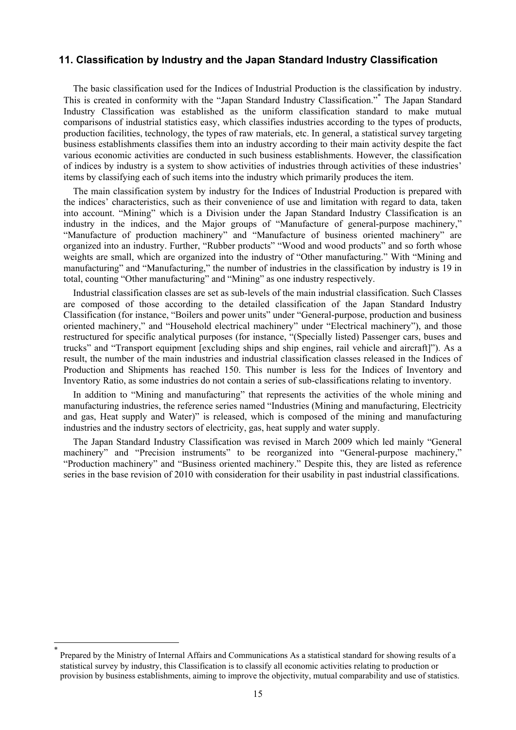## 11. Classification by Industry and the Japan Standard Industry Classification

The basic classification used for the Indices of Industrial Production is the classification by industry. This is created in conformity with the "Japan Standard Industry Classification."[*] The Japan Standard Industry Classification was established as the uniform classification standard to make mutual comparisons of industrial statistics easy, which classifies industries according to the types of products, production facilities, technology, the types of raw materials, etc. In general, a statistical survey targeting business establishments classifies them into an industry according to their main activity despite the fact various economic activities are conducted in such business establishments. However, the classification of indices by industry is a system to show activities of industries through activities of these industries' items by classifying each of such items into the industry which primarily produces the item.

The main classification system by industry for the Indices of Industrial Production is prepared with the indices' characteristics, such as their convenience of use and limitation with regard to data, taken into account. "Mining" which is a Division under the Japan Standard Industry Classification is an industry in the indices, and the Major groups of "Manufacture of general-purpose machinery," "Manufacture of production machinery" and "Manufacture of business oriented machinery" are organized into an industry. Further, "Rubber products" "Wood and wood products" and so forth whose weights are small, which are organized into the industry of "Other manufacturing." With "Mining and manufacturing" and "Manufacturing," the number of industries in the classification by industry is 19 in total, counting "Other manufacturing" and "Mining" as one industry respectively.

Industrial classification classes are set as sub-levels of the main industrial classification. Such Classes are composed of those according to the detailed classification of the Japan Standard Industry Classification (for instance, "Boilers and power units" under "General-purpose, production and business oriented machinery," and "Household electrical machinery" under "Electrical machinery"), and those restructured for specific analytical purposes (for instance, "(Specially listed) Passenger cars, buses and trucks" and "Transport equipment [excluding ships and ship engines, rail vehicle and aircraft]"). As a result, the number of the main industries and industrial classification classes released in the Indices of Production and Shipments has reached 150. This number is less for the Indices of Inventory and Inventory Ratio, as some industries do not contain a series of sub-classifications relating to inventory.

In addition to "Mining and manufacturing" that represents the activities of the whole mining and manufacturing industries, the reference series named "Industries (Mining and manufacturing, Electricity and gas, Heat supply and Water)" is released, which is composed of the mining and manufacturing industries and the industry sectors of electricity, gas, heat supply and water supply.

The Japan Standard Industry Classification was revised in March 2009 which led mainly "General machinery" and "Precision instruments" to be reorganized into "General-purpose machinery," "Production machinery" and "Business oriented machinery." Despite this, they are listed as reference series in the base revision of 2010 with consideration for their usability in past industrial classifications.

---

[*] Prepared by the Ministry of Internal Affairs and Communications As a statistical standard for showing results of a statistical survey by industry, this Classification is to classify all economic activities relating to production or provision by business establishments, aiming to improve the objectivity, mutual comparability and use of statistics.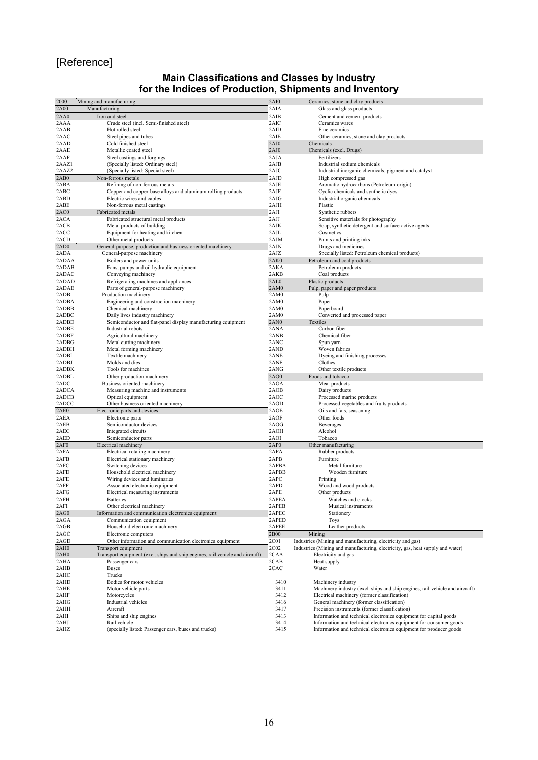[Reference]

## Main Classifications and Classes by Industry for the Indices of Production, Shipments and Inventory

| Code | Classification | Code | Classification |
|---|---|---|---|
| 2000 | Mining and manufacturing | 2AI0 | Ceramics, stone and clay products |
| 2A00 | Manufacturing | 2AIA | Glass and glass products |
| 2AA0 | Iron and steel | 2AIB | Cement and cement products |
| 2AAA | Crude steel (incl. Semi-finished steel) | 2AIC | Ceramics wares |
| 2AAB | Hot rolled steel | 2AID | Fine ceramics |
| 2AAC | Steel pipes and tubes | 2AIE | Other ceramics, stone and clay products |
| 2AAD | Cold finished steel | 2AJ0 | Chemicals |
| 2AAE | Metallic coated steel | 2AJ0 | Chemicals (excl. Drugs) |
| 2AAF | Steel castings and forgings | 2AJA | Fertilizers |
| 2AAZ1 | (Specially listed: Ordinary steel) | 2AJB | Industrial sodium chemicals |
| 2AAZ2 | (Specially listed: Special steel) | 2AJC | Industrial inorganic chemicals, pigment and catalyst |
| 2AB0 | Non-ferrous metals | 2AJD | High compressed gas |
| 2ABA | Refining of non-ferrous metals | 2AJE | Aromatic hydrocarbons (Petroleum origin) |
| 2ABC | Copper and copper-base alloys and aluminum rolling products | 2AJF | Cyclic chemicals and synthetic dyes |
| 2ABD | Electric wires and cables | 2AJG | Industrial organic chemicals |
| 2ABE | Non-ferrous metal castings | 2AJH | Plastic |
| 2AC0 | Fabricated metals | 2AJI | Synthetic rubbers |
| 2ACA | Fabricated structural metal products | 2AJJ | Sensitive materials for photography |
| 2ACB | Metal products of building | 2AJK | Soap, synthetic detergent and surface-active agents |
| 2ACC | Equipment for heating and kitchen | 2AJL | Cosmetics |
| 2ACD | Other metal products | 2AJM | Paints and printing inks |
| 2AD0 | General-purpose, production and business oriented machinery | 2AJN | Drugs and medicines |
| 2ADA | General-purpose machinery | 2AJZ | Specially listed: Petroleum chemical products) |
| 2ADAA | Boilers and power units | 2AK0 | Petroleum and coal products |
| 2ADAB | Fans, pumps and oil hydraulic equipment | 2AKA | Petroleum products |
| 2ADAC | Conveying machinery | 2AKB | Coal products |
| 2ADAD | Refrigerating machines and appliances | 2AL0 | Plastic products |
| 2ADAE | Parts of general-purpose machinery | 2AM0 | Pulp, paper and paper products |
| 2ADB | Production machinery | 2AM0 | Pulp |
| 2ADBA | Engineering and construction machinery | 2AM0 | Paper |
| 2ADBB | Chemical machinery | 2AM0 | Paperboard |
| 2ADBC | Daily lives industry machinery | 2AM0 | Converted and processed paper |
| 2ADBD | Semiconductor and flat-panel display manufacturing equipment | 2AN0 | Textiles |
| 2ADBE | Industrial robots | 2ANA | Carbon fiber |
| 2ADBF | Agricultural machinery | 2ANB | Chemical fiber |
| 2ADBG | Metal cutting machinery | 2ANC | Spun yarn |
| 2ADBH | Metal forming machinery | 2AND | Woven fabrics |
| 2ADBI | Textile machinery | 2ANE | Dyeing and finishing processes |
| 2ADBJ | Molds and dies | 2ANF | Clothes |
| 2ADBK | Tools for machines | 2ANG | Other textile products |
| 2ADBL | Other production machinery | 2AO0 | Foods and tobacco |
| 2ADC | Business oriented machinery | 2AOA | Meat products |
| 2ADCA | Measuring machine and instruments | 2AOB | Dairy products |
| 2ADCB | Optical equipment | 2AOC | Processed marine products |
| 2ADCC | Other business oriented machinery | 2AOD | Processed vegetables and fruits products |
| 2AE0 | Electronic parts and devices | 2AOE | Oils and fats, seasoning |
| 2AEA | Electronic parts | 2AOF | Other foods |
| 2AEB | Semiconductor devices | 2AOG | Beverages |
| 2AEC | Integrated circuits | 2AOH | Alcohol |
| 2AED | Semiconductor parts | 2AOI | Tobacco |
| 2AF0 | Electrical machinery | 2AP0 | Other manufacturing |
| 2AFA | Electrical rotating machinery | 2APA | Rubber products |
| 2AFB | Electrical stationary machinery | 2APB | Furniture |
| 2AFC | Switching devices | 2APBA | Metal furniture |
| 2AFD | Household electrical machinery | 2APBB | Wooden furniture |
| 2AFE | Wiring devices and luminaries | 2APC | Printing |
| 2AFF | Associated electronic equipment | 2APD | Wood and wood products |
| 2AFG | Electrical measuring instruments | 2APE | Other products |
| 2AFH | Batteries | 2APEA | Watches and clocks |
| 2AFI | Other electrical machinery | 2APEB | Musical instruments |
| 2AG0 | Information and communication electronics equipment | 2APEC | Stationery |
| 2AGA | Communication equipment | 2APED | Toys |
| 2AGB | Household electronic machinery | 2APEE | Leather products |
| 2AGC | Electronic computers | 2B00 | Mining |
| 2AGD | Other information and communication electronics equipment | 2C01 | Industries (Mining and manufacturing, electricity and gas) |
| 2AH0 | Transport equipment | 2C02 | Industries (Mining and manufacturing, electricity, gas, heat supply and water) |
| 2AH0 | Transport equipment (excl. ships and ship engines, rail vehicle and aircraft) | 2CAA | Electricity and gas |
| 2AHA | Passenger cars | 2CAB | Heat supply |
| 2AHB | Buses | 2CAC | Water |
| 2AHC | Trucks | | |
| 2AHD | Bodies for motor vehicles | 3410 | Machinery industry |
| 2AHE | Motor vehicle parts | 3411 | Machinery industry (excl. ships and ship engines, rail vehicle and aircraft) |
| 2AHF | Motorcycles | 3412 | Electrical machinery (former classification) |
| 2AHG | Industrial vehicles | 3416 | General machinery (former classification) |
| 2AHH | Aircraft | 3417 | Precision instruments (former classification) |
| 2AHI | Ships and ship engines | 3413 | Information and technical electronics equipment for capital goods |
| 2AHJ | Rail vehicle | 3414 | Information and technical electronics equipment for consumer goods |
| 2AHZ | (specially listed: Passenger cars, buses and trucks) | 3415 | Information and technical electronics equipment for producer goods |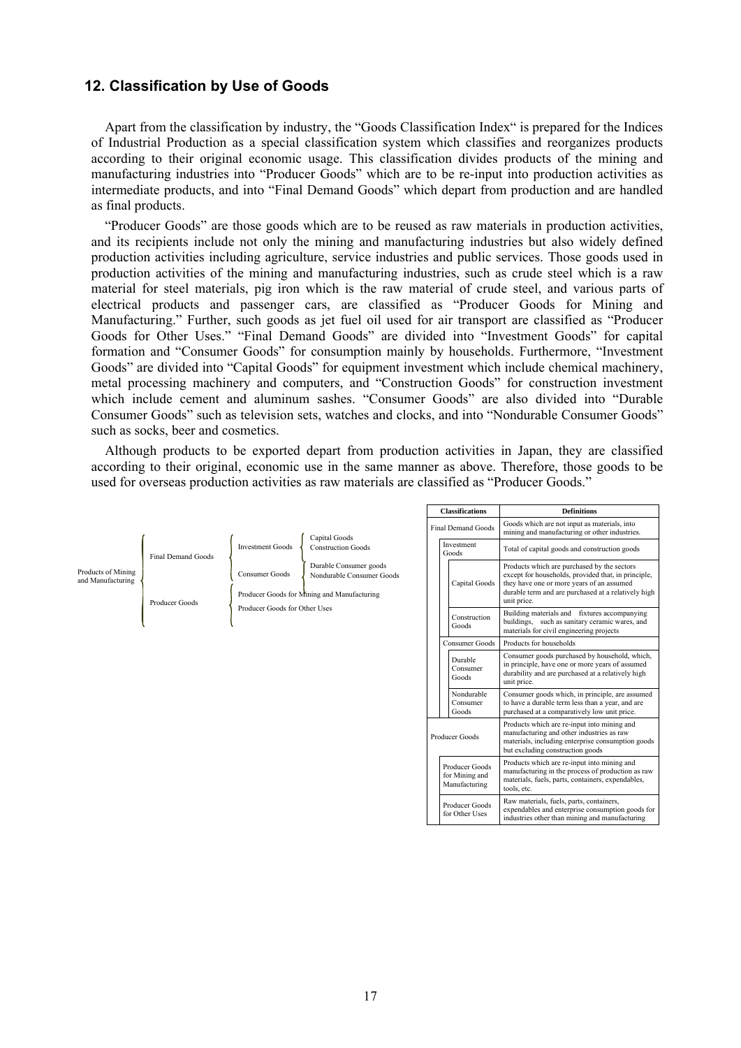## 12. Classification by Use of Goods

Apart from the classification by industry, the "Goods Classification Index" is prepared for the Indices of Industrial Production as a special classification system which classifies and reorganizes products according to their original economic usage. This classification divides products of the mining and manufacturing industries into "Producer Goods" which are to be re-input into production activities as intermediate products, and into "Final Demand Goods" which depart from production and are handled as final products.

"Producer Goods" are those goods which are to be reused as raw materials in production activities, and its recipients include not only the mining and manufacturing industries but also widely defined production activities including agriculture, service industries and public services. Those goods used in production activities of the mining and manufacturing industries, such as crude steel which is a raw material for steel materials, pig iron which is the raw material of crude steel, and various parts of electrical products and passenger cars, are classified as "Producer Goods for Mining and Manufacturing." Further, such goods as jet fuel oil used for air transport are classified as "Producer Goods for Other Uses." "Final Demand Goods" are divided into "Investment Goods" for capital formation and "Consumer Goods" for consumption mainly by households. Furthermore, "Investment Goods" are divided into "Capital Goods" for equipment investment which include chemical machinery, metal processing machinery and computers, and "Construction Goods" for construction investment which include cement and aluminum sashes. "Consumer Goods" are also divided into "Durable Consumer Goods" such as television sets, watches and clocks, and into "Nondurable Consumer Goods" such as socks, beer and cosmetics.

Although products to be exported depart from production activities in Japan, they are classified according to their original, economic use in the same manner as above. Therefore, those goods to be used for overseas production activities as raw materials are classified as "Producer Goods."

- Products of Mining and Manufacturing
  - Final Demand Goods
    - Investment Goods
      - Capital Goods
      - Construction Goods
    - Consumer Goods
      - Durable Consumer goods
      - Nondurable Consumer Goods
  - Producer Goods
    - Producer Goods for Mining and Manufacturing
    - Producer Goods for Other Uses

| Classifications | Definitions |
|---|---|
| Final Demand Goods | Goods which are not input as materials, into mining and manufacturing or other industries. |
| Investment Goods | Total of capital goods and construction goods |
| Capital Goods | Products which are purchased by the sectors except for households, provided that, in principle, they have one or more years of an assumed durable term and are purchased at a relatively high unit price. |
| Construction Goods | Building materials and fixtures accompanying buildings, such as sanitary ceramic wares, and materials for civil engineering projects |
| Consumer Goods | Products for households |
| Durable Consumer Goods | Consumer goods purchased by household, which, in principle, have one or more years of assumed durability and are purchased at a relatively high unit price. |
| Nondurable Consumer Goods | Consumer goods which, in principle, are assumed to have a durable term less than a year, and are purchased at a comparatively low unit price. |
| Producer Goods | Products which are re-input into mining and manufacturing and other industries as raw materials, including enterprise consumption goods but excluding construction goods |
| Producer Goods for Mining and Manufacturing | Products which are re-input into mining and manufacturing in the process of production as raw materials, fuels, parts, containers, expendables, tools, etc. |
| Producer Goods for Other Uses | Raw materials, fuels, parts, containers, expendables and enterprise consumption goods for industries other than mining and manufacturing |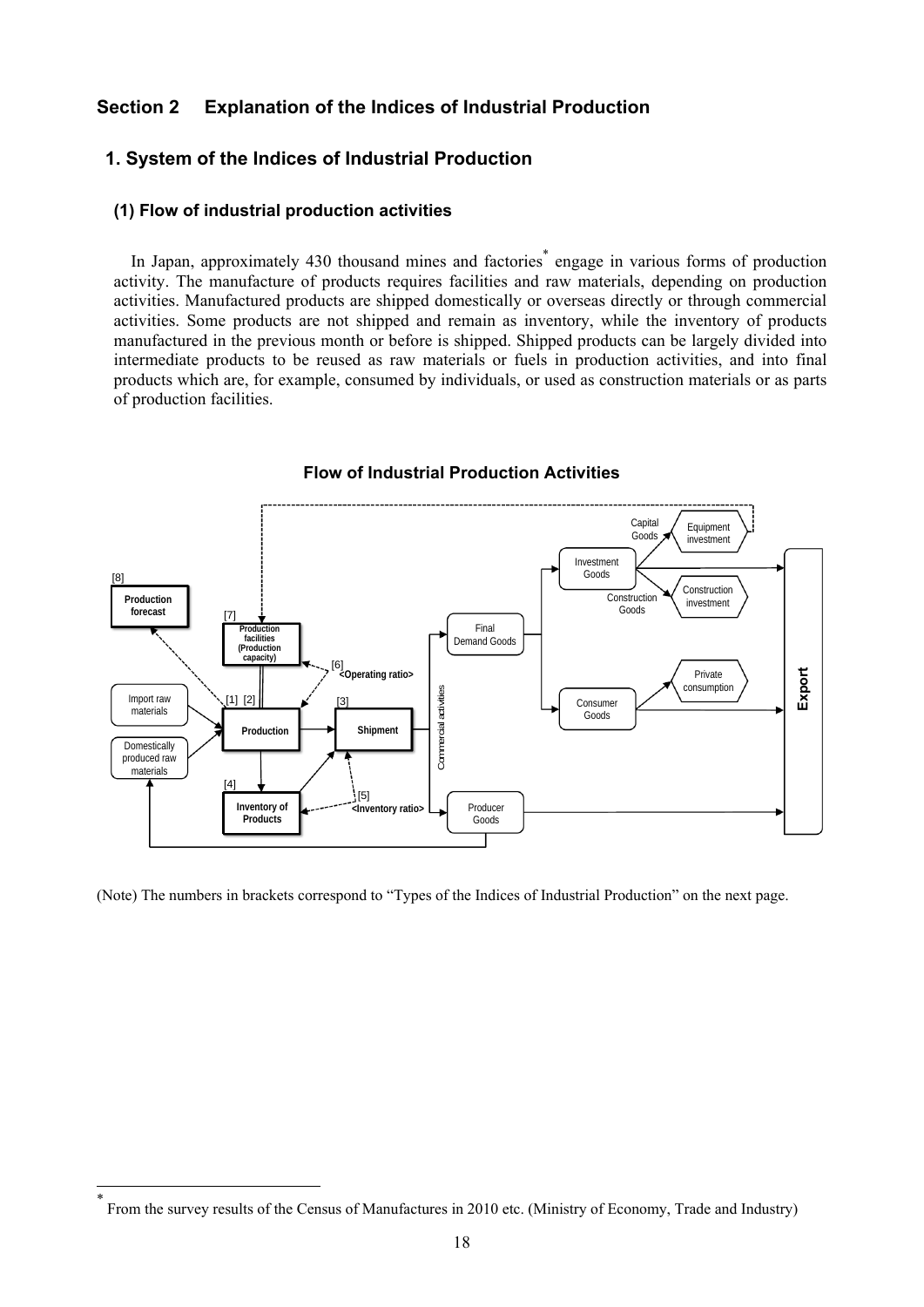## Section 2 Explanation of the Indices of Industrial Production

### 1. System of the Indices of Industrial Production

#### (1) Flow of industrial production activities

In Japan, approximately 430 thousand mines and factories* engage in various forms of production activity. The manufacture of products requires facilities and raw materials, depending on production activities. Manufactured products are shipped domestically or overseas directly or through commercial activities. Some products are not shipped and remain as inventory, while the inventory of products manufactured in the previous month or before is shipped. Shipped products can be largely divided into intermediate products to be reused as raw materials or fuels in production activities, and into final products which are, for example, consumed by individuals, or used as construction materials or as parts of production facilities.

**Flow of Industrial Production Activities**

[8] Production forecast

[7] Production facilities (Production capacity)

[6] <Operating ratio>

Import raw materials

Domestically produced raw materials

[1] [2] Production

[3] Shipment

[4] Inventory of Products

[5] <Inventory ratio>

Commercial activities

Final Demand Goods

Investment Goods

Capital Goods

Equipment investment

Construction Goods

Construction investment

Consumer Goods

Private consumption

Producer Goods

Export

(Note) The numbers in brackets correspond to "Types of the Indices of Industrial Production" on the next page.

* From the survey results of the Census of Manufactures in 2010 etc. (Ministry of Economy, Trade and Industry)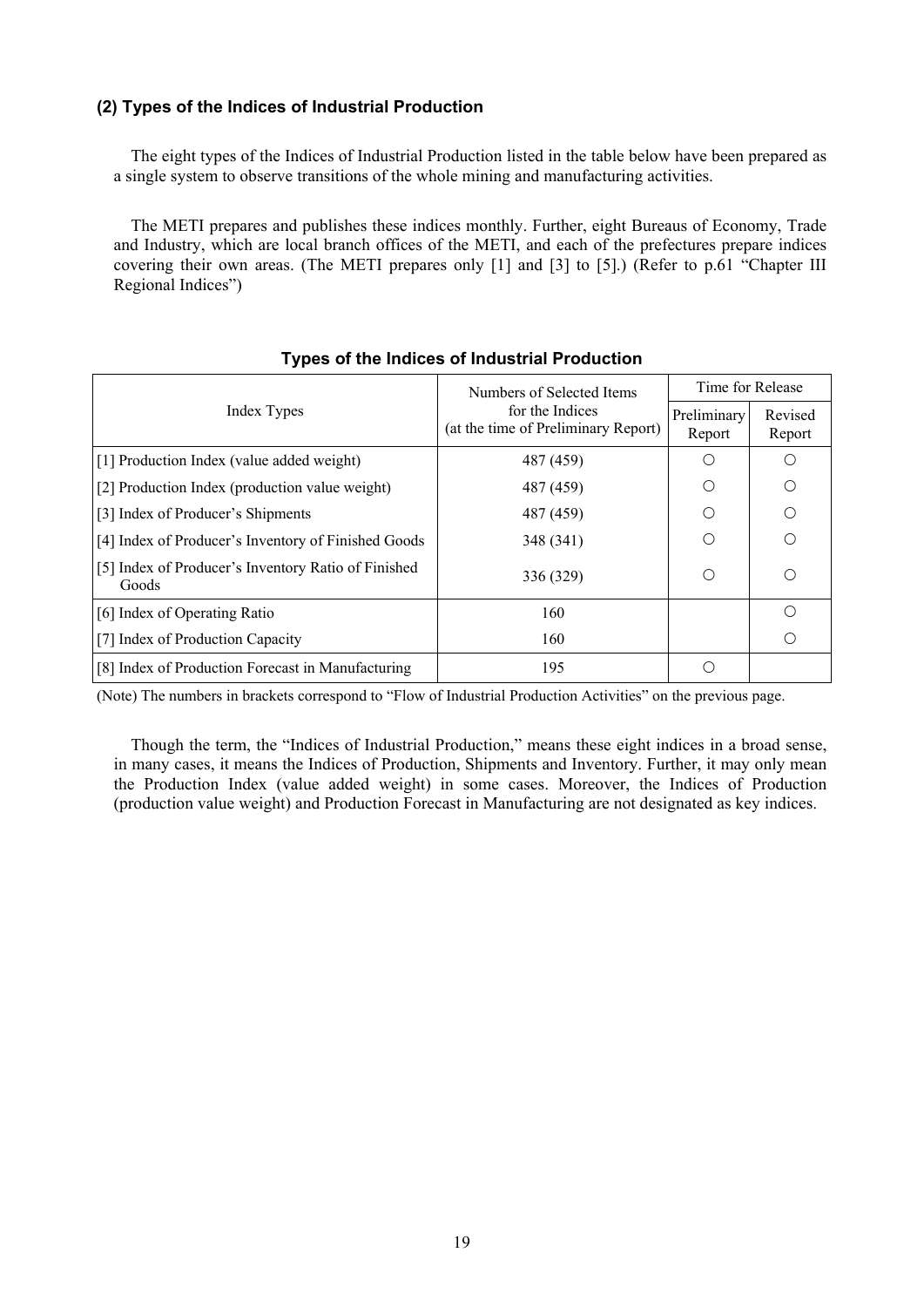### (2) Types of the Indices of Industrial Production

The eight types of the Indices of Industrial Production listed in the table below have been prepared as a single system to observe transitions of the whole mining and manufacturing activities.

The METI prepares and publishes these indices monthly. Further, eight Bureaus of Economy, Trade and Industry, which are local branch offices of the METI, and each of the prefectures prepare indices covering their own areas. (The METI prepares only [1] and [3] to [5].) (Refer to p.61 "Chapter III Regional Indices")

**Types of the Indices of Industrial Production**

| Index Types | Numbers of Selected Items for the Indices (at the time of Preliminary Report) | Time for Release | |
|---|---|---|---|
| | | Preliminary Report | Revised Report |
| [1] Production Index (value added weight) | 487 (459) | ○ | ○ |
| [2] Production Index (production value weight) | 487 (459) | ○ | ○ |
| [3] Index of Producer's Shipments | 487 (459) | ○ | ○ |
| [4] Index of Producer's Inventory of Finished Goods | 348 (341) | ○ | ○ |
| [5] Index of Producer's Inventory Ratio of Finished Goods | 336 (329) | ○ | ○ |
| [6] Index of Operating Ratio | 160 | | ○ |
| [7] Index of Production Capacity | 160 | | ○ |
| [8] Index of Production Forecast in Manufacturing | 195 | ○ | |

(Note) The numbers in brackets correspond to "Flow of Industrial Production Activities" on the previous page.

Though the term, the "Indices of Industrial Production," means these eight indices in a broad sense, in many cases, it means the Indices of Production, Shipments and Inventory. Further, it may only mean the Production Index (value added weight) in some cases. Moreover, the Indices of Production (production value weight) and Production Forecast in Manufacturing are not designated as key indices.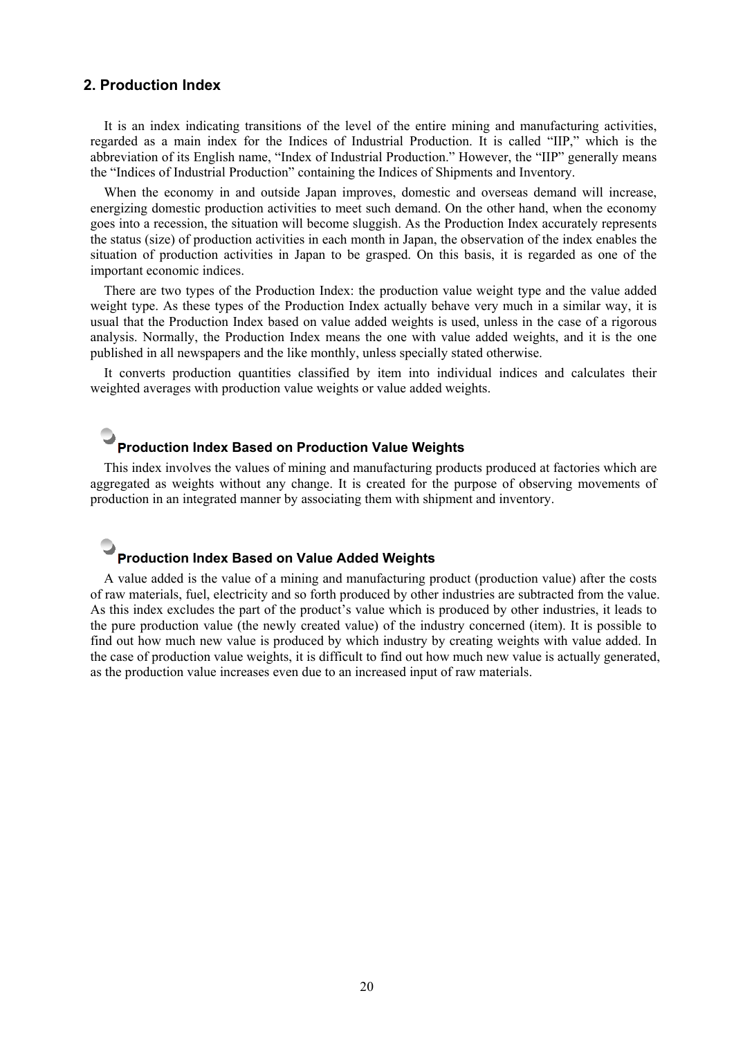## 2. Production Index

It is an index indicating transitions of the level of the entire mining and manufacturing activities, regarded as a main index for the Indices of Industrial Production. It is called "IIP," which is the abbreviation of its English name, "Index of Industrial Production." However, the "IIP" generally means the "Indices of Industrial Production" containing the Indices of Shipments and Inventory.

When the economy in and outside Japan improves, domestic and overseas demand will increase, energizing domestic production activities to meet such demand. On the other hand, when the economy goes into a recession, the situation will become sluggish. As the Production Index accurately represents the status (size) of production activities in each month in Japan, the observation of the index enables the situation of production activities in Japan to be grasped. On this basis, it is regarded as one of the important economic indices.

There are two types of the Production Index: the production value weight type and the value added weight type. As these types of the Production Index actually behave very much in a similar way, it is usual that the Production Index based on value added weights is used, unless in the case of a rigorous analysis. Normally, the Production Index means the one with value added weights, and it is the one published in all newspapers and the like monthly, unless specially stated otherwise.

It converts production quantities classified by item into individual indices and calculates their weighted averages with production value weights or value added weights.

### Production Index Based on Production Value Weights

This index involves the values of mining and manufacturing products produced at factories which are aggregated as weights without any change. It is created for the purpose of observing movements of production in an integrated manner by associating them with shipment and inventory.

### Production Index Based on Value Added Weights

A value added is the value of a mining and manufacturing product (production value) after the costs of raw materials, fuel, electricity and so forth produced by other industries are subtracted from the value. As this index excludes the part of the product's value which is produced by other industries, it leads to the pure production value (the newly created value) of the industry concerned (item). It is possible to find out how much new value is produced by which industry by creating weights with value added. In the case of production value weights, it is difficult to find out how much new value is actually generated, as the production value increases even due to an increased input of raw materials.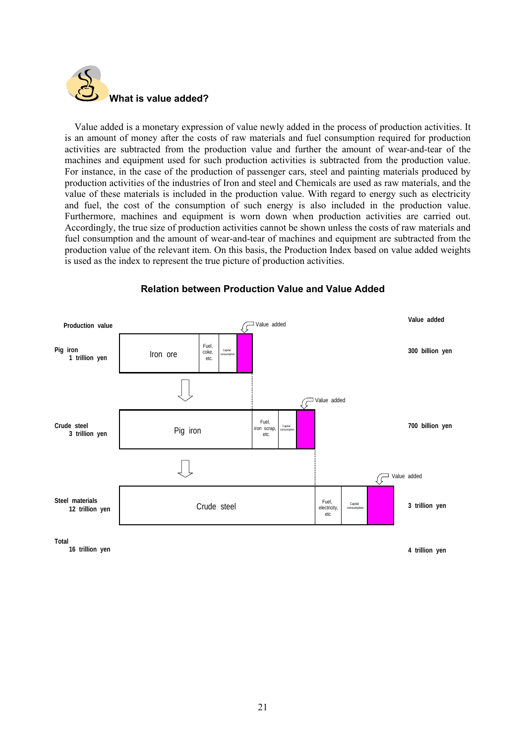## What is value added?

Value added is a monetary expression of value newly added in the process of production activities. It is an amount of money after the costs of raw materials and fuel consumption required for production activities are subtracted from the production value and further the amount of wear-and-tear of the machines and equipment used for such production activities is subtracted from the production value. For instance, in the case of the production of passenger cars, steel and painting materials produced by production activities of the industries of Iron and steel and Chemicals are used as raw materials, and the value of these materials is included in the production value. With regard to energy such as electricity and fuel, the cost of the consumption of such energy is also included in the production value. Furthermore, machines and equipment is worn down when production activities are carried out. Accordingly, the true size of production activities cannot be shown unless the costs of raw materials and fuel consumption and the amount of wear-and-tear of machines and equipment are subtracted from the production value of the relevant item. On this basis, the Production Index based on value added weights is used as the index to represent the true picture of production activities.

### Relation between Production Value and Value Added

| Production value | Breakdown | Value added |
|---|---|---|
| Pig iron 1 trillion yen | Iron ore / Fuel, coke, etc. / Capital consumption / Value added | 300 billion yen |
| Crude steel 3 trillion yen | Pig iron / Fuel, iron scrap, etc. / Capital consumption / Value added | 700 billion yen |
| Steel materials 12 trillion yen | Crude steel / Fuel, electricity, etc / Capital consumption / Value added | 3 trillion yen |
| Total 16 trillion yen | | 4 trillion yen |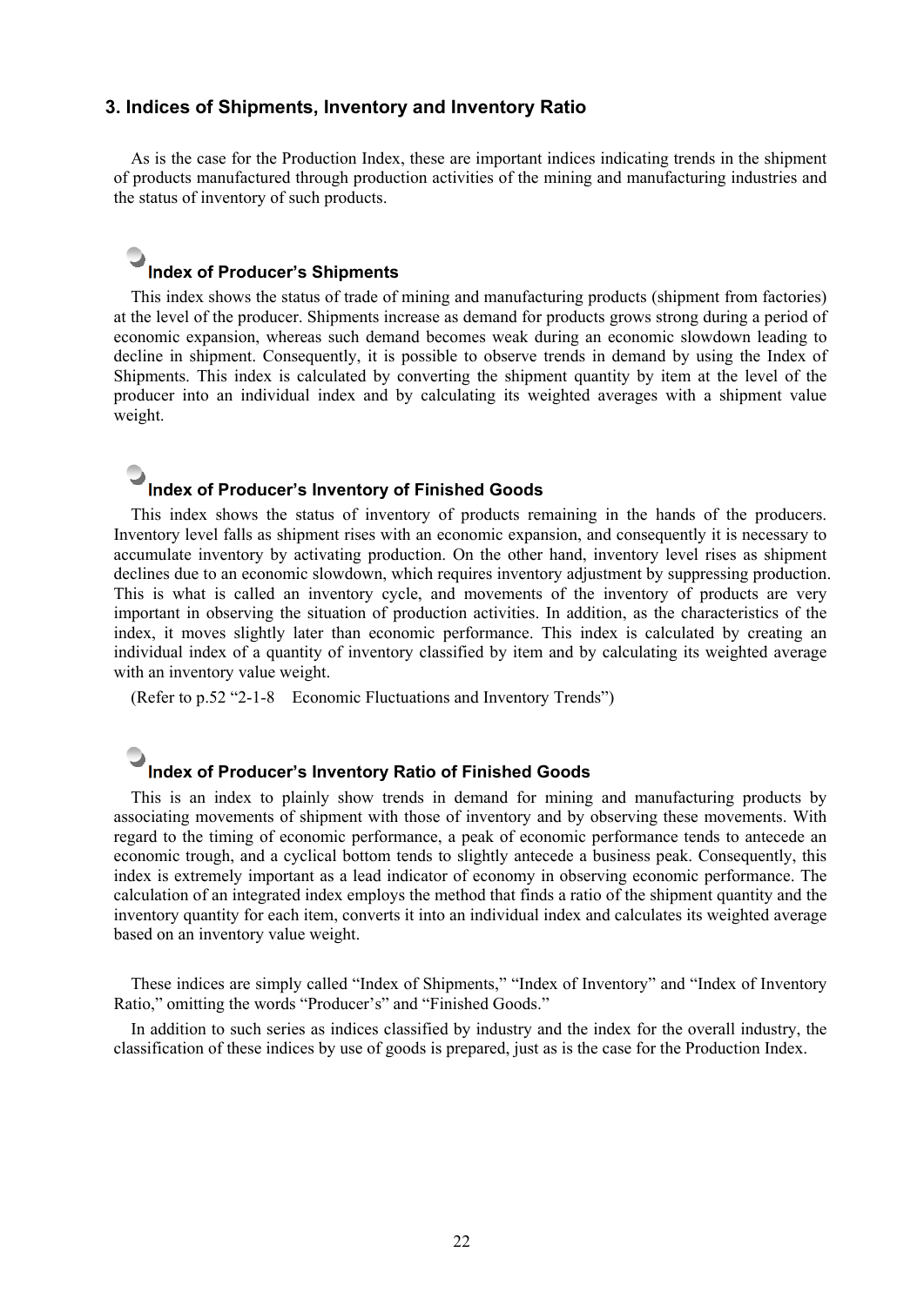## 3. Indices of Shipments, Inventory and Inventory Ratio

As is the case for the Production Index, these are important indices indicating trends in the shipment of products manufactured through production activities of the mining and manufacturing industries and the status of inventory of such products.

### Index of Producer's Shipments

This index shows the status of trade of mining and manufacturing products (shipment from factories) at the level of the producer. Shipments increase as demand for products grows strong during a period of economic expansion, whereas such demand becomes weak during an economic slowdown leading to decline in shipment. Consequently, it is possible to observe trends in demand by using the Index of Shipments. This index is calculated by converting the shipment quantity by item at the level of the producer into an individual index and by calculating its weighted averages with a shipment value weight.

### Index of Producer's Inventory of Finished Goods

This index shows the status of inventory of products remaining in the hands of the producers. Inventory level falls as shipment rises with an economic expansion, and consequently it is necessary to accumulate inventory by activating production. On the other hand, inventory level rises as shipment declines due to an economic slowdown, which requires inventory adjustment by suppressing production. This is what is called an inventory cycle, and movements of the inventory of products are very important in observing the situation of production activities. In addition, as the characteristics of the index, it moves slightly later than economic performance. This index is calculated by creating an individual index of a quantity of inventory classified by item and by calculating its weighted average with an inventory value weight.

(Refer to p.52 "2-1-8 Economic Fluctuations and Inventory Trends")

### Index of Producer's Inventory Ratio of Finished Goods

This is an index to plainly show trends in demand for mining and manufacturing products by associating movements of shipment with those of inventory and by observing these movements. With regard to the timing of economic performance, a peak of economic performance tends to antecede an economic trough, and a cyclical bottom tends to slightly antecede a business peak. Consequently, this index is extremely important as a lead indicator of economy in observing economic performance. The calculation of an integrated index employs the method that finds a ratio of the shipment quantity and the inventory quantity for each item, converts it into an individual index and calculates its weighted average based on an inventory value weight.

These indices are simply called "Index of Shipments," "Index of Inventory" and "Index of Inventory Ratio," omitting the words "Producer's" and "Finished Goods."

In addition to such series as indices classified by industry and the index for the overall industry, the classification of these indices by use of goods is prepared, just as is the case for the Production Index.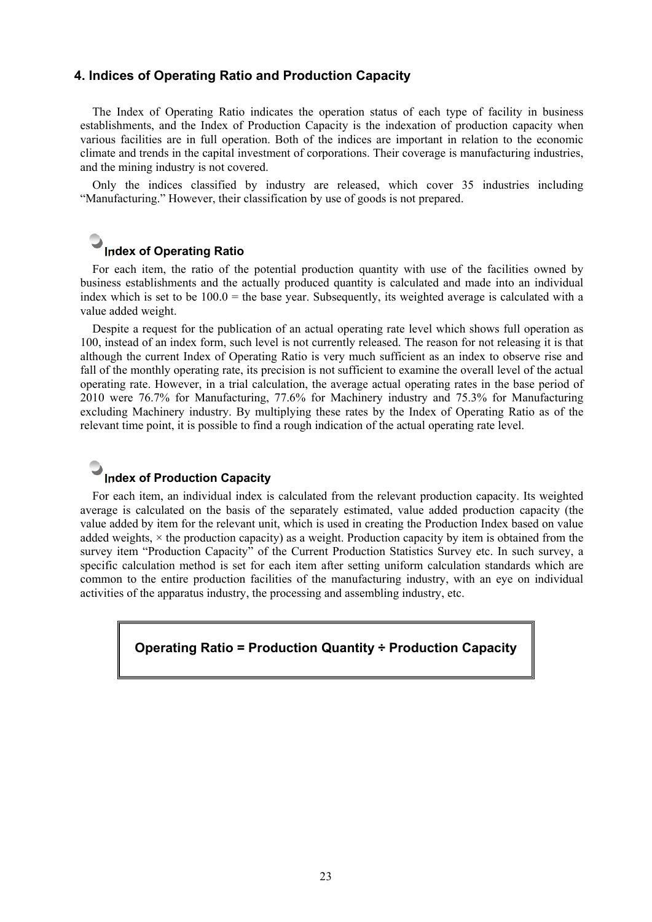## 4. Indices of Operating Ratio and Production Capacity

The Index of Operating Ratio indicates the operation status of each type of facility in business establishments, and the Index of Production Capacity is the indexation of production capacity when various facilities are in full operation. Both of the indices are important in relation to the economic climate and trends in the capital investment of corporations. Their coverage is manufacturing industries, and the mining industry is not covered.

Only the indices classified by industry are released, which cover 35 industries including "Manufacturing." However, their classification by use of goods is not prepared.

### Index of Operating Ratio

For each item, the ratio of the potential production quantity with use of the facilities owned by business establishments and the actually produced quantity is calculated and made into an individual index which is set to be 100.0 = the base year. Subsequently, its weighted average is calculated with a value added weight.

Despite a request for the publication of an actual operating rate level which shows full operation as 100, instead of an index form, such level is not currently released. The reason for not releasing it is that although the current Index of Operating Ratio is very much sufficient as an index to observe rise and fall of the monthly operating rate, its precision is not sufficient to examine the overall level of the actual operating rate. However, in a trial calculation, the average actual operating rates in the base period of 2010 were 76.7% for Manufacturing, 77.6% for Machinery industry and 75.3% for Manufacturing excluding Machinery industry. By multiplying these rates by the Index of Operating Ratio as of the relevant time point, it is possible to find a rough indication of the actual operating rate level.

### Index of Production Capacity

For each item, an individual index is calculated from the relevant production capacity. Its weighted average is calculated on the basis of the separately estimated, value added production capacity (the value added by item for the relevant unit, which is used in creating the Production Index based on value added weights, × the production capacity) as a weight. Production capacity by item is obtained from the survey item "Production Capacity" of the Current Production Statistics Survey etc. In such survey, a specific calculation method is set for each item after setting uniform calculation standards which are common to the entire production facilities of the manufacturing industry, with an eye on individual activities of the apparatus industry, the processing and assembling industry, etc.

**Operating Ratio = Production Quantity ÷ Production Capacity**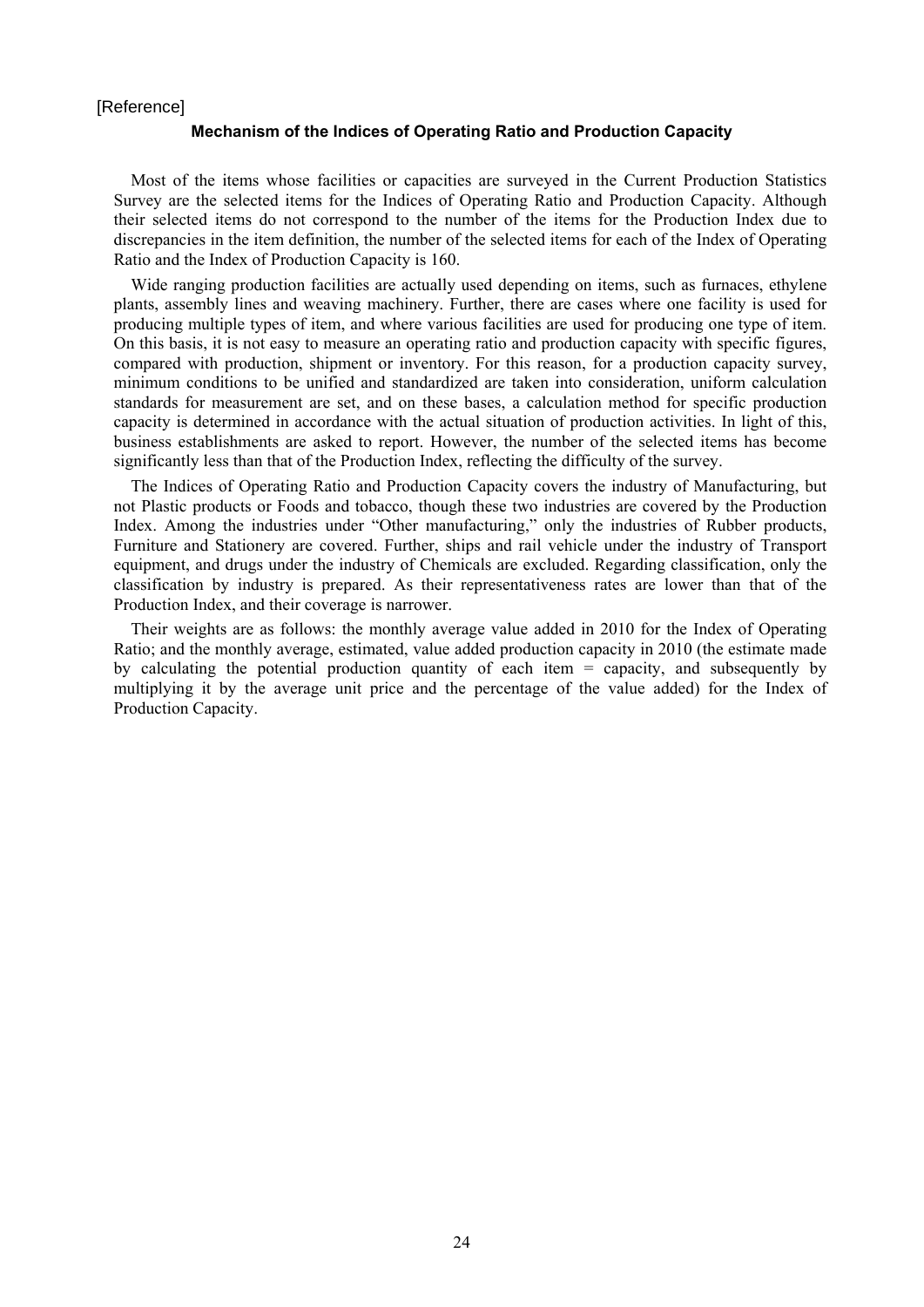[Reference]

## Mechanism of the Indices of Operating Ratio and Production Capacity

Most of the items whose facilities or capacities are surveyed in the Current Production Statistics Survey are the selected items for the Indices of Operating Ratio and Production Capacity. Although their selected items do not correspond to the number of the items for the Production Index due to discrepancies in the item definition, the number of the selected items for each of the Index of Operating Ratio and the Index of Production Capacity is 160.

Wide ranging production facilities are actually used depending on items, such as furnaces, ethylene plants, assembly lines and weaving machinery. Further, there are cases where one facility is used for producing multiple types of item, and where various facilities are used for producing one type of item. On this basis, it is not easy to measure an operating ratio and production capacity with specific figures, compared with production, shipment or inventory. For this reason, for a production capacity survey, minimum conditions to be unified and standardized are taken into consideration, uniform calculation standards for measurement are set, and on these bases, a calculation method for specific production capacity is determined in accordance with the actual situation of production activities. In light of this, business establishments are asked to report. However, the number of the selected items has become significantly less than that of the Production Index, reflecting the difficulty of the survey.

The Indices of Operating Ratio and Production Capacity covers the industry of Manufacturing, but not Plastic products or Foods and tobacco, though these two industries are covered by the Production Index. Among the industries under "Other manufacturing," only the industries of Rubber products, Furniture and Stationery are covered. Further, ships and rail vehicle under the industry of Transport equipment, and drugs under the industry of Chemicals are excluded. Regarding classification, only the classification by industry is prepared. As their representativeness rates are lower than that of the Production Index, and their coverage is narrower.

Their weights are as follows: the monthly average value added in 2010 for the Index of Operating Ratio; and the monthly average, estimated, value added production capacity in 2010 (the estimate made by calculating the potential production quantity of each item = capacity, and subsequently by multiplying it by the average unit price and the percentage of the value added) for the Index of Production Capacity.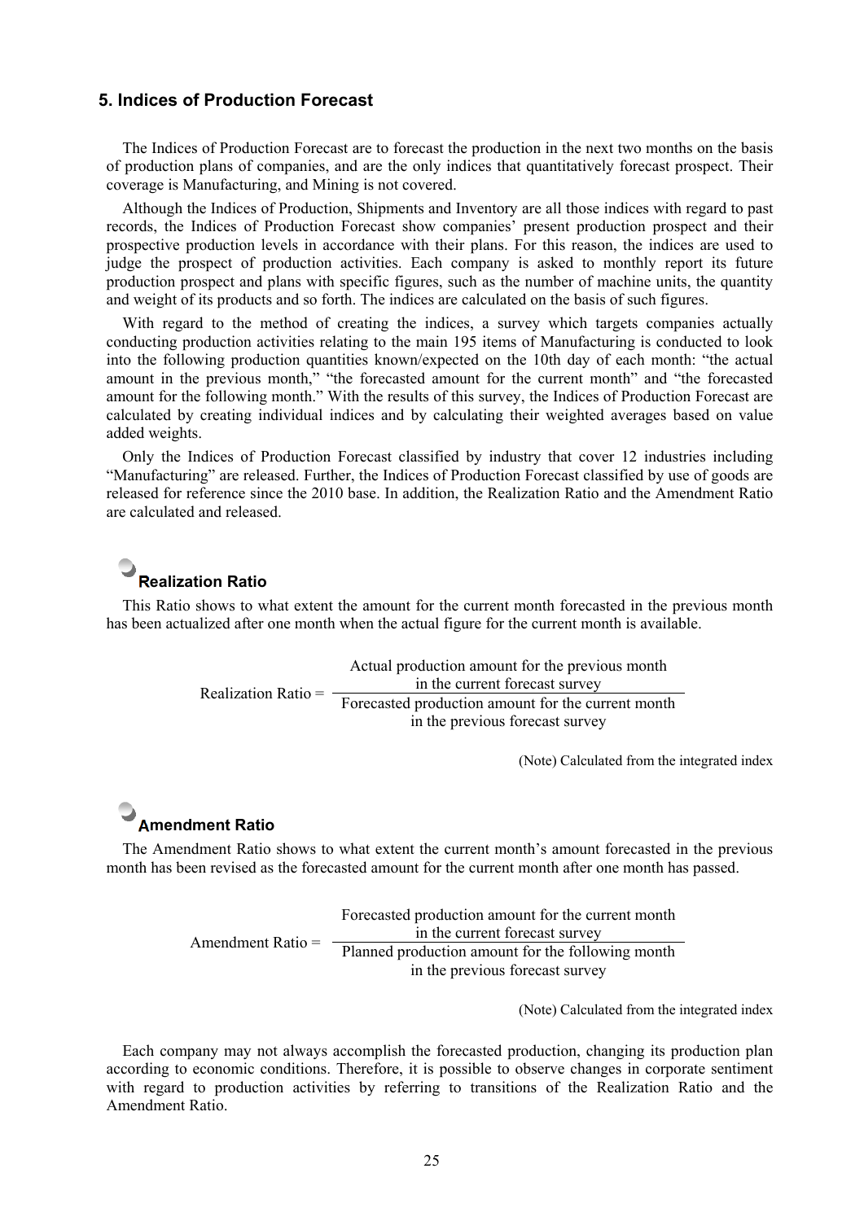## 5. Indices of Production Forecast

The Indices of Production Forecast are to forecast the production in the next two months on the basis of production plans of companies, and are the only indices that quantitatively forecast prospect. Their coverage is Manufacturing, and Mining is not covered.

Although the Indices of Production, Shipments and Inventory are all those indices with regard to past records, the Indices of Production Forecast show companies' present production prospect and their prospective production levels in accordance with their plans. For this reason, the indices are used to judge the prospect of production activities. Each company is asked to monthly report its future production prospect and plans with specific figures, such as the number of machine units, the quantity and weight of its products and so forth. The indices are calculated on the basis of such figures.

With regard to the method of creating the indices, a survey which targets companies actually conducting production activities relating to the main 195 items of Manufacturing is conducted to look into the following production quantities known/expected on the 10th day of each month: "the actual amount in the previous month," "the forecasted amount for the current month" and "the forecasted amount for the following month." With the results of this survey, the Indices of Production Forecast are calculated by creating individual indices and by calculating their weighted averages based on value added weights.

Only the Indices of Production Forecast classified by industry that cover 12 industries including "Manufacturing" are released. Further, the Indices of Production Forecast classified by use of goods are released for reference since the 2010 base. In addition, the Realization Ratio and the Amendment Ratio are calculated and released.

### Realization Ratio

This Ratio shows to what extent the amount for the current month forecasted in the previous month has been actualized after one month when the actual figure for the current month is available.

$$\text{Realization Ratio} = \frac{\text{Actual production amount for the previous month in the current forecast survey}}{\text{Forecasted production amount for the current month in the previous forecast survey}}$$

(Note) Calculated from the integrated index

### Amendment Ratio

The Amendment Ratio shows to what extent the current month's amount forecasted in the previous month has been revised as the forecasted amount for the current month after one month has passed.

$$\text{Amendment Ratio} = \frac{\text{Forecasted production amount for the current month in the current forecast survey}}{\text{Planned production amount for the following month in the previous forecast survey}}$$

(Note) Calculated from the integrated index

Each company may not always accomplish the forecasted production, changing its production plan according to economic conditions. Therefore, it is possible to observe changes in corporate sentiment with regard to production activities by referring to transitions of the Realization Ratio and the Amendment Ratio.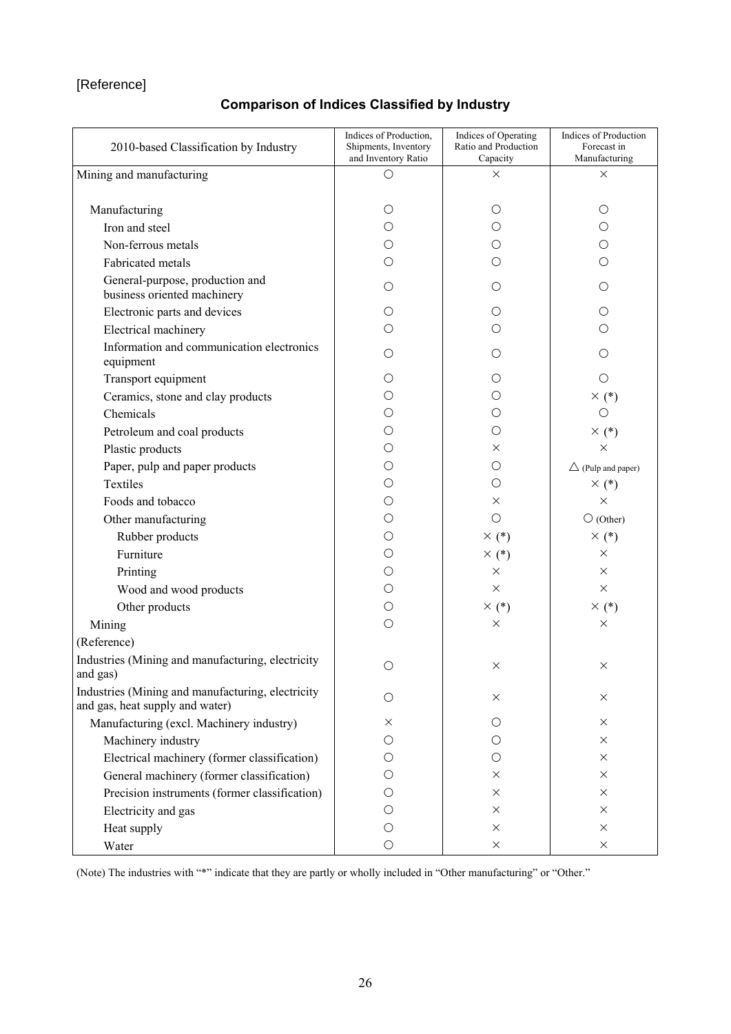[Reference]

## Comparison of Indices Classified by Industry

| 2010-based Classification by Industry | Indices of Production, Shipments, Inventory and Inventory Ratio | Indices of Operating Ratio and Production Capacity | Indices of Production Forecast in Manufacturing |
|---|---|---|---|
| Mining and manufacturing | ○ | × | × |
| Manufacturing | ○ | ○ | ○ |
| Iron and steel | ○ | ○ | ○ |
| Non-ferrous metals | ○ | ○ | ○ |
| Fabricated metals | ○ | ○ | ○ |
| General-purpose, production and business oriented machinery | ○ | ○ | ○ |
| Electronic parts and devices | ○ | ○ | ○ |
| Electrical machinery | ○ | ○ | ○ |
| Information and communication electronics equipment | ○ | ○ | ○ |
| Transport equipment | ○ | ○ | ○ |
| Ceramics, stone and clay products | ○ | ○ | × (*) |
| Chemicals | ○ | ○ | ○ |
| Petroleum and coal products | ○ | ○ | × (*) |
| Plastic products | ○ | × | × |
| Paper, pulp and paper products | ○ | ○ | △ (Pulp and paper) |
| Textiles | ○ | ○ | × (*) |
| Foods and tobacco | ○ | × | × |
| Other manufacturing | ○ | ○ | ○ (Other) |
| Rubber products | ○ | × (*) | × (*) |
| Furniture | ○ | × (*) | × |
| Printing | ○ | × | × |
| Wood and wood products | ○ | × | × |
| Other products | ○ | × (*) | × (*) |
| Mining | ○ | × | × |
| (Reference) | | | |
| Industries (Mining and manufacturing, electricity and gas) | ○ | × | × |
| Industries (Mining and manufacturing, electricity and gas, heat supply and water) | ○ | × | × |
| Manufacturing (excl. Machinery industry) | × | ○ | × |
| Machinery industry | ○ | ○ | × |
| Electrical machinery (former classification) | ○ | ○ | × |
| General machinery (former classification) | ○ | × | × |
| Precision instruments (former classification) | ○ | × | × |
| Electricity and gas | ○ | × | × |
| Heat supply | ○ | × | × |
| Water | ○ | × | × |

(Note) The industries with "*" indicate that they are partly or wholly included in "Other manufacturing" or "Other."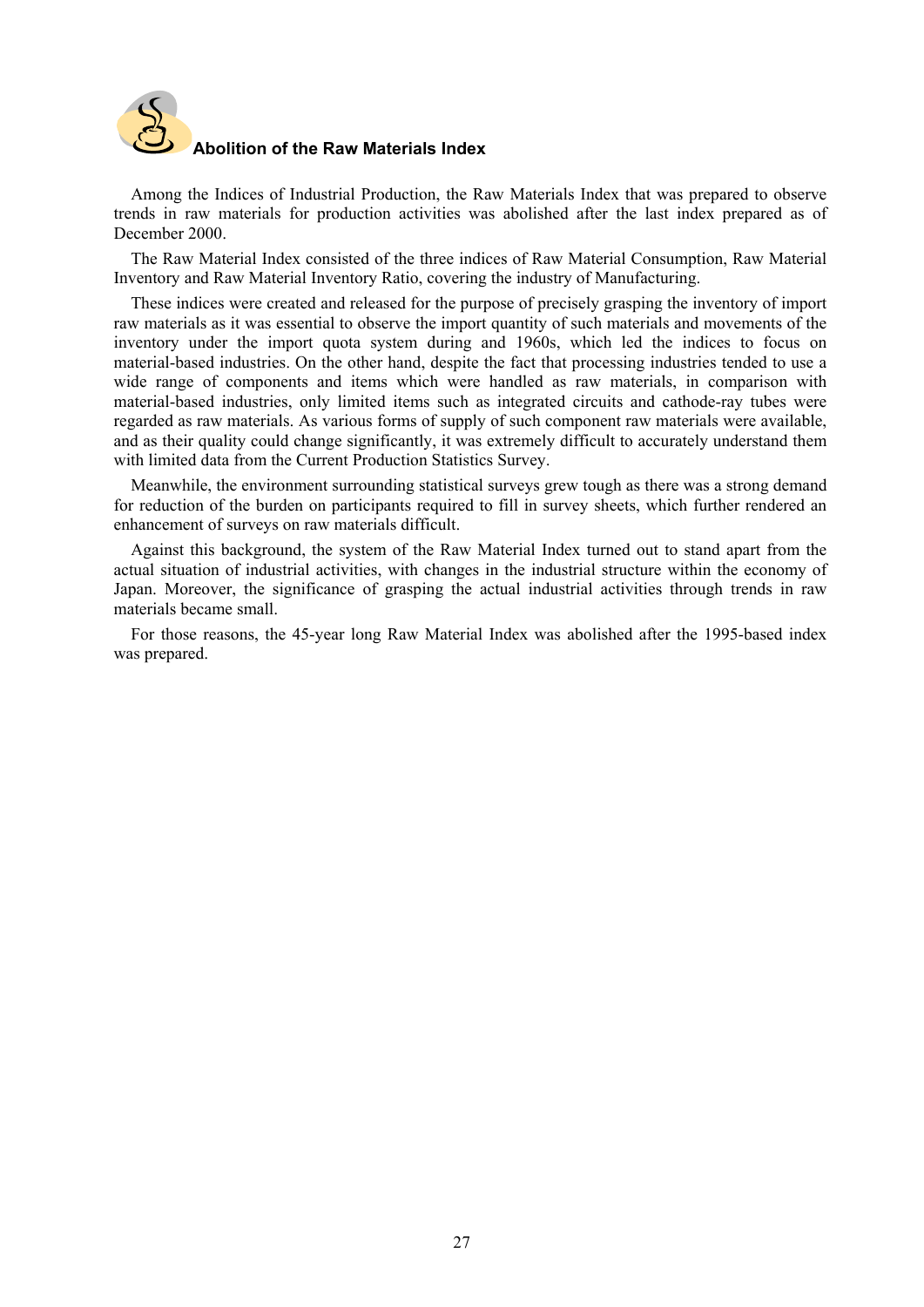### Abolition of the Raw Materials Index

Among the Indices of Industrial Production, the Raw Materials Index that was prepared to observe trends in raw materials for production activities was abolished after the last index prepared as of December 2000.

The Raw Material Index consisted of the three indices of Raw Material Consumption, Raw Material Inventory and Raw Material Inventory Ratio, covering the industry of Manufacturing.

These indices were created and released for the purpose of precisely grasping the inventory of import raw materials as it was essential to observe the import quantity of such materials and movements of the inventory under the import quota system during and 1960s, which led the indices to focus on material-based industries. On the other hand, despite the fact that processing industries tended to use a wide range of components and items which were handled as raw materials, in comparison with material-based industries, only limited items such as integrated circuits and cathode-ray tubes were regarded as raw materials. As various forms of supply of such component raw materials were available, and as their quality could change significantly, it was extremely difficult to accurately understand them with limited data from the Current Production Statistics Survey.

Meanwhile, the environment surrounding statistical surveys grew tough as there was a strong demand for reduction of the burden on participants required to fill in survey sheets, which further rendered an enhancement of surveys on raw materials difficult.

Against this background, the system of the Raw Material Index turned out to stand apart from the actual situation of industrial activities, with changes in the industrial structure within the economy of Japan. Moreover, the significance of grasping the actual industrial activities through trends in raw materials became small.

For those reasons, the 45-year long Raw Material Index was abolished after the 1995-based index was prepared.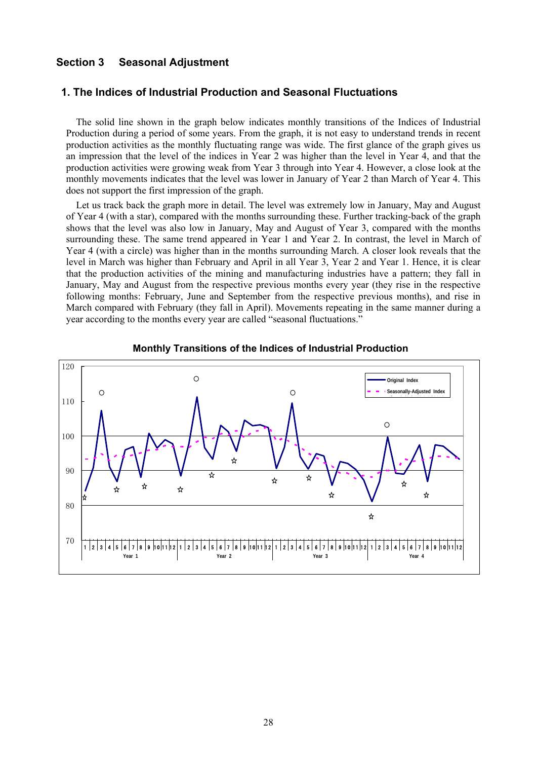## Section 3 Seasonal Adjustment

### 1. The Indices of Industrial Production and Seasonal Fluctuations

The solid line shown in the graph below indicates monthly transitions of the Indices of Industrial Production during a period of some years. From the graph, it is not easy to understand trends in recent production activities as the monthly fluctuating range was wide. The first glance of the graph gives us an impression that the level of the indices in Year 2 was higher than the level in Year 4, and that the production activities were growing weak from Year 3 through into Year 4. However, a close look at the monthly movements indicates that the level was lower in January of Year 2 than March of Year 4. This does not support the first impression of the graph.

Let us track back the graph more in detail. The level was extremely low in January, May and August of Year 4 (with a star), compared with the months surrounding these. Further tracking-back of the graph shows that the level was also low in January, May and August of Year 3, compared with the months surrounding these. The same trend appeared in Year 1 and Year 2. In contrast, the level in March of Year 4 (with a circle) was higher than in the months surrounding March. A closer look reveals that the level in March was higher than February and April in all Year 3, Year 2 and Year 1. Hence, it is clear that the production activities of the mining and manufacturing industries have a pattern; they fall in January, May and August from the respective previous months every year (they rise in the respective following months: February, June and September from the respective previous months), and rise in March compared with February (they fall in April). Movements repeating in the same manner during a year according to the months every year are called "seasonal fluctuations."

**Monthly Transitions of the Indices of Industrial Production**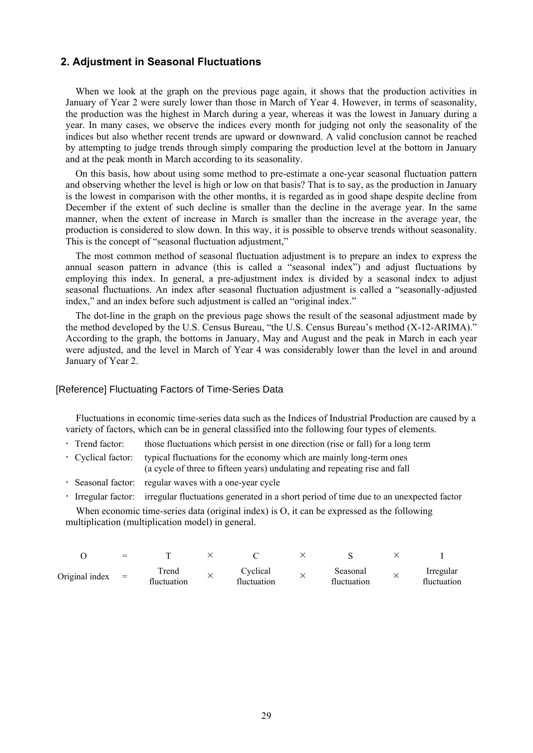## 2. Adjustment in Seasonal Fluctuations

When we look at the graph on the previous page again, it shows that the production activities in January of Year 2 were surely lower than those in March of Year 4. However, in terms of seasonality, the production was the highest in March during a year, whereas it was the lowest in January during a year. In many cases, we observe the indices every month for judging not only the seasonality of the indices but also whether recent trends are upward or downward. A valid conclusion cannot be reached by attempting to judge trends through simply comparing the production level at the bottom in January and at the peak month in March according to its seasonality.

On this basis, how about using some method to pre-estimate a one-year seasonal fluctuation pattern and observing whether the level is high or low on that basis? That is to say, as the production in January is the lowest in comparison with the other months, it is regarded as in good shape despite decline from December if the extent of such decline is smaller than the decline in the average year. In the same manner, when the extent of increase in March is smaller than the increase in the average year, the production is considered to slow down. In this way, it is possible to observe trends without seasonality. This is the concept of "seasonal fluctuation adjustment,"

The most common method of seasonal fluctuation adjustment is to prepare an index to express the annual season pattern in advance (this is called a "seasonal index") and adjust fluctuations by employing this index. In general, a pre-adjustment index is divided by a seasonal index to adjust seasonal fluctuations. An index after seasonal fluctuation adjustment is called a "seasonally-adjusted index," and an index before such adjustment is called an "original index."

The dot-line in the graph on the previous page shows the result of the seasonal adjustment made by the method developed by the U.S. Census Bureau, "the U.S. Census Bureau's method (X-12-ARIMA)." According to the graph, the bottoms in January, May and August and the peak in March in each year were adjusted, and the level in March of Year 4 was considerably lower than the level in and around January of Year 2.

### [Reference] Fluctuating Factors of Time-Series Data

Fluctuations in economic time-series data such as the Indices of Industrial Production are caused by a variety of factors, which can be in general classified into the following four types of elements.

- Trend factor: those fluctuations which persist in one direction (rise or fall) for a long term
- Cyclical factor: typical fluctuations for the economy which are mainly long-term ones (a cycle of three to fifteen years) undulating and repeating rise and fall
- Seasonal factor: regular waves with a one-year cycle
- Irregular factor: irregular fluctuations generated in a short period of time due to an unexpected factor

When economic time-series data (original index) is O, it can be expressed as the following multiplication (multiplication model) in general.

| O | = | T | × | C | × | S | × | I |
|---|---|---|---|---|---|---|---|---|
| Original index | = | Trend fluctuation | × | Cyclical fluctuation | × | Seasonal fluctuation | × | Irregular fluctuation |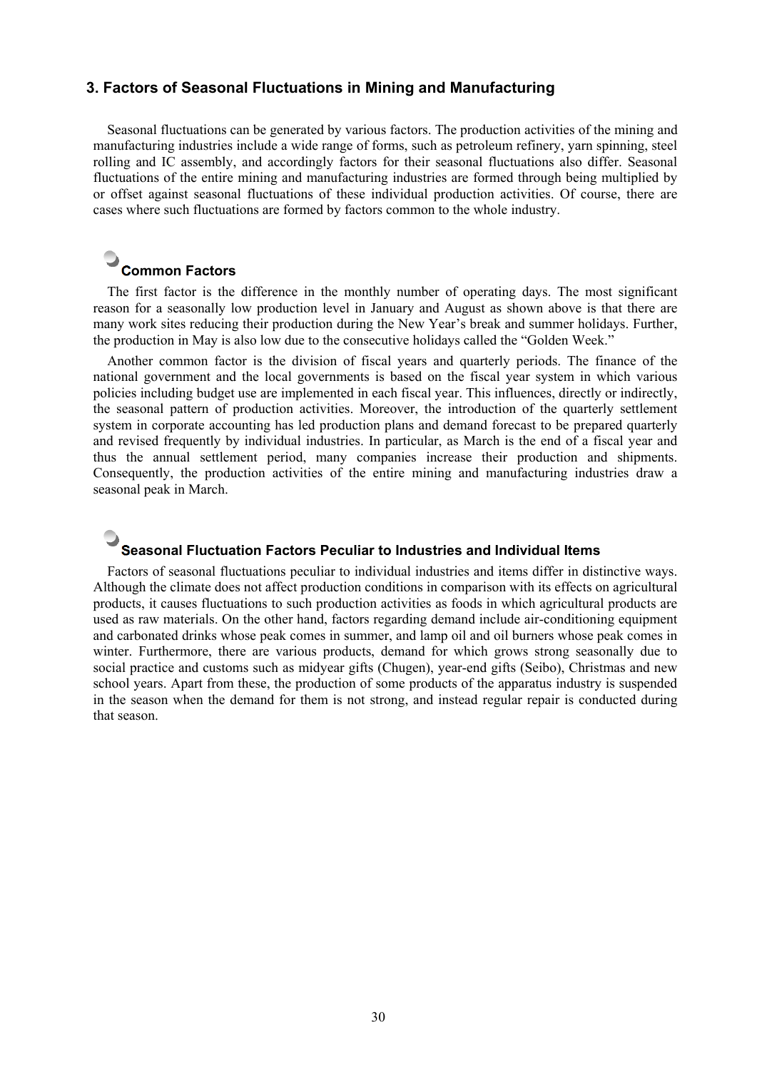## 3. Factors of Seasonal Fluctuations in Mining and Manufacturing

Seasonal fluctuations can be generated by various factors. The production activities of the mining and manufacturing industries include a wide range of forms, such as petroleum refinery, yarn spinning, steel rolling and IC assembly, and accordingly factors for their seasonal fluctuations also differ. Seasonal fluctuations of the entire mining and manufacturing industries are formed through being multiplied by or offset against seasonal fluctuations of these individual production activities. Of course, there are cases where such fluctuations are formed by factors common to the whole industry.

### Common Factors

The first factor is the difference in the monthly number of operating days. The most significant reason for a seasonally low production level in January and August as shown above is that there are many work sites reducing their production during the New Year's break and summer holidays. Further, the production in May is also low due to the consecutive holidays called the "Golden Week."

Another common factor is the division of fiscal years and quarterly periods. The finance of the national government and the local governments is based on the fiscal year system in which various policies including budget use are implemented in each fiscal year. This influences, directly or indirectly, the seasonal pattern of production activities. Moreover, the introduction of the quarterly settlement system in corporate accounting has led production plans and demand forecast to be prepared quarterly and revised frequently by individual industries. In particular, as March is the end of a fiscal year and thus the annual settlement period, many companies increase their production and shipments. Consequently, the production activities of the entire mining and manufacturing industries draw a seasonal peak in March.

### Seasonal Fluctuation Factors Peculiar to Industries and Individual Items

Factors of seasonal fluctuations peculiar to individual industries and items differ in distinctive ways. Although the climate does not affect production conditions in comparison with its effects on agricultural products, it causes fluctuations to such production activities as foods in which agricultural products are used as raw materials. On the other hand, factors regarding demand include air-conditioning equipment and carbonated drinks whose peak comes in summer, and lamp oil and oil burners whose peak comes in winter. Furthermore, there are various products, demand for which grows strong seasonally due to social practice and customs such as midyear gifts (Chugen), year-end gifts (Seibo), Christmas and new school years. Apart from these, the production of some products of the apparatus industry is suspended in the season when the demand for them is not strong, and instead regular repair is conducted during that season.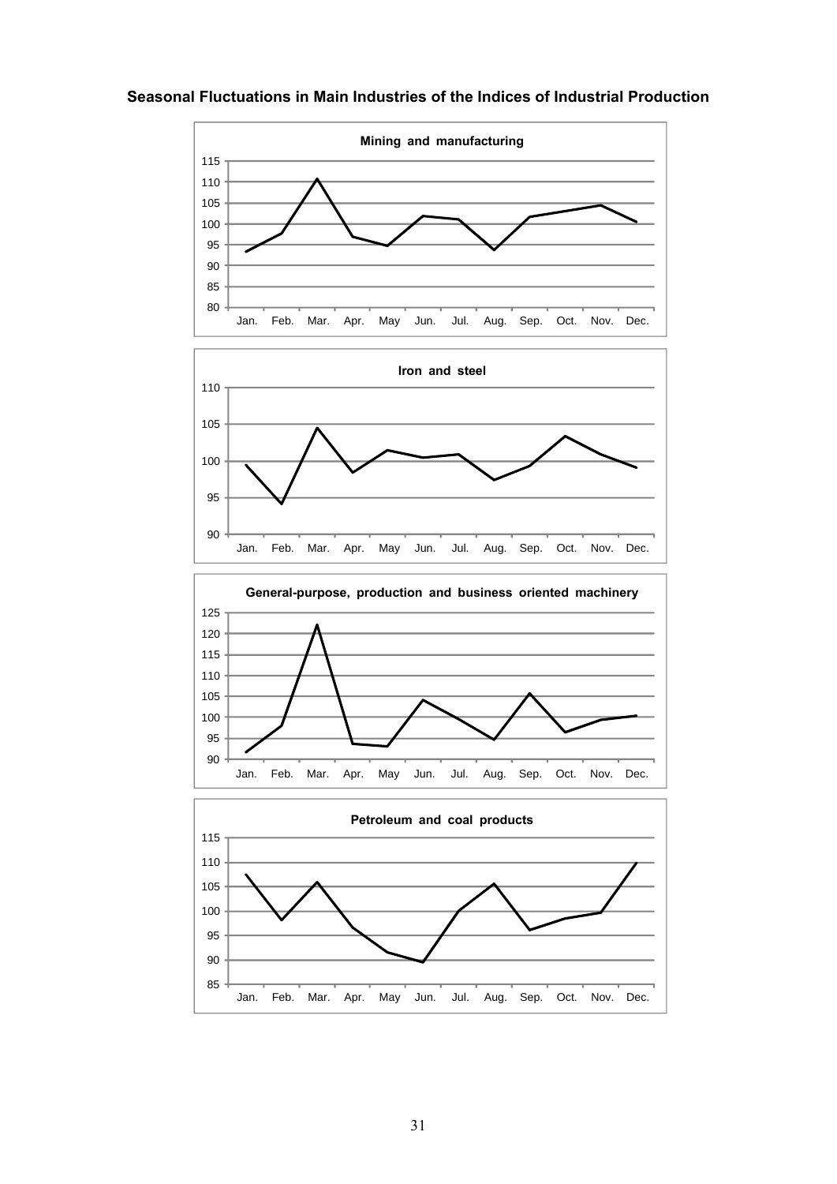**Seasonal Fluctuations in Main Industries of the Indices of Industrial Production**

**Mining and manufacturing**

**Iron and steel**

**General-purpose, production and business oriented machinery**

**Petroleum and coal products**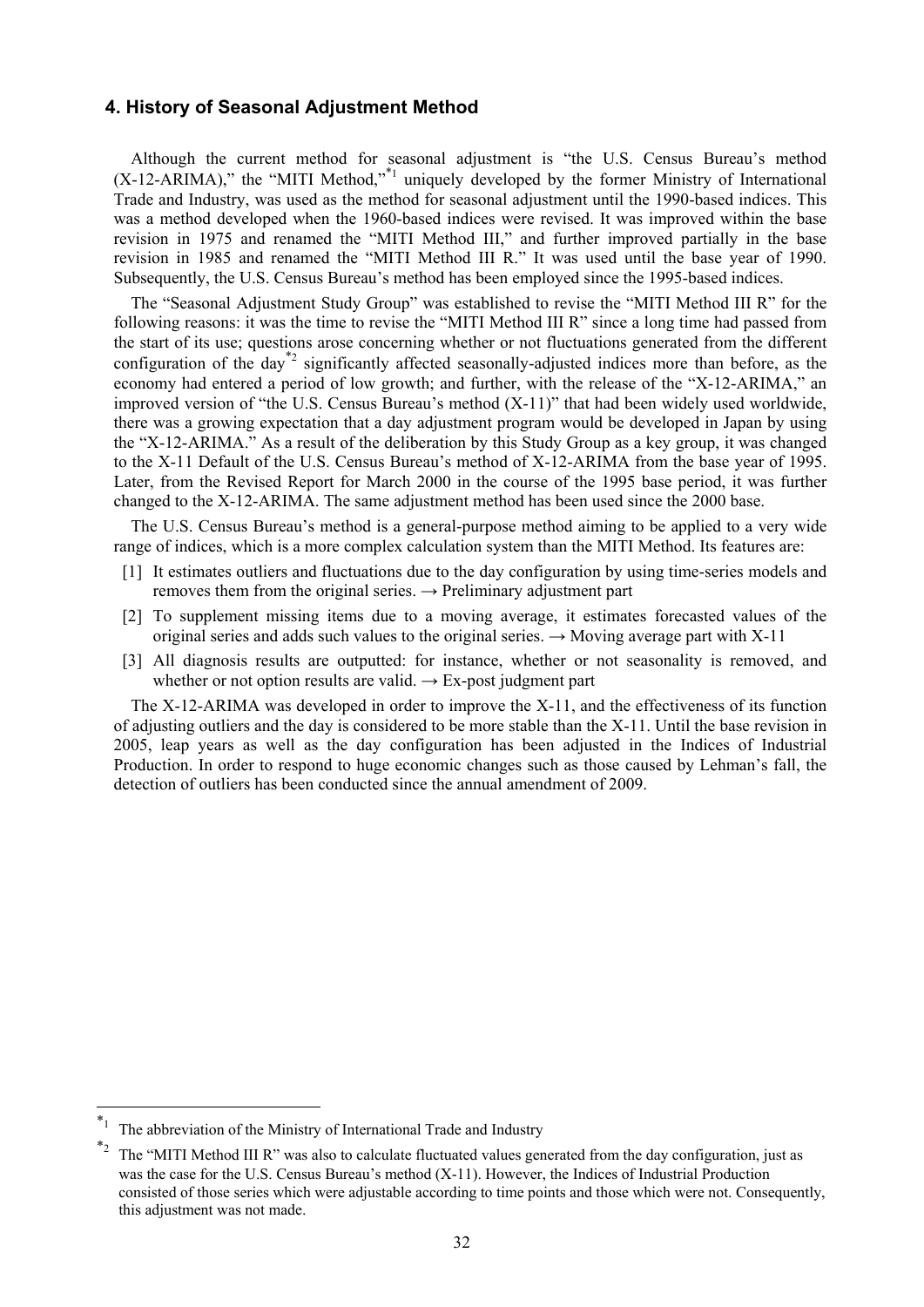## 4. History of Seasonal Adjustment Method

Although the current method for seasonal adjustment is "the U.S. Census Bureau's method (X-12-ARIMA)," the "MITI Method,"[*1] uniquely developed by the former Ministry of International Trade and Industry, was used as the method for seasonal adjustment until the 1990-based indices. This was a method developed when the 1960-based indices were revised. It was improved within the base revision in 1975 and renamed the "MITI Method III," and further improved partially in the base revision in 1985 and renamed the "MITI Method III R." It was used until the base year of 1990. Subsequently, the U.S. Census Bureau's method has been employed since the 1995-based indices.

The "Seasonal Adjustment Study Group" was established to revise the "MITI Method III R" for the following reasons: it was the time to revise the "MITI Method III R" since a long time had passed from the start of its use; questions arose concerning whether or not fluctuations generated from the different configuration of the day[*2] significantly affected seasonally-adjusted indices more than before, as the economy had entered a period of low growth; and further, with the release of the "X-12-ARIMA," an improved version of "the U.S. Census Bureau's method (X-11)" that had been widely used worldwide, there was a growing expectation that a day adjustment program would be developed in Japan by using the "X-12-ARIMA." As a result of the deliberation by this Study Group as a key group, it was changed to the X-11 Default of the U.S. Census Bureau's method of X-12-ARIMA from the base year of 1995. Later, from the Revised Report for March 2000 in the course of the 1995 base period, it was further changed to the X-12-ARIMA. The same adjustment method has been used since the 2000 base.

The U.S. Census Bureau's method is a general-purpose method aiming to be applied to a very wide range of indices, which is a more complex calculation system than the MITI Method. Its features are:

[1] It estimates outliers and fluctuations due to the day configuration by using time-series models and removes them from the original series. → Preliminary adjustment part

[2] To supplement missing items due to a moving average, it estimates forecasted values of the original series and adds such values to the original series. → Moving average part with X-11

[3] All diagnosis results are outputted: for instance, whether or not seasonality is removed, and whether or not option results are valid. → Ex-post judgment part

The X-12-ARIMA was developed in order to improve the X-11, and the effectiveness of its function of adjusting outliers and the day is considered to be more stable than the X-11. Until the base revision in 2005, leap years as well as the day configuration has been adjusted in the Indices of Industrial Production. In order to respond to huge economic changes such as those caused by Lehman's fall, the detection of outliers has been conducted since the annual amendment of 2009.

---

[*1] The abbreviation of the Ministry of International Trade and Industry

[*2] The "MITI Method III R" was also to calculate fluctuated values generated from the day configuration, just as was the case for the U.S. Census Bureau's method (X-11). However, the Indices of Industrial Production consisted of those series which were adjustable according to time points and those which were not. Consequently, this adjustment was not made.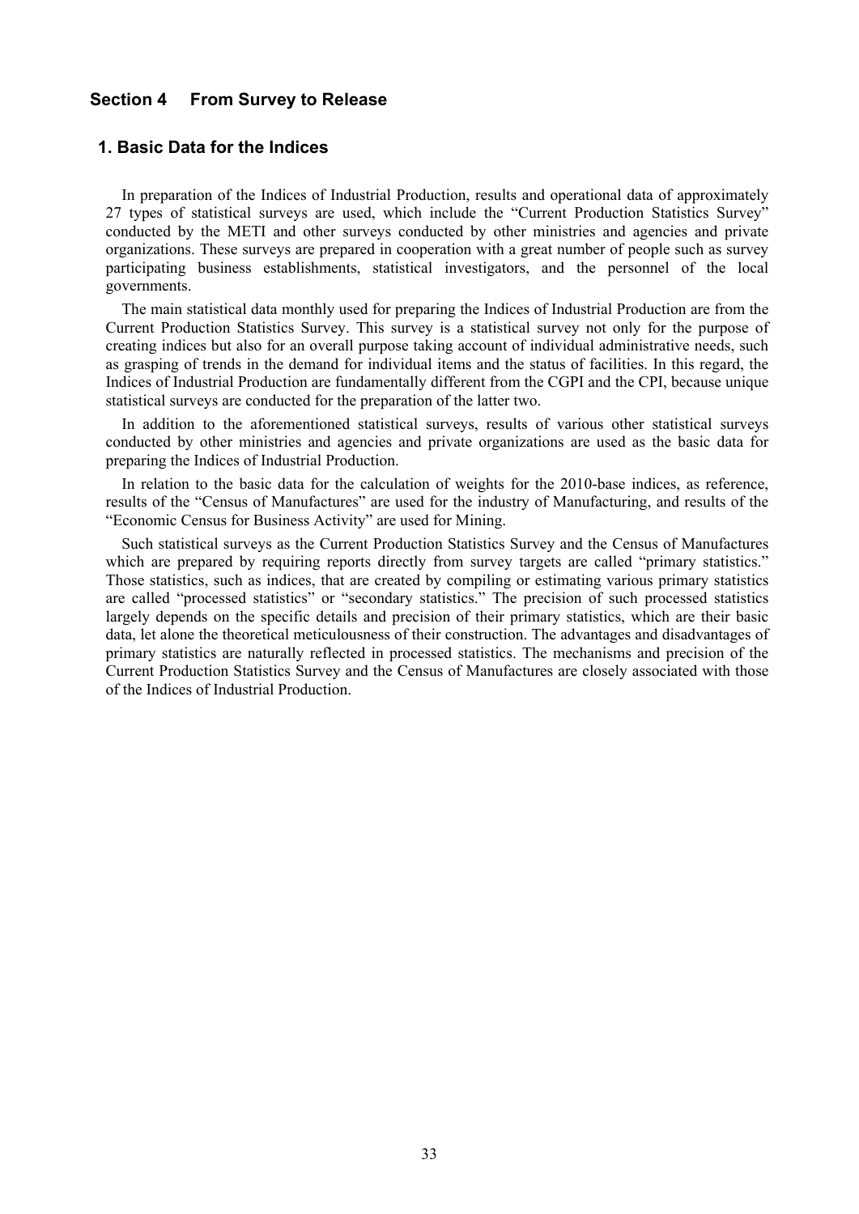## Section 4 From Survey to Release

### 1. Basic Data for the Indices

In preparation of the Indices of Industrial Production, results and operational data of approximately 27 types of statistical surveys are used, which include the "Current Production Statistics Survey" conducted by the METI and other surveys conducted by other ministries and agencies and private organizations. These surveys are prepared in cooperation with a great number of people such as survey participating business establishments, statistical investigators, and the personnel of the local governments.

The main statistical data monthly used for preparing the Indices of Industrial Production are from the Current Production Statistics Survey. This survey is a statistical survey not only for the purpose of creating indices but also for an overall purpose taking account of individual administrative needs, such as grasping of trends in the demand for individual items and the status of facilities. In this regard, the Indices of Industrial Production are fundamentally different from the CGPI and the CPI, because unique statistical surveys are conducted for the preparation of the latter two.

In addition to the aforementioned statistical surveys, results of various other statistical surveys conducted by other ministries and agencies and private organizations are used as the basic data for preparing the Indices of Industrial Production.

In relation to the basic data for the calculation of weights for the 2010-base indices, as reference, results of the "Census of Manufactures" are used for the industry of Manufacturing, and results of the "Economic Census for Business Activity" are used for Mining.

Such statistical surveys as the Current Production Statistics Survey and the Census of Manufactures which are prepared by requiring reports directly from survey targets are called "primary statistics." Those statistics, such as indices, that are created by compiling or estimating various primary statistics are called "processed statistics" or "secondary statistics." The precision of such processed statistics largely depends on the specific details and precision of their primary statistics, which are their basic data, let alone the theoretical meticulousness of their construction. The advantages and disadvantages of primary statistics are naturally reflected in processed statistics. The mechanisms and precision of the Current Production Statistics Survey and the Census of Manufactures are closely associated with those of the Indices of Industrial Production.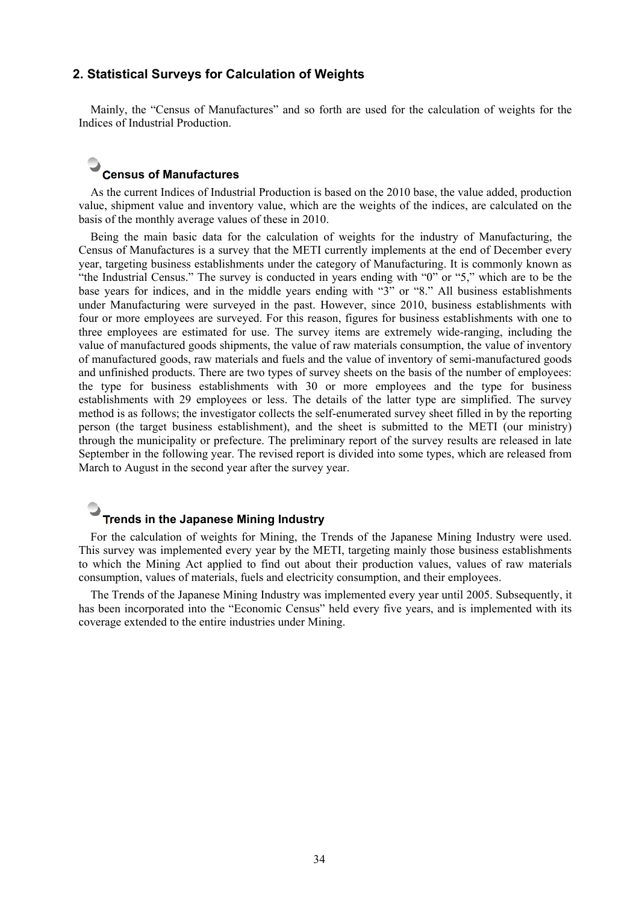## 2. Statistical Surveys for Calculation of Weights

Mainly, the "Census of Manufactures" and so forth are used for the calculation of weights for the Indices of Industrial Production.

### Census of Manufactures

As the current Indices of Industrial Production is based on the 2010 base, the value added, production value, shipment value and inventory value, which are the weights of the indices, are calculated on the basis of the monthly average values of these in 2010.

Being the main basic data for the calculation of weights for the industry of Manufacturing, the Census of Manufactures is a survey that the METI currently implements at the end of December every year, targeting business establishments under the category of Manufacturing. It is commonly known as "the Industrial Census." The survey is conducted in years ending with "0" or "5," which are to be the base years for indices, and in the middle years ending with "3" or "8." All business establishments under Manufacturing were surveyed in the past. However, since 2010, business establishments with four or more employees are surveyed. For this reason, figures for business establishments with one to three employees are estimated for use. The survey items are extremely wide-ranging, including the value of manufactured goods shipments, the value of raw materials consumption, the value of inventory of manufactured goods, raw materials and fuels and the value of inventory of semi-manufactured goods and unfinished products. There are two types of survey sheets on the basis of the number of employees: the type for business establishments with 30 or more employees and the type for business establishments with 29 employees or less. The details of the latter type are simplified. The survey method is as follows; the investigator collects the self-enumerated survey sheet filled in by the reporting person (the target business establishment), and the sheet is submitted to the METI (our ministry) through the municipality or prefecture. The preliminary report of the survey results are released in late September in the following year. The revised report is divided into some types, which are released from March to August in the second year after the survey year.

### Trends in the Japanese Mining Industry

For the calculation of weights for Mining, the Trends of the Japanese Mining Industry were used. This survey was implemented every year by the METI, targeting mainly those business establishments to which the Mining Act applied to find out about their production values, values of raw materials consumption, values of materials, fuels and electricity consumption, and their employees.

The Trends of the Japanese Mining Industry was implemented every year until 2005. Subsequently, it has been incorporated into the "Economic Census" held every five years, and is implemented with its coverage extended to the entire industries under Mining.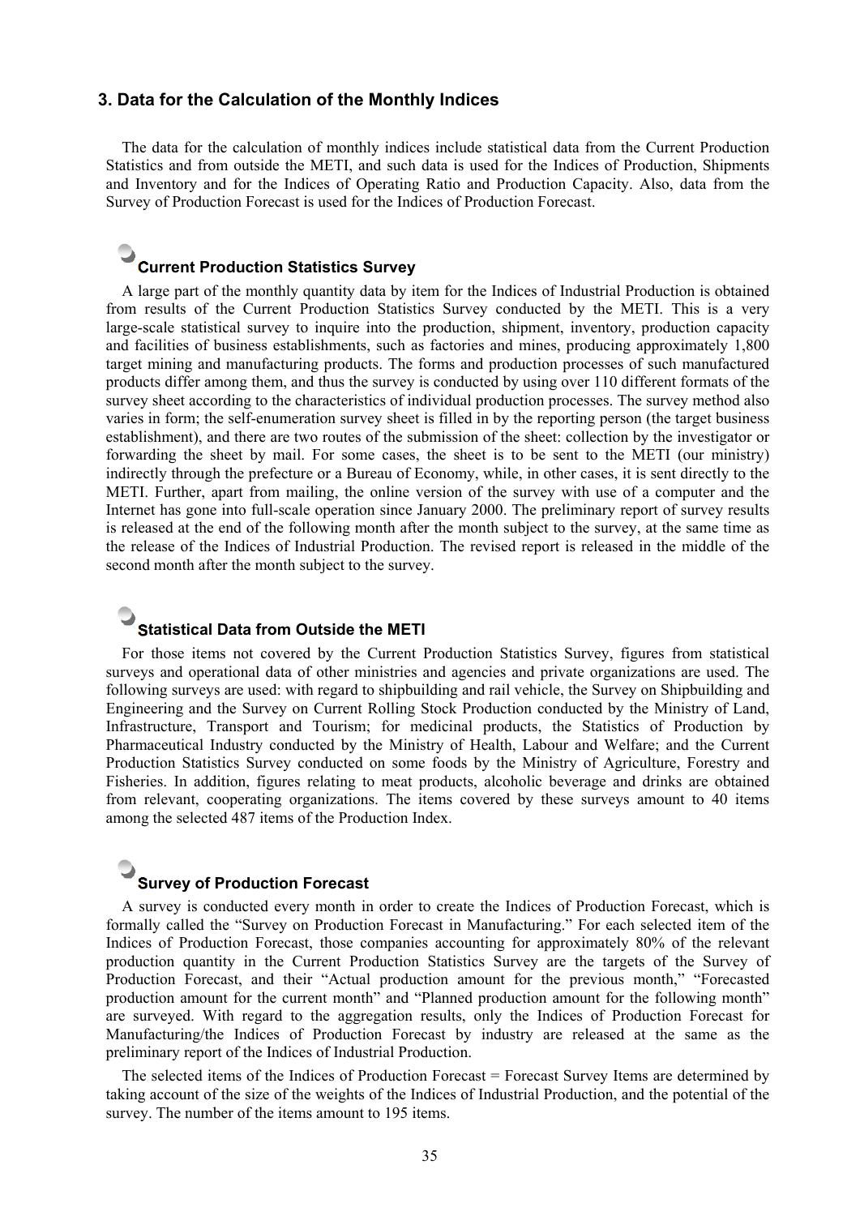## 3. Data for the Calculation of the Monthly Indices

The data for the calculation of monthly indices include statistical data from the Current Production Statistics and from outside the METI, and such data is used for the Indices of Production, Shipments and Inventory and for the Indices of Operating Ratio and Production Capacity. Also, data from the Survey of Production Forecast is used for the Indices of Production Forecast.

### Current Production Statistics Survey

A large part of the monthly quantity data by item for the Indices of Industrial Production is obtained from results of the Current Production Statistics Survey conducted by the METI. This is a very large-scale statistical survey to inquire into the production, shipment, inventory, production capacity and facilities of business establishments, such as factories and mines, producing approximately 1,800 target mining and manufacturing products. The forms and production processes of such manufactured products differ among them, and thus the survey is conducted by using over 110 different formats of the survey sheet according to the characteristics of individual production processes. The survey method also varies in form; the self-enumeration survey sheet is filled in by the reporting person (the target business establishment), and there are two routes of the submission of the sheet: collection by the investigator or forwarding the sheet by mail. For some cases, the sheet is to be sent to the METI (our ministry) indirectly through the prefecture or a Bureau of Economy, while, in other cases, it is sent directly to the METI. Further, apart from mailing, the online version of the survey with use of a computer and the Internet has gone into full-scale operation since January 2000. The preliminary report of survey results is released at the end of the following month after the month subject to the survey, at the same time as the release of the Indices of Industrial Production. The revised report is released in the middle of the second month after the month subject to the survey.

### Statistical Data from Outside the METI

For those items not covered by the Current Production Statistics Survey, figures from statistical surveys and operational data of other ministries and agencies and private organizations are used. The following surveys are used: with regard to shipbuilding and rail vehicle, the Survey on Shipbuilding and Engineering and the Survey on Current Rolling Stock Production conducted by the Ministry of Land, Infrastructure, Transport and Tourism; for medicinal products, the Statistics of Production by Pharmaceutical Industry conducted by the Ministry of Health, Labour and Welfare; and the Current Production Statistics Survey conducted on some foods by the Ministry of Agriculture, Forestry and Fisheries. In addition, figures relating to meat products, alcoholic beverage and drinks are obtained from relevant, cooperating organizations. The items covered by these surveys amount to 40 items among the selected 487 items of the Production Index.

### Survey of Production Forecast

A survey is conducted every month in order to create the Indices of Production Forecast, which is formally called the "Survey on Production Forecast in Manufacturing." For each selected item of the Indices of Production Forecast, those companies accounting for approximately 80% of the relevant production quantity in the Current Production Statistics Survey are the targets of the Survey of Production Forecast, and their "Actual production amount for the previous month," "Forecasted production amount for the current month" and "Planned production amount for the following month" are surveyed. With regard to the aggregation results, only the Indices of Production Forecast for Manufacturing/the Indices of Production Forecast by industry are released at the same as the preliminary report of the Indices of Industrial Production.

The selected items of the Indices of Production Forecast = Forecast Survey Items are determined by taking account of the size of the weights of the Indices of Industrial Production, and the potential of the survey. The number of the items amount to 195 items.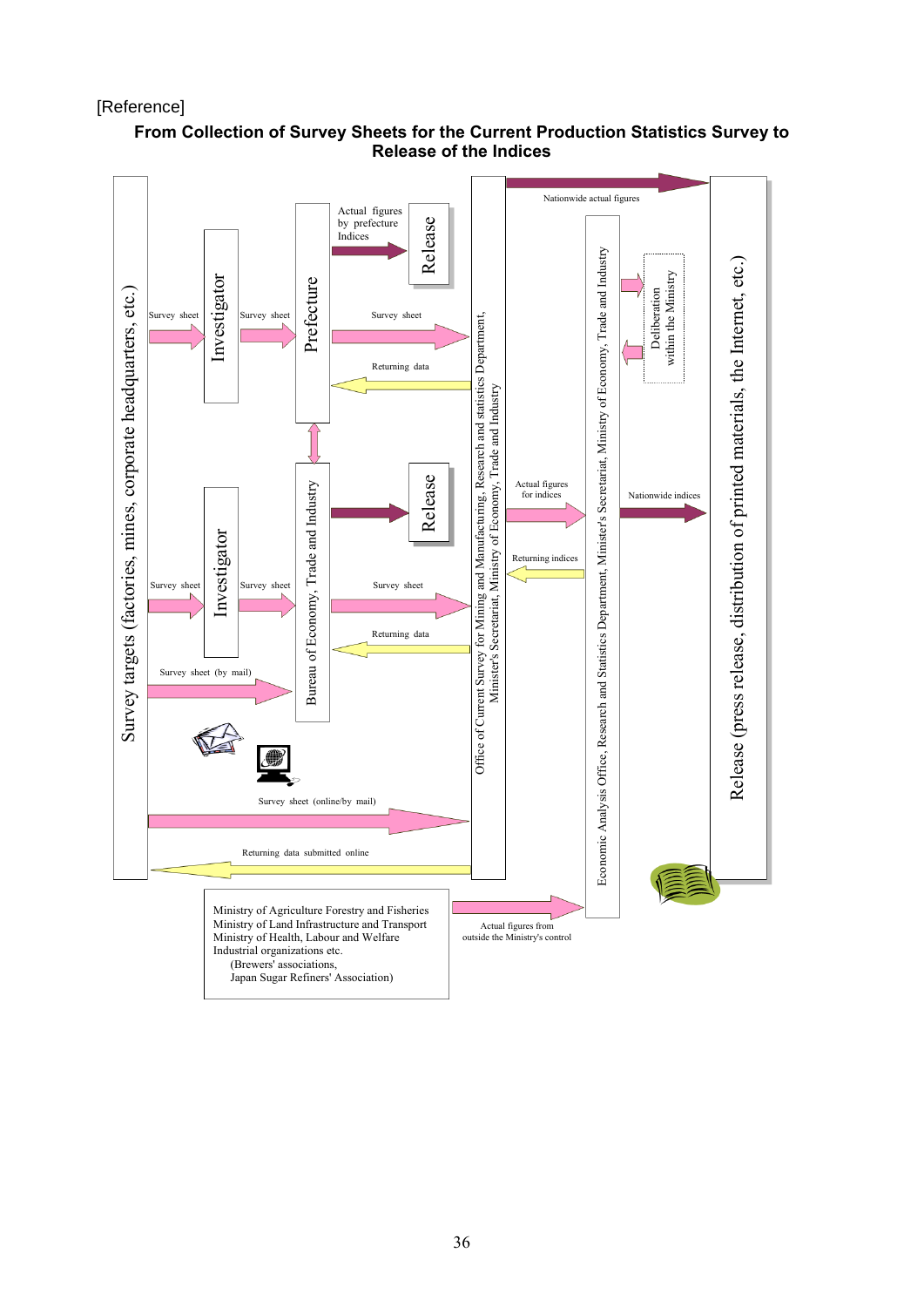[Reference]

## From Collection of Survey Sheets for the Current Production Statistics Survey to Release of the Indices

Survey targets (factories, mines, corporate headquarters, etc.)

Survey sheet → Investigator → Survey sheet → Prefecture

Actual figures by prefecture Indices → Release

Survey sheet → Office of Current Survey for Mining and Manufacturing, Research and statistics Department, Minister's Secretariat, Ministry of Economy, Trade and Industry

Returning data

Survey sheet → Investigator → Survey sheet → Bureau of Economy, Trade and Industry

→ Release

Survey sheet → Office of Current Survey for Mining and Manufacturing

Returning data

Survey sheet (by mail)

Survey sheet (online/by mail)

Returning data submitted online

Nationwide actual figures

Actual figures for indices → Economic Analysis Office, Research and Statistics Department, Minister's Secretariat, Ministry of Economy, Trade and Industry

Returning indices

Deliberation within the Ministry

Nationwide indices

Release (press release, distribution of printed materials, the Internet, etc.)

Ministry of Agriculture Forestry and Fisheries
Ministry of Land Infrastructure and Transport
Ministry of Health, Labour and Welfare
Industrial organizations etc.
(Brewers' associations,
Japan Sugar Refiners' Association)

Actual figures from outside the Ministry's control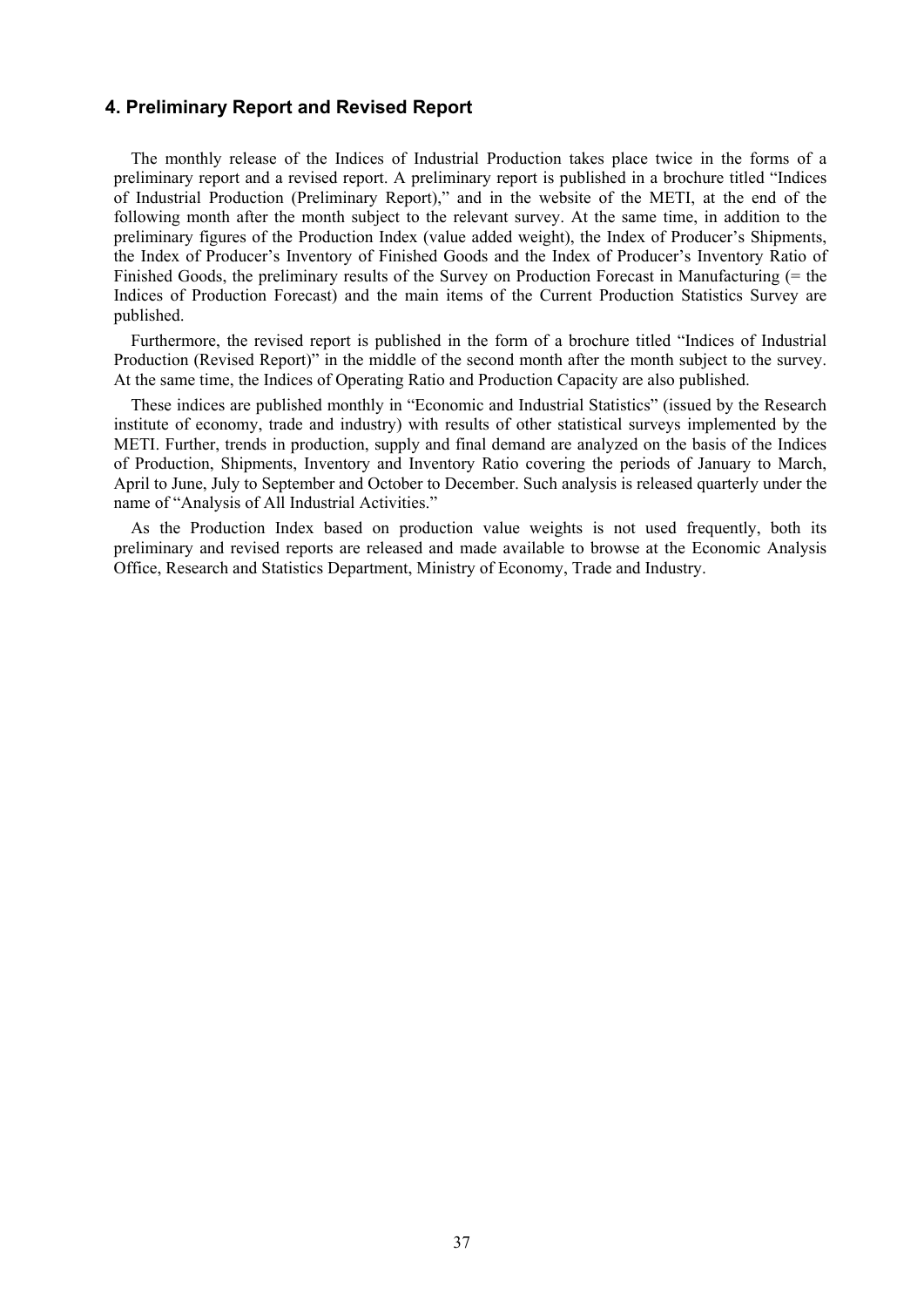## 4. Preliminary Report and Revised Report

The monthly release of the Indices of Industrial Production takes place twice in the forms of a preliminary report and a revised report. A preliminary report is published in a brochure titled "Indices of Industrial Production (Preliminary Report)," and in the website of the METI, at the end of the following month after the month subject to the relevant survey. At the same time, in addition to the preliminary figures of the Production Index (value added weight), the Index of Producer's Shipments, the Index of Producer's Inventory of Finished Goods and the Index of Producer's Inventory Ratio of Finished Goods, the preliminary results of the Survey on Production Forecast in Manufacturing (= the Indices of Production Forecast) and the main items of the Current Production Statistics Survey are published.

Furthermore, the revised report is published in the form of a brochure titled "Indices of Industrial Production (Revised Report)" in the middle of the second month after the month subject to the survey. At the same time, the Indices of Operating Ratio and Production Capacity are also published.

These indices are published monthly in "Economic and Industrial Statistics" (issued by the Research institute of economy, trade and industry) with results of other statistical surveys implemented by the METI. Further, trends in production, supply and final demand are analyzed on the basis of the Indices of Production, Shipments, Inventory and Inventory Ratio covering the periods of January to March, April to June, July to September and October to December. Such analysis is released quarterly under the name of "Analysis of All Industrial Activities."

As the Production Index based on production value weights is not used frequently, both its preliminary and revised reports are released and made available to browse at the Economic Analysis Office, Research and Statistics Department, Ministry of Economy, Trade and Industry.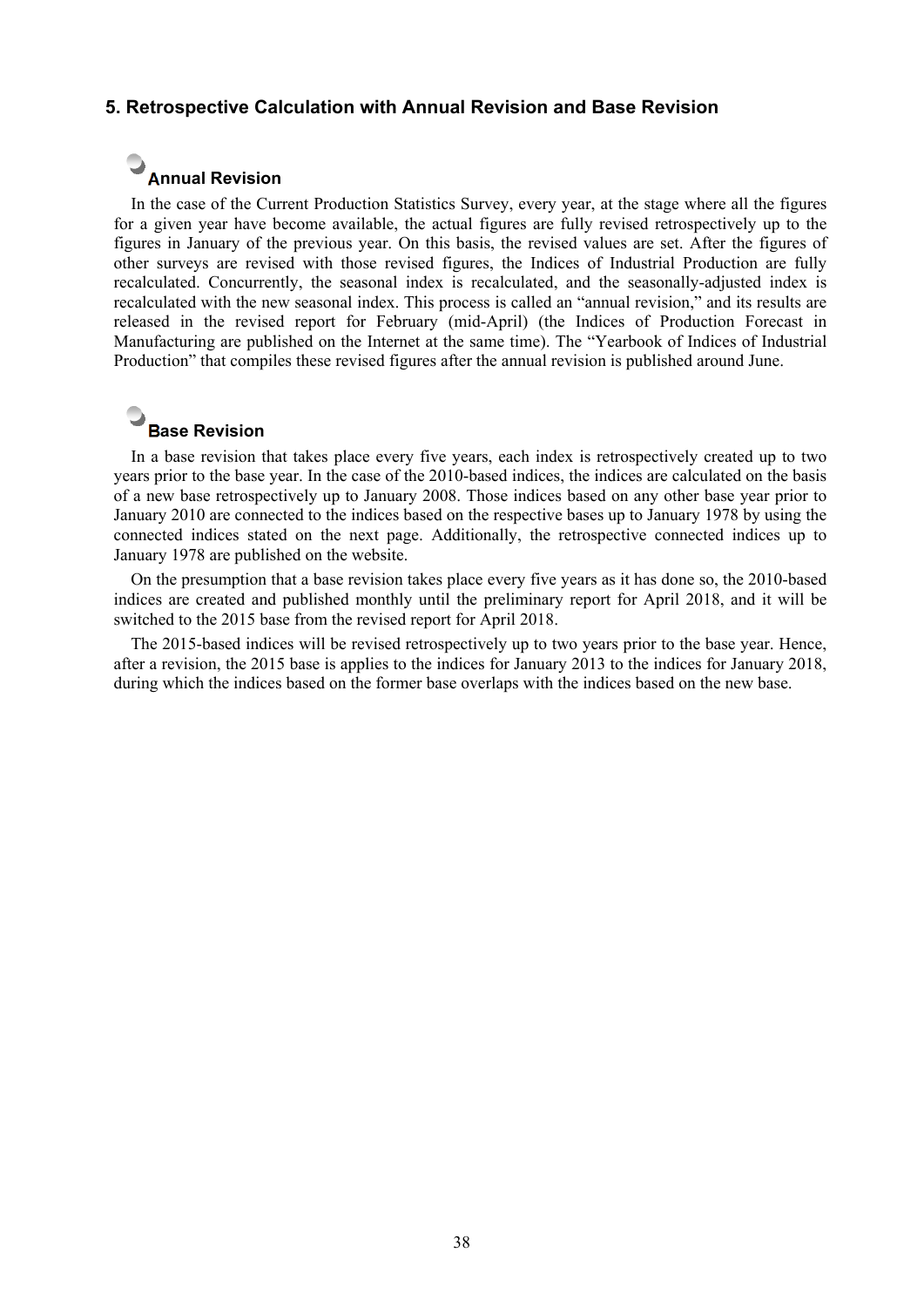## 5. Retrospective Calculation with Annual Revision and Base Revision

### Annual Revision

In the case of the Current Production Statistics Survey, every year, at the stage where all the figures for a given year have become available, the actual figures are fully revised retrospectively up to the figures in January of the previous year. On this basis, the revised values are set. After the figures of other surveys are revised with those revised figures, the Indices of Industrial Production are fully recalculated. Concurrently, the seasonal index is recalculated, and the seasonally-adjusted index is recalculated with the new seasonal index. This process is called an "annual revision," and its results are released in the revised report for February (mid-April) (the Indices of Production Forecast in Manufacturing are published on the Internet at the same time). The "Yearbook of Indices of Industrial Production" that compiles these revised figures after the annual revision is published around June.

### Base Revision

In a base revision that takes place every five years, each index is retrospectively created up to two years prior to the base year. In the case of the 2010-based indices, the indices are calculated on the basis of a new base retrospectively up to January 2008. Those indices based on any other base year prior to January 2010 are connected to the indices based on the respective bases up to January 1978 by using the connected indices stated on the next page. Additionally, the retrospective connected indices up to January 1978 are published on the website.

On the presumption that a base revision takes place every five years as it has done so, the 2010-based indices are created and published monthly until the preliminary report for April 2018, and it will be switched to the 2015 base from the revised report for April 2018.

The 2015-based indices will be revised retrospectively up to two years prior to the base year. Hence, after a revision, the 2015 base is applies to the indices for January 2013 to the indices for January 2018, during which the indices based on the former base overlaps with the indices based on the new base.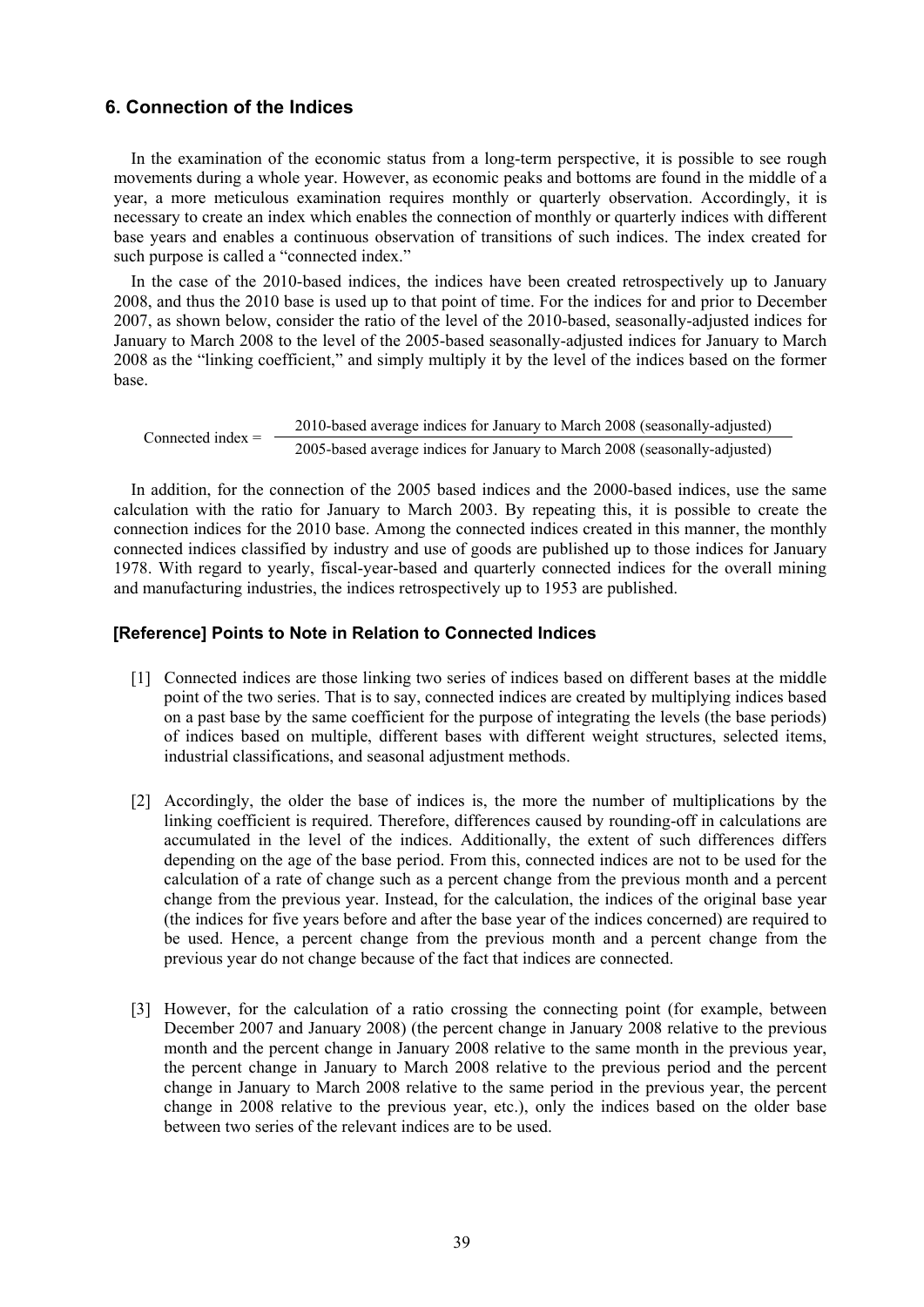## 6. Connection of the Indices

In the examination of the economic status from a long-term perspective, it is possible to see rough movements during a whole year. However, as economic peaks and bottoms are found in the middle of a year, a more meticulous examination requires monthly or quarterly observation. Accordingly, it is necessary to create an index which enables the connection of monthly or quarterly indices with different base years and enables a continuous observation of transitions of such indices. The index created for such purpose is called a "connected index."

In the case of the 2010-based indices, the indices have been created retrospectively up to January 2008, and thus the 2010 base is used up to that point of time. For the indices for and prior to December 2007, as shown below, consider the ratio of the level of the 2010-based, seasonally-adjusted indices for January to March 2008 to the level of the 2005-based seasonally-adjusted indices for January to March 2008 as the "linking coefficient," and simply multiply it by the level of the indices based on the former base.

$$\text{Connected index} = \frac{\text{2010-based average indices for January to March 2008 (seasonally-adjusted)}}{\text{2005-based average indices for January to March 2008 (seasonally-adjusted)}}$$

In addition, for the connection of the 2005 based indices and the 2000-based indices, use the same calculation with the ratio for January to March 2003. By repeating this, it is possible to create the connection indices for the 2010 base. Among the connected indices created in this manner, the monthly connected indices classified by industry and use of goods are published up to those indices for January 1978. With regard to yearly, fiscal-year-based and quarterly connected indices for the overall mining and manufacturing industries, the indices retrospectively up to 1953 are published.

### [Reference] Points to Note in Relation to Connected Indices

[1] Connected indices are those linking two series of indices based on different bases at the middle point of the two series. That is to say, connected indices are created by multiplying indices based on a past base by the same coefficient for the purpose of integrating the levels (the base periods) of indices based on multiple, different bases with different weight structures, selected items, industrial classifications, and seasonal adjustment methods.

[2] Accordingly, the older the base of indices is, the more the number of multiplications by the linking coefficient is required. Therefore, differences caused by rounding-off in calculations are accumulated in the level of the indices. Additionally, the extent of such differences differs depending on the age of the base period. From this, connected indices are not to be used for the calculation of a rate of change such as a percent change from the previous month and a percent change from the previous year. Instead, for the calculation, the indices of the original base year (the indices for five years before and after the base year of the indices concerned) are required to be used. Hence, a percent change from the previous month and a percent change from the previous year do not change because of the fact that indices are connected.

[3] However, for the calculation of a ratio crossing the connecting point (for example, between December 2007 and January 2008) (the percent change in January 2008 relative to the previous month and the percent change in January 2008 relative to the same month in the previous year, the percent change in January to March 2008 relative to the previous period and the percent change in January to March 2008 relative to the same period in the previous year, the percent change in 2008 relative to the previous year, etc.), only the indices based on the older base between two series of the relevant indices are to be used.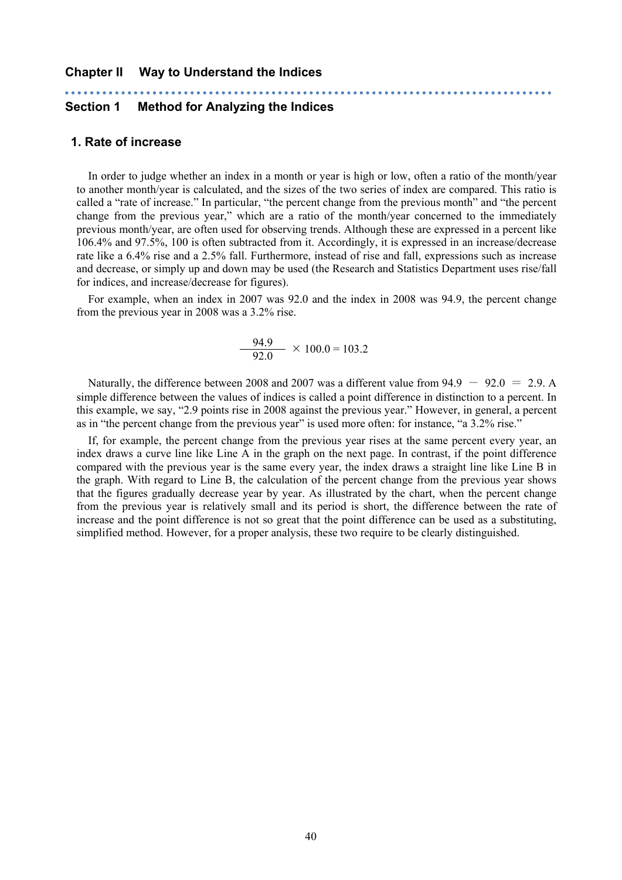## Chapter II Way to Understand the Indices

### Section 1 Method for Analyzing the Indices

#### 1. Rate of increase

In order to judge whether an index in a month or year is high or low, often a ratio of the month/year to another month/year is calculated, and the sizes of the two series of index are compared. This ratio is called a "rate of increase." In particular, "the percent change from the previous month" and "the percent change from the previous year," which are a ratio of the month/year concerned to the immediately previous month/year, are often used for observing trends. Although these are expressed in a percent like 106.4% and 97.5%, 100 is often subtracted from it. Accordingly, it is expressed in an increase/decrease rate like a 6.4% rise and a 2.5% fall. Furthermore, instead of rise and fall, expressions such as increase and decrease, or simply up and down may be used (the Research and Statistics Department uses rise/fall for indices, and increase/decrease for figures).

For example, when an index in 2007 was 92.0 and the index in 2008 was 94.9, the percent change from the previous year in 2008 was a 3.2% rise.

$$\frac{94.9}{92.0} \times 100.0 = 103.2$$

Naturally, the difference between 2008 and 2007 was a different value from $94.9 - 92.0 = 2.9$. A simple difference between the values of indices is called a point difference in distinction to a percent. In this example, we say, "2.9 points rise in 2008 against the previous year." However, in general, a percent as in "the percent change from the previous year" is used more often: for instance, "a 3.2% rise."

If, for example, the percent change from the previous year rises at the same percent every year, an index draws a curve line like Line A in the graph on the next page. In contrast, if the point difference compared with the previous year is the same every year, the index draws a straight line like Line B in the graph. With regard to Line B, the calculation of the percent change from the previous year shows that the figures gradually decrease year by year. As illustrated by the chart, when the percent change from the previous year is relatively small and its period is short, the difference between the rate of increase and the point difference is not so great that the point difference can be used as a substituting, simplified method. However, for a proper analysis, these two require to be clearly distinguished.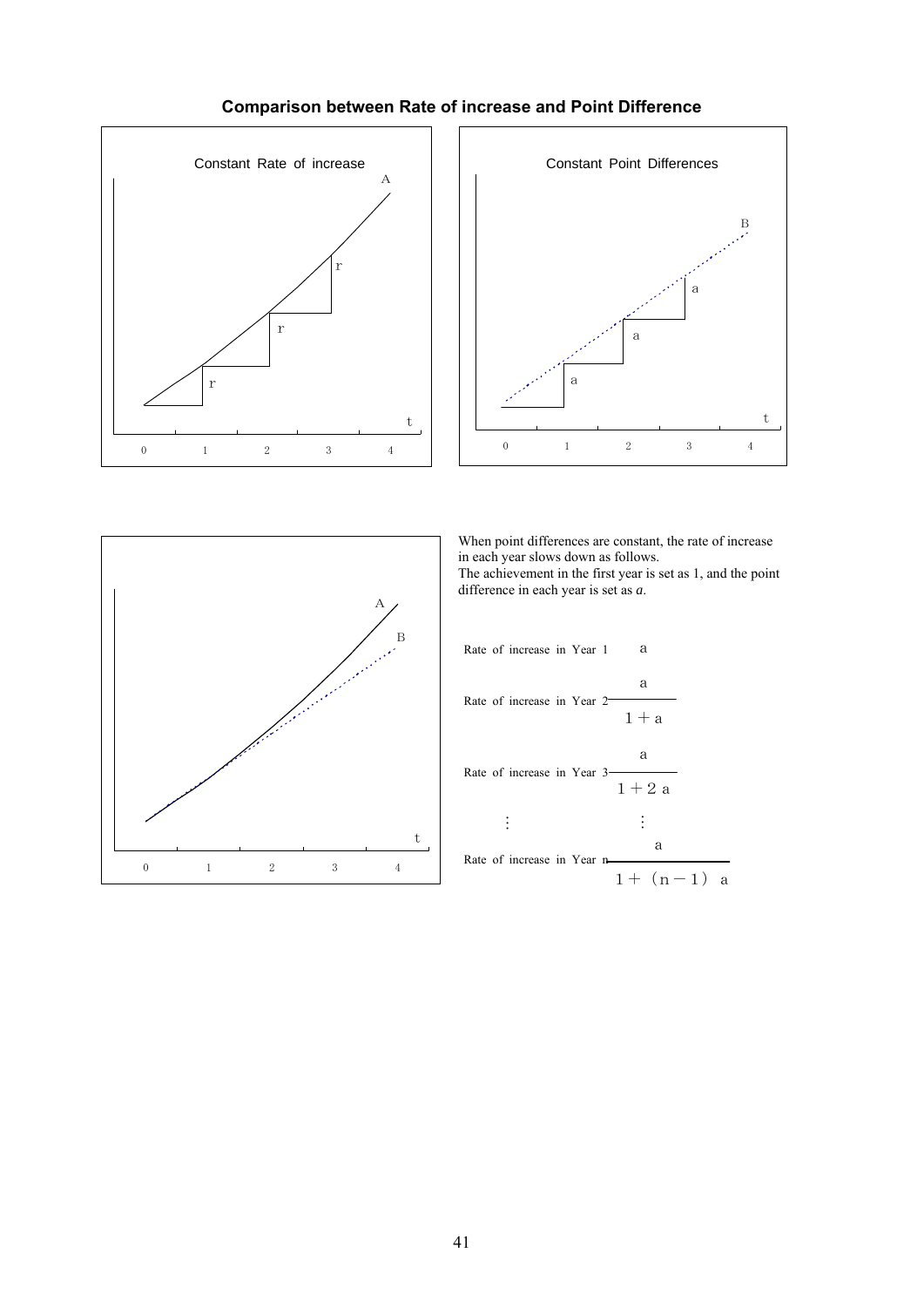## Comparison between Rate of increase and Point Difference

Constant Rate of increase

Constant Point Differences

When point differences are constant, the rate of increase in each year slows down as follows.
The achievement in the first year is set as 1, and the point difference in each year is set as *a*.

Rate of increase in Year 1 $a$

Rate of increase in Year 2 $\dfrac{a}{1+a}$

Rate of increase in Year 3 $\dfrac{a}{1+2a}$

⋮

Rate of increase in Year n $\dfrac{a}{1+(n-1)a}$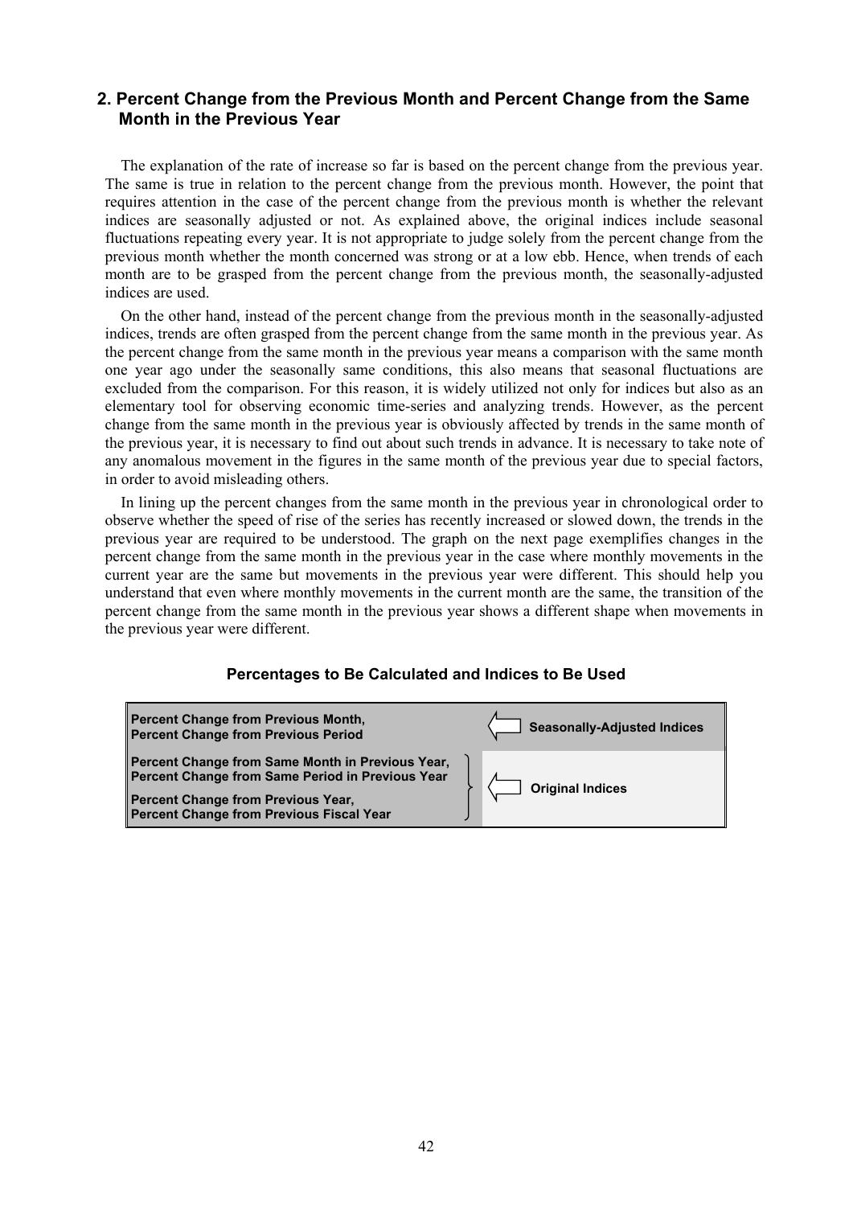## 2. Percent Change from the Previous Month and Percent Change from the Same Month in the Previous Year

The explanation of the rate of increase so far is based on the percent change from the previous year. The same is true in relation to the percent change from the previous month. However, the point that requires attention in the case of the percent change from the previous month is whether the relevant indices are seasonally adjusted or not. As explained above, the original indices include seasonal fluctuations repeating every year. It is not appropriate to judge solely from the percent change from the previous month whether the month concerned was strong or at a low ebb. Hence, when trends of each month are to be grasped from the percent change from the previous month, the seasonally-adjusted indices are used.

On the other hand, instead of the percent change from the previous month in the seasonally-adjusted indices, trends are often grasped from the percent change from the same month in the previous year. As the percent change from the same month in the previous year means a comparison with the same month one year ago under the seasonally same conditions, this also means that seasonal fluctuations are excluded from the comparison. For this reason, it is widely utilized not only for indices but also as an elementary tool for observing economic time-series and analyzing trends. However, as the percent change from the same month in the previous year is obviously affected by trends in the same month of the previous year, it is necessary to find out about such trends in advance. It is necessary to take note of any anomalous movement in the figures in the same month of the previous year due to special factors, in order to avoid misleading others.

In lining up the percent changes from the same month in the previous year in chronological order to observe whether the speed of rise of the series has recently increased or slowed down, the trends in the previous year are required to be understood. The graph on the next page exemplifies changes in the percent change from the same month in the previous year in the case where monthly movements in the current year are the same but movements in the previous year were different. This should help you understand that even where monthly movements in the current month are the same, the transition of the percent change from the same month in the previous year shows a different shape when movements in the previous year were different.

### Percentages to Be Calculated and Indices to Be Used

| Percentages to Be Calculated | Indices to Be Used |
| --- | --- |
| **Percent Change from Previous Month, Percent Change from Previous Period** | ⇐ **Seasonally-Adjusted Indices** |
| **Percent Change from Same Month in Previous Year, Percent Change from Same Period in Previous Year** | ⇐ **Original Indices** |
| **Percent Change from Previous Year, Percent Change from Previous Fiscal Year** | ⇐ **Original Indices** |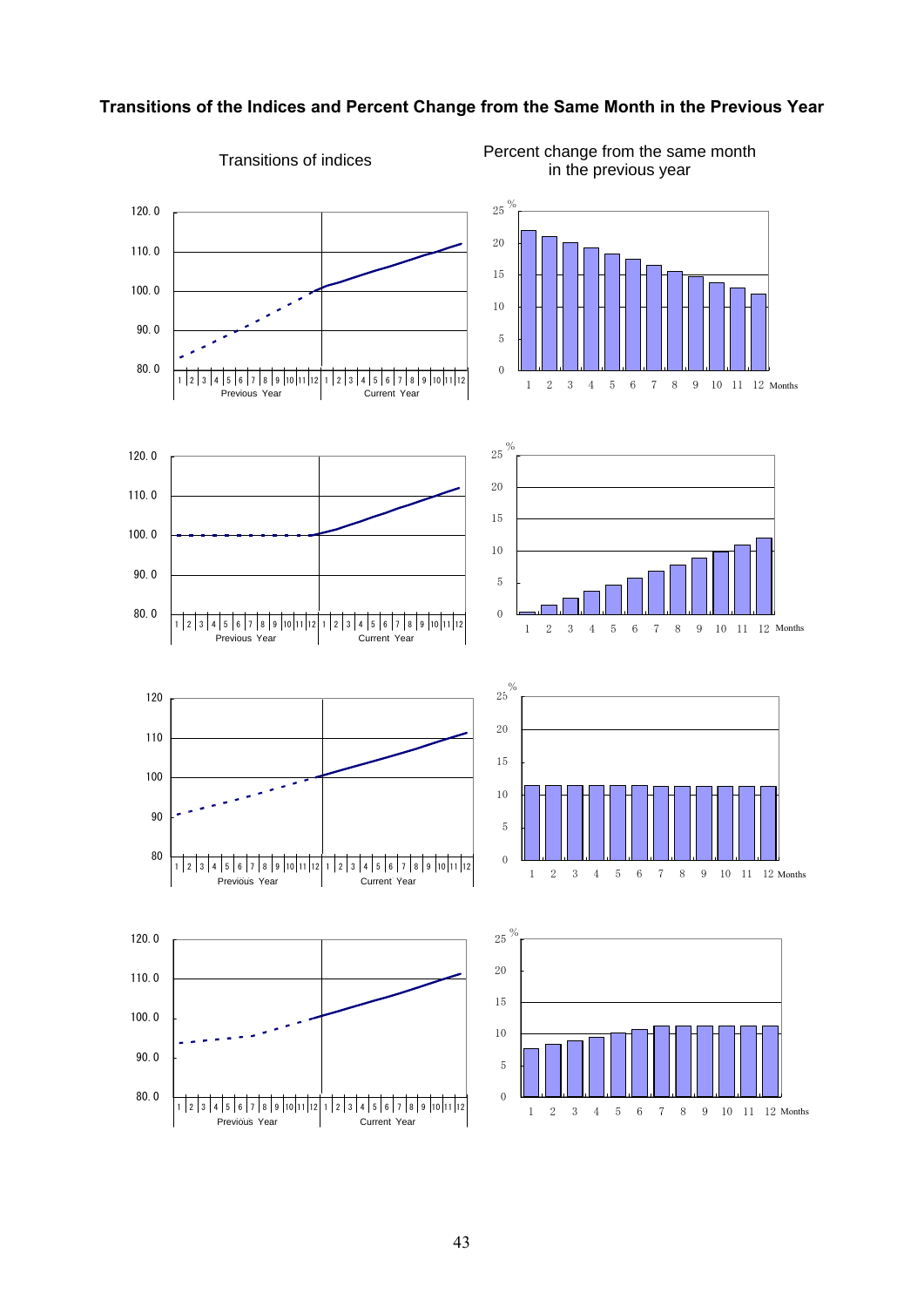**Transitions of the Indices and Percent Change from the Same Month in the Previous Year**

Transitions of indices

Percent change from the same month in the previous year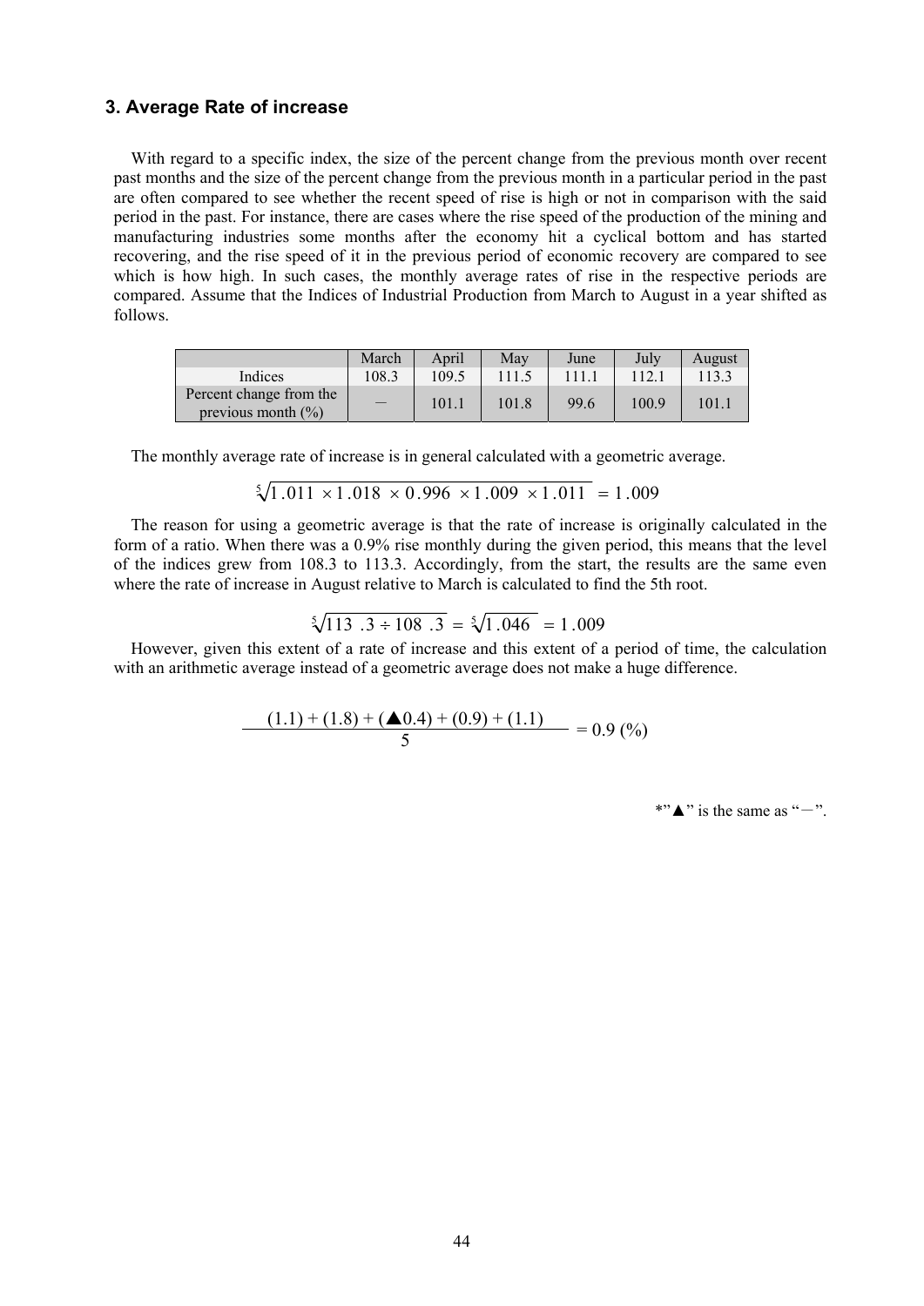## 3. Average Rate of increase

With regard to a specific index, the size of the percent change from the previous month over recent past months and the size of the percent change from the previous month in a particular period in the past are often compared to see whether the recent speed of rise is high or not in comparison with the said period in the past. For instance, there are cases where the rise speed of the production of the mining and manufacturing industries some months after the economy hit a cyclical bottom and has started recovering, and the rise speed of it in the previous period of economic recovery are compared to see which is how high. In such cases, the monthly average rates of rise in the respective periods are compared. Assume that the Indices of Industrial Production from March to August in a year shifted as follows.

| | March | April | May | June | July | August |
|---|---|---|---|---|---|---|
| Indices | 108.3 | 109.5 | 111.5 | 111.1 | 112.1 | 113.3 |
| Percent change from the previous month (%) | – | 101.1 | 101.8 | 99.6 | 100.9 | 101.1 |

The monthly average rate of increase is in general calculated with a geometric average.

$$\sqrt[5]{1.011 \times 1.018 \times 0.996 \times 1.009 \times 1.011} = 1.009$$

The reason for using a geometric average is that the rate of increase is originally calculated in the form of a ratio. When there was a 0.9% rise monthly during the given period, this means that the level of the indices grew from 108.3 to 113.3. Accordingly, from the start, the results are the same even where the rate of increase in August relative to March is calculated to find the 5th root.

$$\sqrt[5]{113.3 \div 108.3} = \sqrt[5]{1.046} = 1.009$$

However, given this extent of a rate of increase and this extent of a period of time, the calculation with an arithmetic average instead of a geometric average does not make a huge difference.

$$\frac{(1.1) + (1.8) + (▲0.4) + (0.9) + (1.1)}{5} = 0.9\ (\%)$$

*"▲" is the same as "－".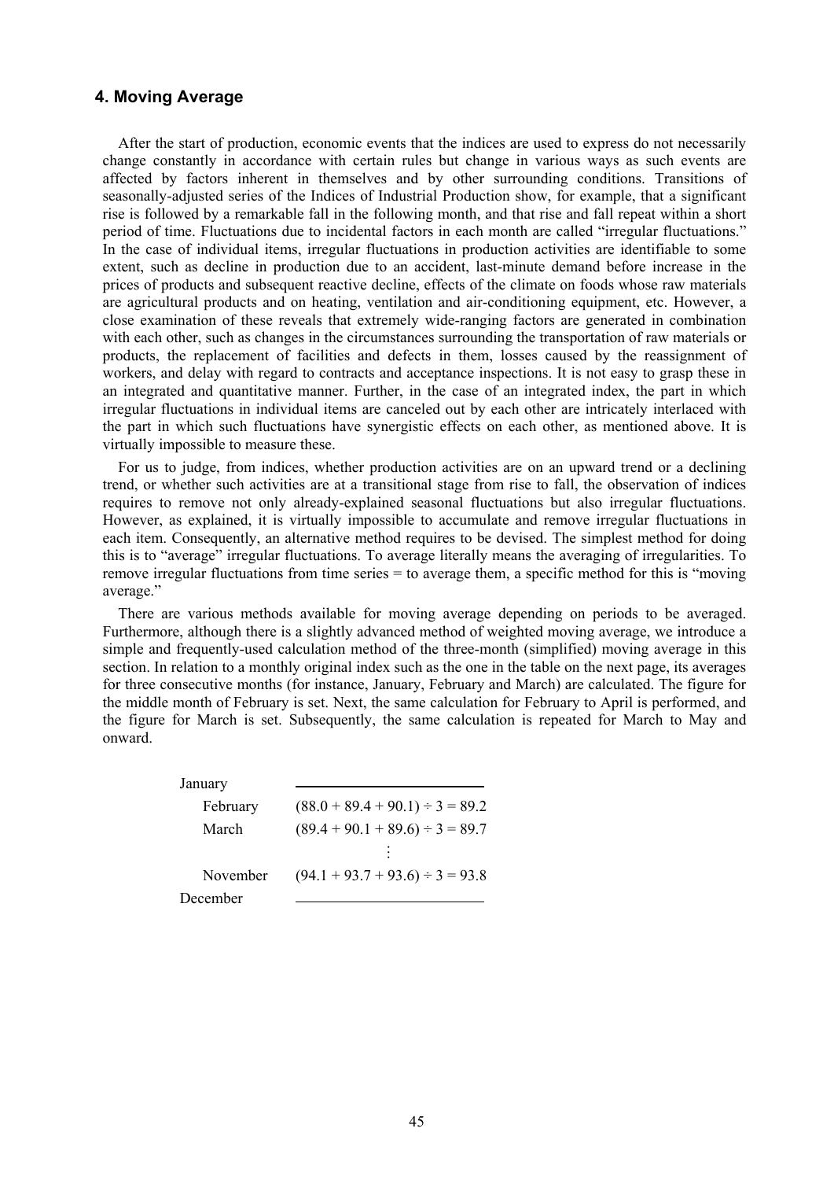## 4. Moving Average

After the start of production, economic events that the indices are used to express do not necessarily change constantly in accordance with certain rules but change in various ways as such events are affected by factors inherent in themselves and by other surrounding conditions. Transitions of seasonally-adjusted series of the Indices of Industrial Production show, for example, that a significant rise is followed by a remarkable fall in the following month, and that rise and fall repeat within a short period of time. Fluctuations due to incidental factors in each month are called "irregular fluctuations." In the case of individual items, irregular fluctuations in production activities are identifiable to some extent, such as decline in production due to an accident, last-minute demand before increase in the prices of products and subsequent reactive decline, effects of the climate on foods whose raw materials are agricultural products and on heating, ventilation and air-conditioning equipment, etc. However, a close examination of these reveals that extremely wide-ranging factors are generated in combination with each other, such as changes in the circumstances surrounding the transportation of raw materials or products, the replacement of facilities and defects in them, losses caused by the reassignment of workers, and delay with regard to contracts and acceptance inspections. It is not easy to grasp these in an integrated and quantitative manner. Further, in the case of an integrated index, the part in which irregular fluctuations in individual items are canceled out by each other are intricately interlaced with the part in which such fluctuations have synergistic effects on each other, as mentioned above. It is virtually impossible to measure these.

For us to judge, from indices, whether production activities are on an upward trend or a declining trend, or whether such activities are at a transitional stage from rise to fall, the observation of indices requires to remove not only already-explained seasonal fluctuations but also irregular fluctuations. However, as explained, it is virtually impossible to accumulate and remove irregular fluctuations in each item. Consequently, an alternative method requires to be devised. The simplest method for doing this is to "average" irregular fluctuations. To average literally means the averaging of irregularities. To remove irregular fluctuations from time series = to average them, a specific method for this is "moving average."

There are various methods available for moving average depending on periods to be averaged. Furthermore, although there is a slightly advanced method of weighted moving average, we introduce a simple and frequently-used calculation method of the three-month (simplified) moving average in this section. In relation to a monthly original index such as the one in the table on the next page, its averages for three consecutive months (for instance, January, February and March) are calculated. The figure for the middle month of February is set. Next, the same calculation for February to April is performed, and the figure for March is set. Subsequently, the same calculation is repeated for March to May and onward.

| Month | Calculation |
|---|---|
| January | ——— |
| February | $(88.0 + 89.4 + 90.1) \div 3 = 89.2$ |
| March | $(89.4 + 90.1 + 89.6) \div 3 = 89.7$ |
| ⋮ | ⋮ |
| November | $(94.1 + 93.7 + 93.6) \div 3 = 93.8$ |
| December | ——— |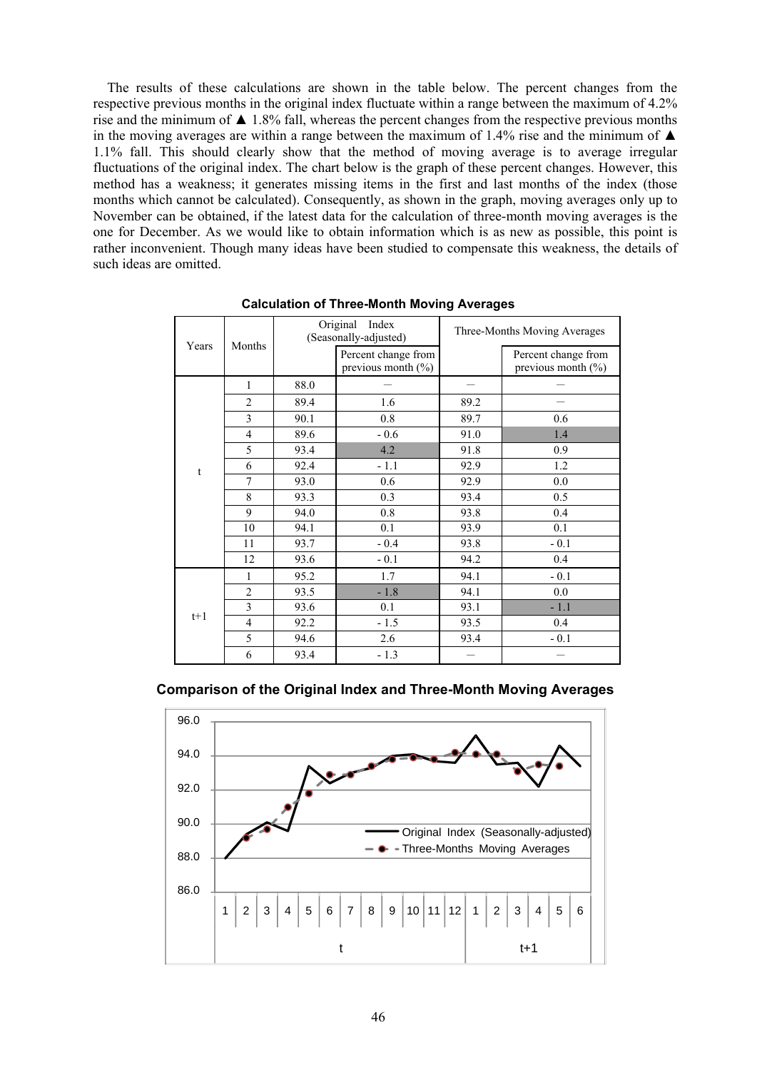The results of these calculations are shown in the table below. The percent changes from the respective previous months in the original index fluctuate within a range between the maximum of 4.2% rise and the minimum of ▲ 1.8% fall, whereas the percent changes from the respective previous months in the moving averages are within a range between the maximum of 1.4% rise and the minimum of ▲ 1.1% fall. This should clearly show that the method of moving average is to average irregular fluctuations of the original index. The chart below is the graph of these percent changes. However, this method has a weakness; it generates missing items in the first and last months of the index (those months which cannot be calculated). Consequently, as shown in the graph, moving averages only up to November can be obtained, if the latest data for the calculation of three-month moving averages is the one for December. As we would like to obtain information which is as new as possible, this point is rather inconvenient. Though many ideas have been studied to compensate this weakness, the details of such ideas are omitted.

**Calculation of Three-Month Moving Averages**

| Years | Months | Original Index (Seasonally-adjusted) | | Three-Months Moving Averages | |
|---|---|---|---|---|---|
| | | | Percent change from previous month (%) | | Percent change from previous month (%) |
| t | 1 | 88.0 | – | – | – |
| | 2 | 89.4 | 1.6 | 89.2 | – |
| | 3 | 90.1 | 0.8 | 89.7 | 0.6 |
| | 4 | 89.6 | - 0.6 | 91.0 | 1.4 |
| | 5 | 93.4 | 4.2 | 91.8 | 0.9 |
| | 6 | 92.4 | - 1.1 | 92.9 | 1.2 |
| | 7 | 93.0 | 0.6 | 92.9 | 0.0 |
| | 8 | 93.3 | 0.3 | 93.4 | 0.5 |
| | 9 | 94.0 | 0.8 | 93.8 | 0.4 |
| | 10 | 94.1 | 0.1 | 93.9 | 0.1 |
| | 11 | 93.7 | - 0.4 | 93.8 | - 0.1 |
| | 12 | 93.6 | - 0.1 | 94.2 | 0.4 |
| t+1 | 1 | 95.2 | 1.7 | 94.1 | - 0.1 |
| | 2 | 93.5 | - 1.8 | 94.1 | 0.0 |
| | 3 | 93.6 | 0.1 | 93.1 | - 1.1 |
| | 4 | 92.2 | - 1.5 | 93.5 | 0.4 |
| | 5 | 94.6 | 2.6 | 93.4 | - 0.1 |
| | 6 | 93.4 | - 1.3 | – | – |

**Comparison of the Original Index and Three-Month Moving Averages**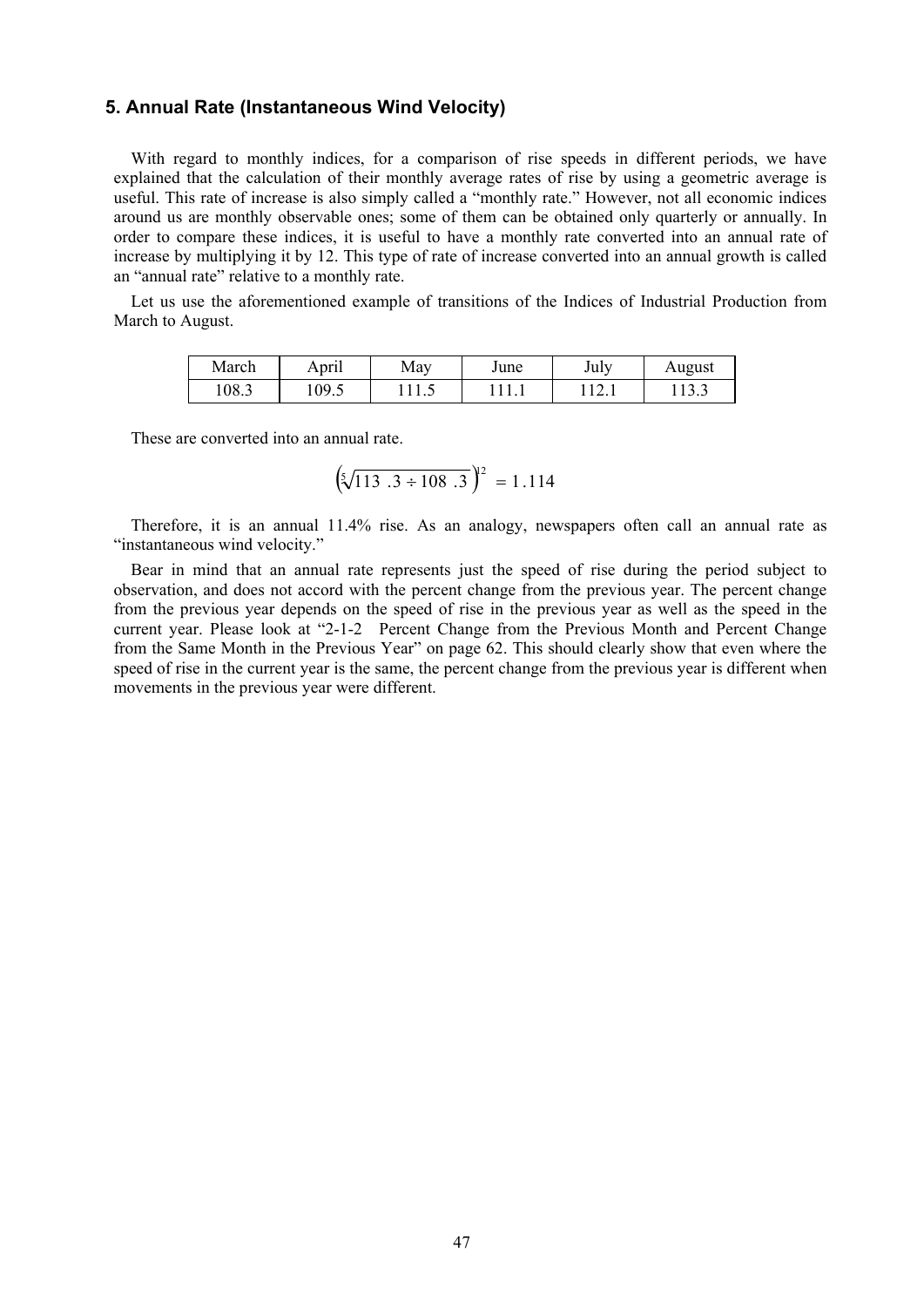## 5. Annual Rate (Instantaneous Wind Velocity)

With regard to monthly indices, for a comparison of rise speeds in different periods, we have explained that the calculation of their monthly average rates of rise by using a geometric average is useful. This rate of increase is also simply called a "monthly rate." However, not all economic indices around us are monthly observable ones; some of them can be obtained only quarterly or annually. In order to compare these indices, it is useful to have a monthly rate converted into an annual rate of increase by multiplying it by 12. This type of rate of increase converted into an annual growth is called an "annual rate" relative to a monthly rate.

Let us use the aforementioned example of transitions of the Indices of Industrial Production from March to August.

| March | April | May | June | July | August |
|---|---|---|---|---|---|
| 108.3 | 109.5 | 111.5 | 111.1 | 112.1 | 113.3 |

These are converted into an annual rate.

$$\left(\sqrt[5]{113.3 \div 108.3}\right)^{12} = 1.114$$

Therefore, it is an annual 11.4% rise. As an analogy, newspapers often call an annual rate as "instantaneous wind velocity."

Bear in mind that an annual rate represents just the speed of rise during the period subject to observation, and does not accord with the percent change from the previous year. The percent change from the previous year depends on the speed of rise in the previous year as well as the speed in the current year. Please look at "2-1-2 Percent Change from the Previous Month and Percent Change from the Same Month in the Previous Year" on page 62. This should clearly show that even where the speed of rise in the current year is the same, the percent change from the previous year is different when movements in the previous year were different.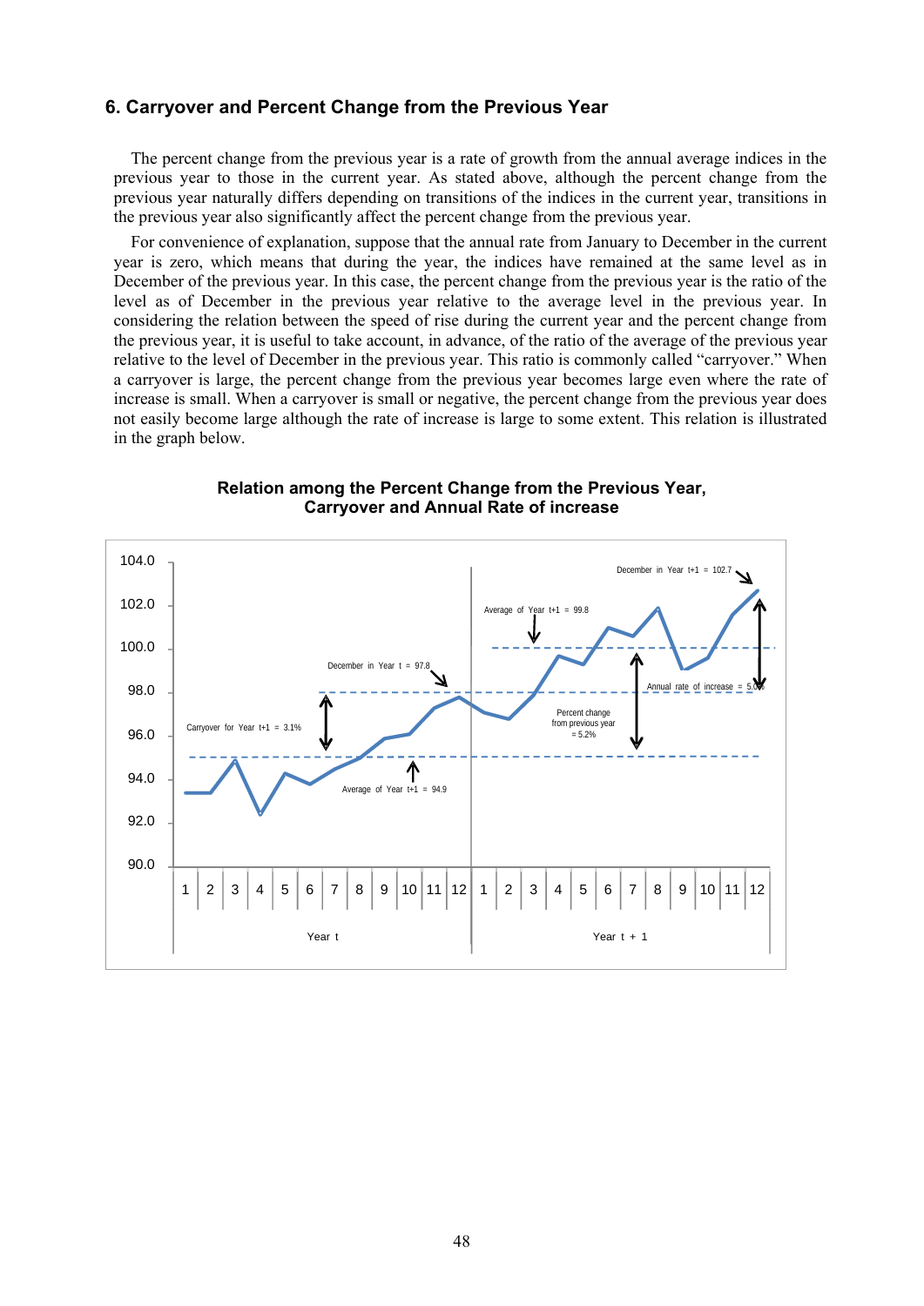## 6. Carryover and Percent Change from the Previous Year

The percent change from the previous year is a rate of growth from the annual average indices in the previous year to those in the current year. As stated above, although the percent change from the previous year naturally differs depending on transitions of the indices in the current year, transitions in the previous year also significantly affect the percent change from the previous year.

For convenience of explanation, suppose that the annual rate from January to December in the current year is zero, which means that during the year, the indices have remained at the same level as in December of the previous year. In this case, the percent change from the previous year is the ratio of the level as of December in the previous year relative to the average level in the previous year. In considering the relation between the speed of rise during the current year and the percent change from the previous year, it is useful to take account, in advance, of the ratio of the average of the previous year relative to the level of December in the previous year. This ratio is commonly called "carryover." When a carryover is large, the percent change from the previous year becomes large even where the rate of increase is small. When a carryover is small or negative, the percent change from the previous year does not easily become large although the rate of increase is large to some extent. This relation is illustrated in the graph below.

**Relation among the Percent Change from the Previous Year, Carryover and Annual Rate of increase**

December in Year t+1 = 102.7

Average of Year t+1 = 99.8

December in Year t = 97.8

Annual rate of increase = 5.0%

Carryover for Year t+1 = 3.1%

Percent change from previous year = 5.2%

Average of Year t+1 = 94.9

Year t

Year t + 1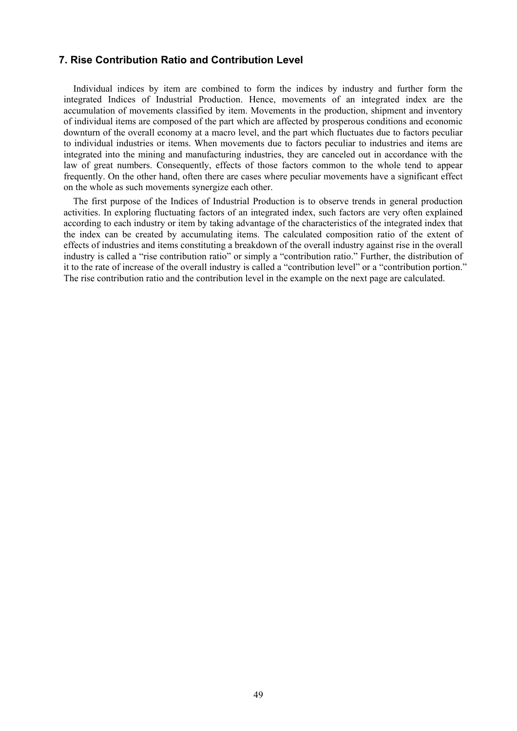## 7. Rise Contribution Ratio and Contribution Level

Individual indices by item are combined to form the indices by industry and further form the integrated Indices of Industrial Production. Hence, movements of an integrated index are the accumulation of movements classified by item. Movements in the production, shipment and inventory of individual items are composed of the part which are affected by prosperous conditions and economic downturn of the overall economy at a macro level, and the part which fluctuates due to factors peculiar to individual industries or items. When movements due to factors peculiar to industries and items are integrated into the mining and manufacturing industries, they are canceled out in accordance with the law of great numbers. Consequently, effects of those factors common to the whole tend to appear frequently. On the other hand, often there are cases where peculiar movements have a significant effect on the whole as such movements synergize each other.

The first purpose of the Indices of Industrial Production is to observe trends in general production activities. In exploring fluctuating factors of an integrated index, such factors are very often explained according to each industry or item by taking advantage of the characteristics of the integrated index that the index can be created by accumulating items. The calculated composition ratio of the extent of effects of industries and items constituting a breakdown of the overall industry against rise in the overall industry is called a "rise contribution ratio" or simply a "contribution ratio." Further, the distribution of it to the rate of increase of the overall industry is called a "contribution level" or a "contribution portion." The rise contribution ratio and the contribution level in the example on the next page are calculated.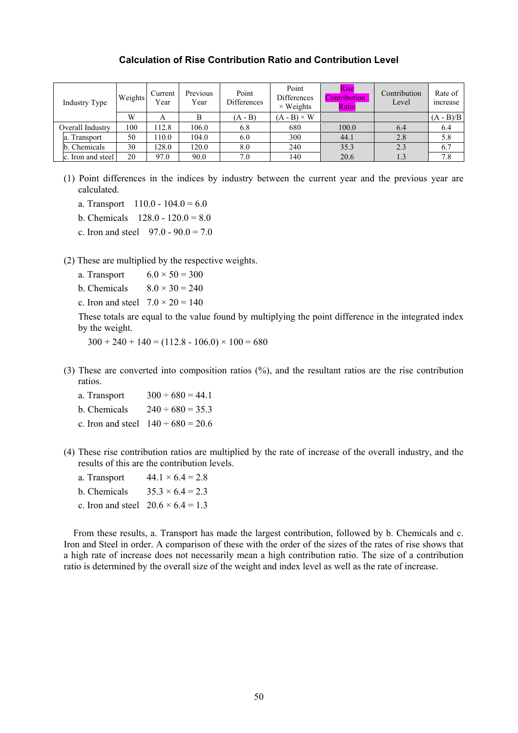### Calculation of Rise Contribution Ratio and Contribution Level

| Industry Type | Weights | Current Year | Previous Year | Point Differences | Point Differences × Weights | Rise Contribution Ratio | Contribution Level | Rate of increase |
|---|---|---|---|---|---|---|---|---|
| | W | A | B | (A - B) | (A - B) × W | | | (A - B)/B |
| Overall Industry | 100 | 112.8 | 106.0 | 6.8 | 680 | 100.0 | 6.4 | 6.4 |
| a. Transport | 50 | 110.0 | 104.0 | 6.0 | 300 | 44.1 | 2.8 | 5.8 |
| b. Chemicals | 30 | 128.0 | 120.0 | 8.0 | 240 | 35.3 | 2.3 | 6.7 |
| c. Iron and steel | 20 | 97.0 | 90.0 | 7.0 | 140 | 20.6 | 1.3 | 7.8 |

(1) Point differences in the indices by industry between the current year and the previous year are calculated.

a. Transport   110.0 - 104.0 = 6.0

b. Chemicals   128.0 - 120.0 = 8.0

c. Iron and steel   97.0 - 90.0 = 7.0

(2) These are multiplied by the respective weights.

a. Transport   6.0 × 50 = 300

b. Chemicals   8.0 × 30 = 240

c. Iron and steel   7.0 × 20 = 140

These totals are equal to the value found by multiplying the point difference in the integrated index by the weight.

300 + 240 + 140 = (112.8 - 106.0) × 100 = 680

(3) These are converted into composition ratios (%), and the resultant ratios are the rise contribution ratios.

a. Transport   300 ÷ 680 = 44.1

b. Chemicals   240 ÷ 680 = 35.3

c. Iron and steel   140 ÷ 680 = 20.6

(4) These rise contribution ratios are multiplied by the rate of increase of the overall industry, and the results of this are the contribution levels.

a. Transport   44.1 × 6.4 = 2.8

b. Chemicals   35.3 × 6.4 = 2.3

c. Iron and steel   20.6 × 6.4 = 1.3

From these results, a. Transport has made the largest contribution, followed by b. Chemicals and c. Iron and Steel in order. A comparison of these with the order of the sizes of the rates of rise shows that a high rate of increase does not necessarily mean a high contribution ratio. The size of a contribution ratio is determined by the overall size of the weight and index level as well as the rate of increase.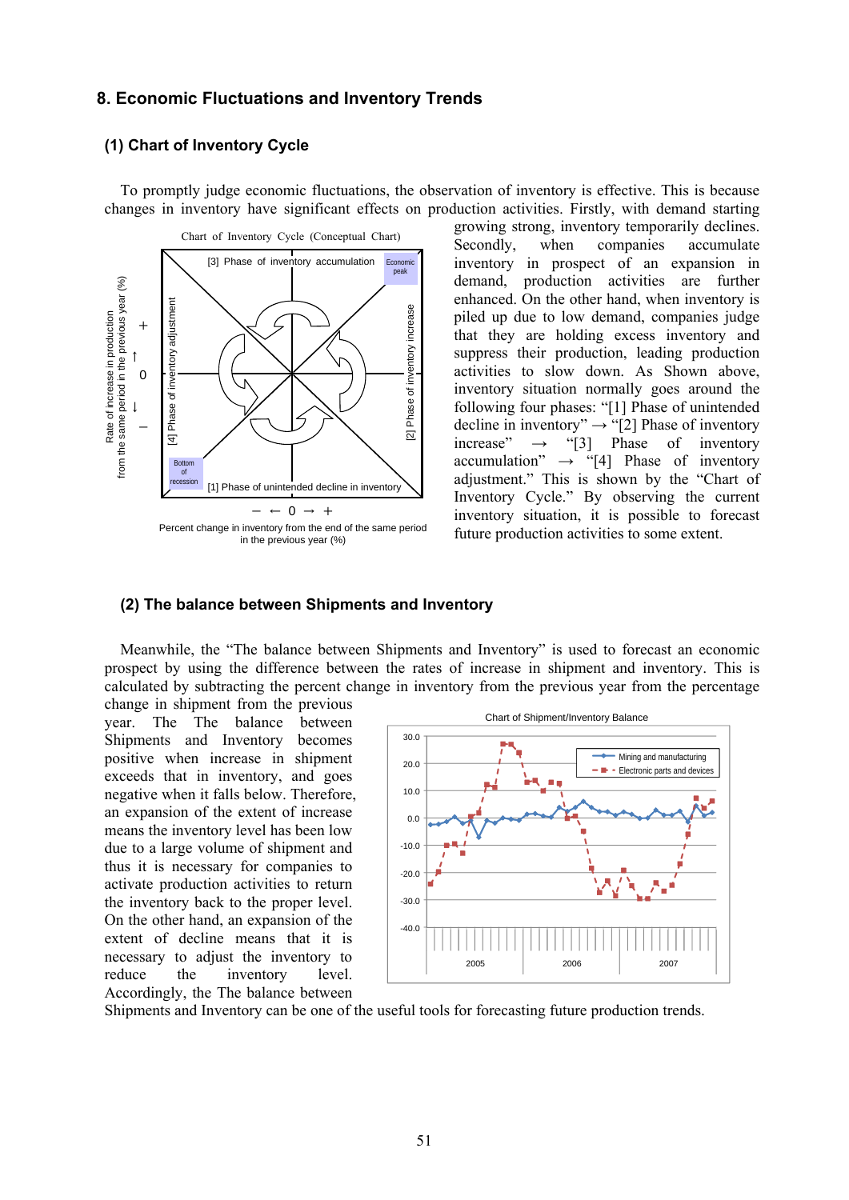## 8. Economic Fluctuations and Inventory Trends

### (1) Chart of Inventory Cycle

To promptly judge economic fluctuations, the observation of inventory is effective. This is because changes in inventory have significant effects on production activities. Firstly, with demand starting growing strong, inventory temporarily declines. Secondly, when companies accumulate inventory in prospect of an expansion in demand, production activities are further enhanced. On the other hand, when inventory is piled up due to low demand, companies judge that they are holding excess inventory and suppress their production, leading production activities to slow down. As Shown above, inventory situation normally goes around the following four phases: "[1] Phase of unintended decline in inventory" → "[2] Phase of inventory increase" → "[3] Phase of inventory accumulation" → "[4] Phase of inventory adjustment." This is shown by the "Chart of Inventory Cycle." By observing the current inventory situation, it is possible to forecast future production activities to some extent.

Chart of Inventory Cycle (Conceptual Chart)

[3] Phase of inventory accumulation — Economic peak

[2] Phase of inventory increase

[4] Phase of inventory adjustment

[1] Phase of unintended decline in inventory — Bottom of recession

Rate of increase in production from the same period in the previous year (%)

Percent change in inventory from the end of the same period in the previous year (%)

### (2) The balance between Shipments and Inventory

Meanwhile, the "The balance between Shipments and Inventory" is used to forecast an economic prospect by using the difference between the rates of increase in shipment and inventory. This is calculated by subtracting the percent change in inventory from the previous year from the percentage change in shipment from the previous year. The The balance between Shipments and Inventory becomes positive when increase in shipment exceeds that in inventory, and goes negative when it falls below. Therefore, an expansion of the extent of increase means the inventory level has been low due to a large volume of shipment and thus it is necessary for companies to activate production activities to return the inventory back to the proper level. On the other hand, an expansion of the extent of decline means that it is necessary to adjust the inventory to reduce the inventory level. Accordingly, the The balance between Shipments and Inventory can be one of the useful tools for forecasting future production trends.

Chart of Shipment/Inventory Balance

Legend: Mining and manufacturing; Electronic parts and devices

Vertical axis: 30.0, 20.0, 10.0, 0.0, -10.0, -20.0, -30.0, -40.0

Horizontal axis: 2005, 2006, 2007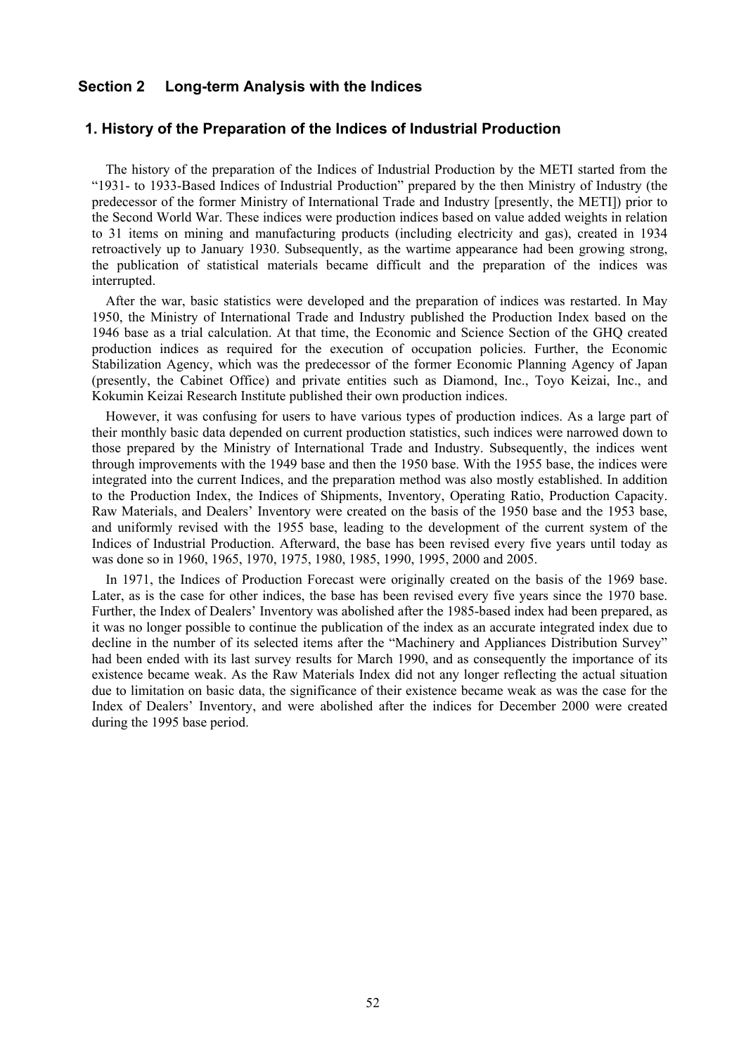## Section 2 Long-term Analysis with the Indices

### 1. History of the Preparation of the Indices of Industrial Production

The history of the preparation of the Indices of Industrial Production by the METI started from the "1931- to 1933-Based Indices of Industrial Production" prepared by the then Ministry of Industry (the predecessor of the former Ministry of International Trade and Industry [presently, the METI]) prior to the Second World War. These indices were production indices based on value added weights in relation to 31 items on mining and manufacturing products (including electricity and gas), created in 1934 retroactively up to January 1930. Subsequently, as the wartime appearance had been growing strong, the publication of statistical materials became difficult and the preparation of the indices was interrupted.

After the war, basic statistics were developed and the preparation of indices was restarted. In May 1950, the Ministry of International Trade and Industry published the Production Index based on the 1946 base as a trial calculation. At that time, the Economic and Science Section of the GHQ created production indices as required for the execution of occupation policies. Further, the Economic Stabilization Agency, which was the predecessor of the former Economic Planning Agency of Japan (presently, the Cabinet Office) and private entities such as Diamond, Inc., Toyo Keizai, Inc., and Kokumin Keizai Research Institute published their own production indices.

However, it was confusing for users to have various types of production indices. As a large part of their monthly basic data depended on current production statistics, such indices were narrowed down to those prepared by the Ministry of International Trade and Industry. Subsequently, the indices went through improvements with the 1949 base and then the 1950 base. With the 1955 base, the indices were integrated into the current Indices, and the preparation method was also mostly established. In addition to the Production Index, the Indices of Shipments, Inventory, Operating Ratio, Production Capacity. Raw Materials, and Dealers' Inventory were created on the basis of the 1950 base and the 1953 base, and uniformly revised with the 1955 base, leading to the development of the current system of the Indices of Industrial Production. Afterward, the base has been revised every five years until today as was done so in 1960, 1965, 1970, 1975, 1980, 1985, 1990, 1995, 2000 and 2005.

In 1971, the Indices of Production Forecast were originally created on the basis of the 1969 base. Later, as is the case for other indices, the base has been revised every five years since the 1970 base. Further, the Index of Dealers' Inventory was abolished after the 1985-based index had been prepared, as it was no longer possible to continue the publication of the index as an accurate integrated index due to decline in the number of its selected items after the "Machinery and Appliances Distribution Survey" had been ended with its last survey results for March 1990, and as consequently the importance of its existence became weak. As the Raw Materials Index did not any longer reflecting the actual situation due to limitation on basic data, the significance of their existence became weak as was the case for the Index of Dealers' Inventory, and were abolished after the indices for December 2000 were created during the 1995 base period.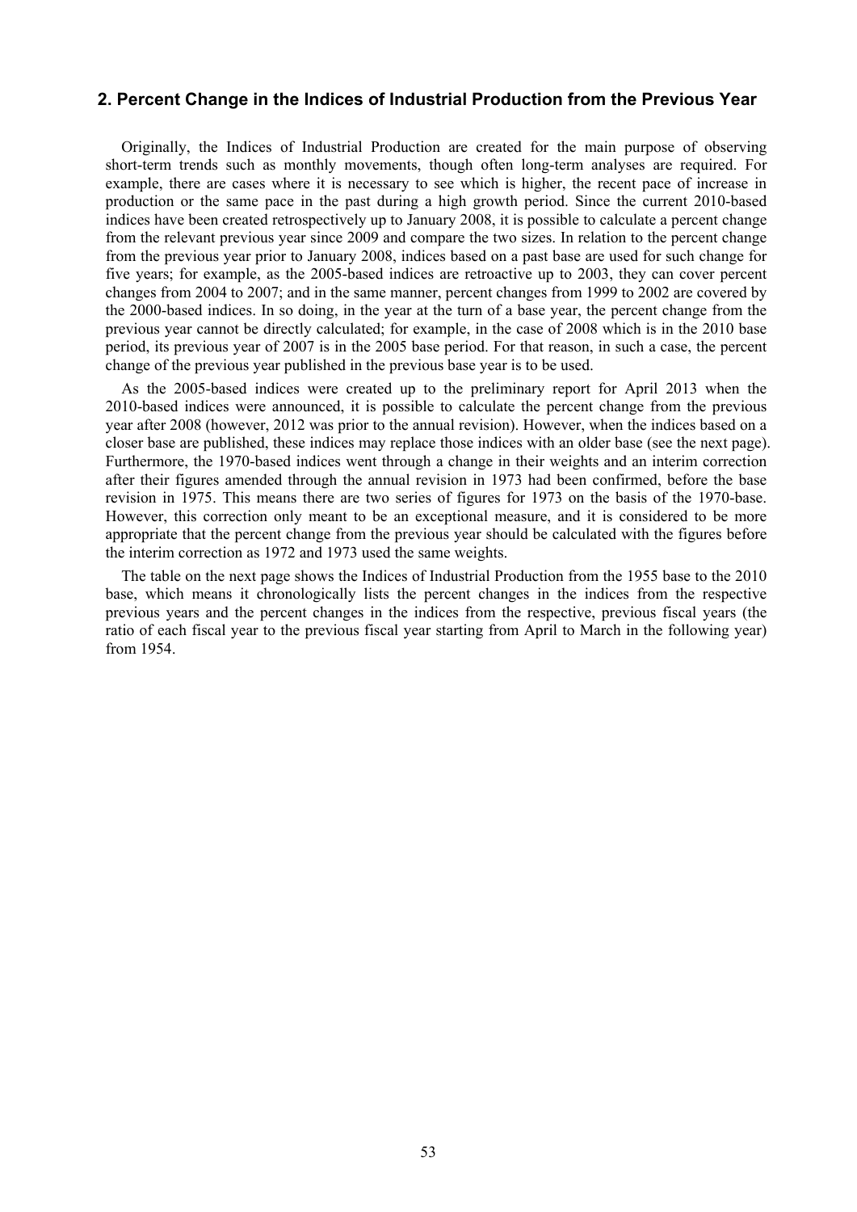## 2. Percent Change in the Indices of Industrial Production from the Previous Year

Originally, the Indices of Industrial Production are created for the main purpose of observing short-term trends such as monthly movements, though often long-term analyses are required. For example, there are cases where it is necessary to see which is higher, the recent pace of increase in production or the same pace in the past during a high growth period. Since the current 2010-based indices have been created retrospectively up to January 2008, it is possible to calculate a percent change from the relevant previous year since 2009 and compare the two sizes. In relation to the percent change from the previous year prior to January 2008, indices based on a past base are used for such change for five years; for example, as the 2005-based indices are retroactive up to 2003, they can cover percent changes from 2004 to 2007; and in the same manner, percent changes from 1999 to 2002 are covered by the 2000-based indices. In so doing, in the year at the turn of a base year, the percent change from the previous year cannot be directly calculated; for example, in the case of 2008 which is in the 2010 base period, its previous year of 2007 is in the 2005 base period. For that reason, in such a case, the percent change of the previous year published in the previous base year is to be used.

As the 2005-based indices were created up to the preliminary report for April 2013 when the 2010-based indices were announced, it is possible to calculate the percent change from the previous year after 2008 (however, 2012 was prior to the annual revision). However, when the indices based on a closer base are published, these indices may replace those indices with an older base (see the next page). Furthermore, the 1970-based indices went through a change in their weights and an interim correction after their figures amended through the annual revision in 1973 had been confirmed, before the base revision in 1975. This means there are two series of figures for 1973 on the basis of the 1970-base. However, this correction only meant to be an exceptional measure, and it is considered to be more appropriate that the percent change from the previous year should be calculated with the figures before the interim correction as 1972 and 1973 used the same weights.

The table on the next page shows the Indices of Industrial Production from the 1955 base to the 2010 base, which means it chronologically lists the percent changes in the indices from the respective previous years and the percent changes in the indices from the respective, previous fiscal years (the ratio of each fiscal year to the previous fiscal year starting from April to March in the following year) from 1954.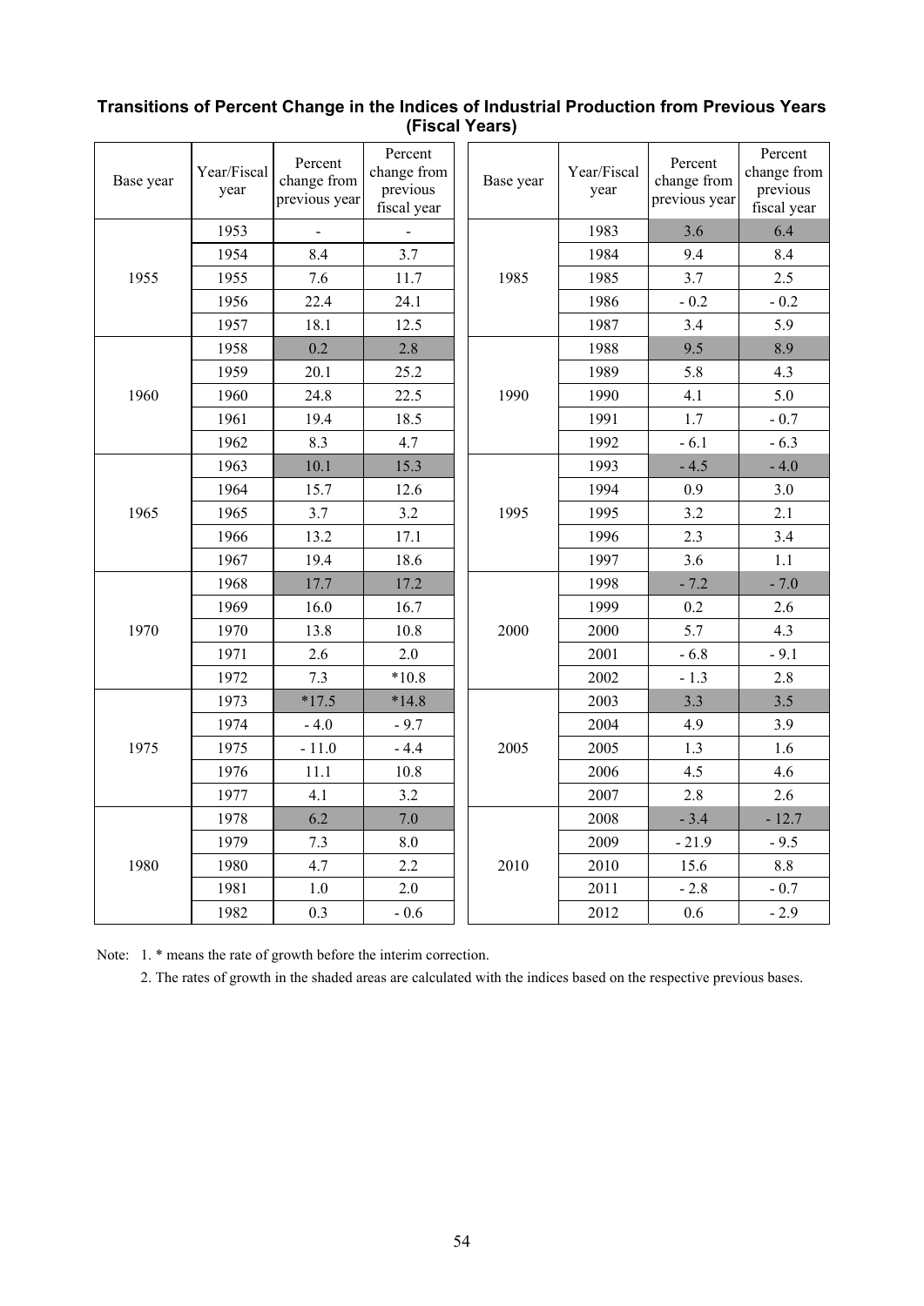**Transitions of Percent Change in the Indices of Industrial Production from Previous Years (Fiscal Years)**

| Base year | Year/Fiscal year | Percent change from previous year | Percent change from previous fiscal year | Base year | Year/Fiscal year | Percent change from previous year | Percent change from previous fiscal year |
|---|---|---|---|---|---|---|---|
| 1955 | 1953 | - | - | 1985 | 1983 | 3.6 | 6.4 |
| | 1954 | 8.4 | 3.7 | | 1984 | 9.4 | 8.4 |
| | 1955 | 7.6 | 11.7 | | 1985 | 3.7 | 2.5 |
| | 1956 | 22.4 | 24.1 | | 1986 | - 0.2 | - 0.2 |
| | 1957 | 18.1 | 12.5 | | 1987 | 3.4 | 5.9 |
| 1960 | 1958 | 0.2 | 2.8 | 1990 | 1988 | 9.5 | 8.9 |
| | 1959 | 20.1 | 25.2 | | 1989 | 5.8 | 4.3 |
| | 1960 | 24.8 | 22.5 | | 1990 | 4.1 | 5.0 |
| | 1961 | 19.4 | 18.5 | | 1991 | 1.7 | - 0.7 |
| | 1962 | 8.3 | 4.7 | | 1992 | - 6.1 | - 6.3 |
| 1965 | 1963 | 10.1 | 15.3 | 1995 | 1993 | - 4.5 | - 4.0 |
| | 1964 | 15.7 | 12.6 | | 1994 | 0.9 | 3.0 |
| | 1965 | 3.7 | 3.2 | | 1995 | 3.2 | 2.1 |
| | 1966 | 13.2 | 17.1 | | 1996 | 2.3 | 3.4 |
| | 1967 | 19.4 | 18.6 | | 1997 | 3.6 | 1.1 |
| 1970 | 1968 | 17.7 | 17.2 | 2000 | 1998 | - 7.2 | - 7.0 |
| | 1969 | 16.0 | 16.7 | | 1999 | 0.2 | 2.6 |
| | 1970 | 13.8 | 10.8 | | 2000 | 5.7 | 4.3 |
| | 1971 | 2.6 | 2.0 | | 2001 | - 6.8 | - 9.1 |
| | 1972 | 7.3 | *10.8 | | 2002 | - 1.3 | 2.8 |
| 1975 | 1973 | *17.5 | *14.8 | 2005 | 2003 | 3.3 | 3.5 |
| | 1974 | - 4.0 | - 9.7 | | 2004 | 4.9 | 3.9 |
| | 1975 | - 11.0 | - 4.4 | | 2005 | 1.3 | 1.6 |
| | 1976 | 11.1 | 10.8 | | 2006 | 4.5 | 4.6 |
| | 1977 | 4.1 | 3.2 | | 2007 | 2.8 | 2.6 |
| 1980 | 1978 | 6.2 | 7.0 | 2010 | 2008 | - 3.4 | - 12.7 |
| | 1979 | 7.3 | 8.0 | | 2009 | - 21.9 | - 9.5 |
| | 1980 | 4.7 | 2.2 | | 2010 | 15.6 | 8.8 |
| | 1981 | 1.0 | 2.0 | | 2011 | - 2.8 | - 0.7 |
| | 1982 | 0.3 | - 0.6 | | 2012 | 0.6 | - 2.9 |

Note: 1. * means the rate of growth before the interim correction.

2. The rates of growth in the shaded areas are calculated with the indices based on the respective previous bases.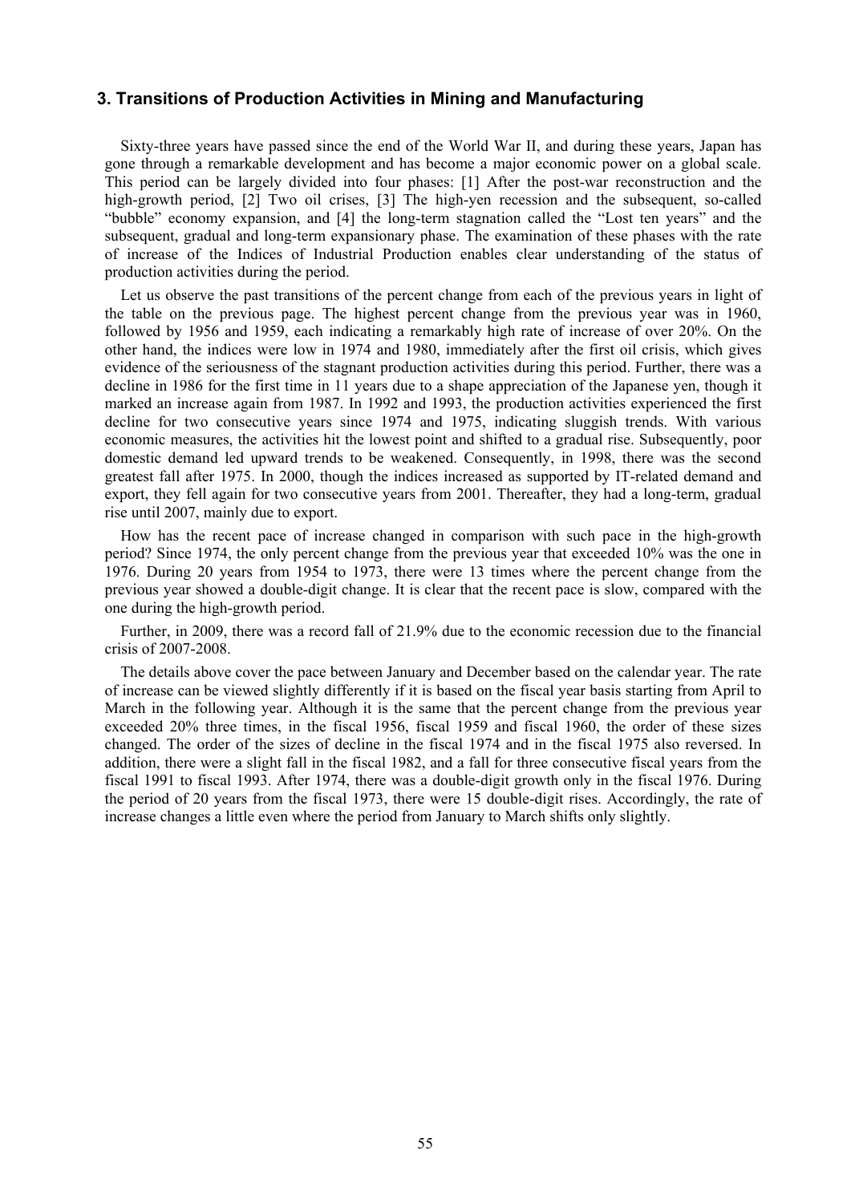### 3. Transitions of Production Activities in Mining and Manufacturing

Sixty-three years have passed since the end of the World War II, and during these years, Japan has gone through a remarkable development and has become a major economic power on a global scale. This period can be largely divided into four phases: [1] After the post-war reconstruction and the high-growth period, [2] Two oil crises, [3] The high-yen recession and the subsequent, so-called "bubble" economy expansion, and [4] the long-term stagnation called the "Lost ten years" and the subsequent, gradual and long-term expansionary phase. The examination of these phases with the rate of increase of the Indices of Industrial Production enables clear understanding of the status of production activities during the period.

Let us observe the past transitions of the percent change from each of the previous years in light of the table on the previous page. The highest percent change from the previous year was in 1960, followed by 1956 and 1959, each indicating a remarkably high rate of increase of over 20%. On the other hand, the indices were low in 1974 and 1980, immediately after the first oil crisis, which gives evidence of the seriousness of the stagnant production activities during this period. Further, there was a decline in 1986 for the first time in 11 years due to a shape appreciation of the Japanese yen, though it marked an increase again from 1987. In 1992 and 1993, the production activities experienced the first decline for two consecutive years since 1974 and 1975, indicating sluggish trends. With various economic measures, the activities hit the lowest point and shifted to a gradual rise. Subsequently, poor domestic demand led upward trends to be weakened. Consequently, in 1998, there was the second greatest fall after 1975. In 2000, though the indices increased as supported by IT-related demand and export, they fell again for two consecutive years from 2001. Thereafter, they had a long-term, gradual rise until 2007, mainly due to export.

How has the recent pace of increase changed in comparison with such pace in the high-growth period? Since 1974, the only percent change from the previous year that exceeded 10% was the one in 1976. During 20 years from 1954 to 1973, there were 13 times where the percent change from the previous year showed a double-digit change. It is clear that the recent pace is slow, compared with the one during the high-growth period.

Further, in 2009, there was a record fall of 21.9% due to the economic recession due to the financial crisis of 2007-2008.

The details above cover the pace between January and December based on the calendar year. The rate of increase can be viewed slightly differently if it is based on the fiscal year basis starting from April to March in the following year. Although it is the same that the percent change from the previous year exceeded 20% three times, in the fiscal 1956, fiscal 1959 and fiscal 1960, the order of these sizes changed. The order of the sizes of decline in the fiscal 1974 and in the fiscal 1975 also reversed. In addition, there were a slight fall in the fiscal 1982, and a fall for three consecutive fiscal years from the fiscal 1991 to fiscal 1993. After 1974, there was a double-digit growth only in the fiscal 1976. During the period of 20 years from the fiscal 1973, there were 15 double-digit rises. Accordingly, the rate of increase changes a little even where the period from January to March shifts only slightly.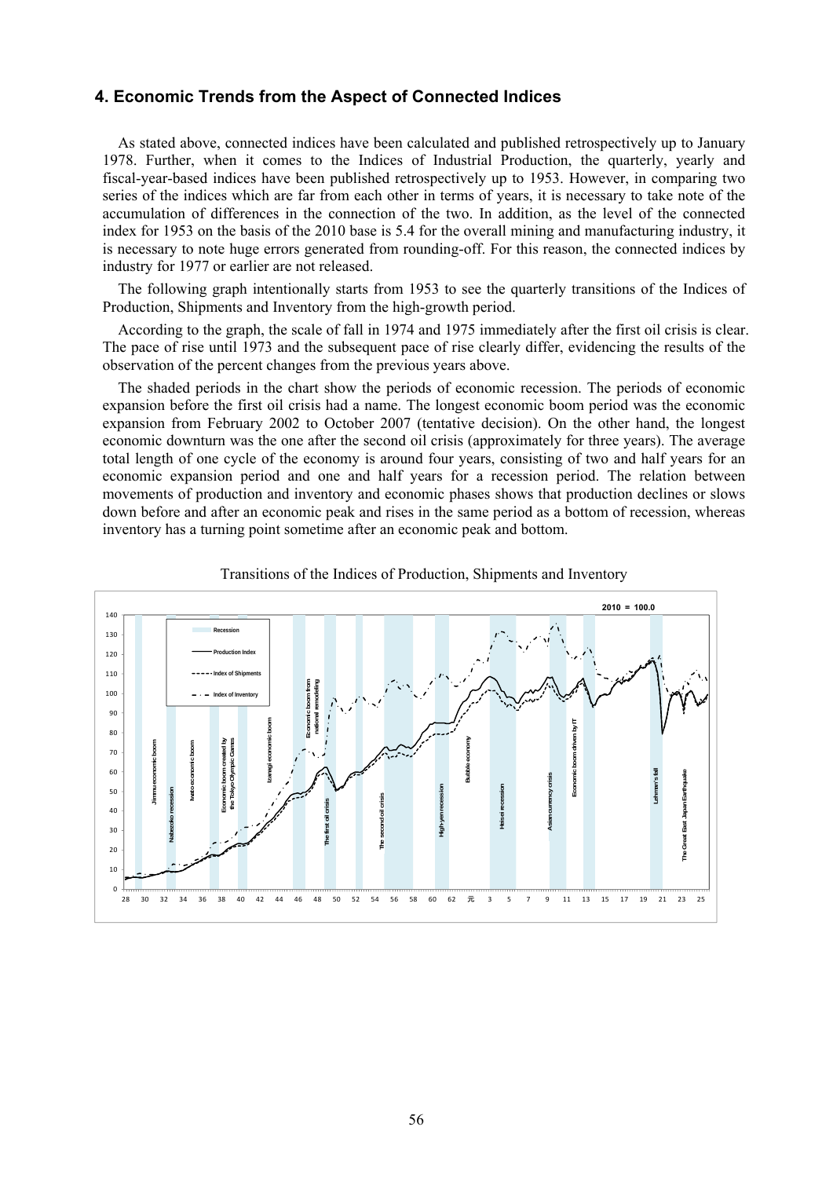## 4. Economic Trends from the Aspect of Connected Indices

As stated above, connected indices have been calculated and published retrospectively up to January 1978. Further, when it comes to the Indices of Industrial Production, the quarterly, yearly and fiscal-year-based indices have been published retrospectively up to 1953. However, in comparing two series of the indices which are far from each other in terms of years, it is necessary to take note of the accumulation of differences in the connection of the two. In addition, as the level of the connected index for 1953 on the basis of the 2010 base is 5.4 for the overall mining and manufacturing industry, it is necessary to note huge errors generated from rounding-off. For this reason, the connected indices by industry for 1977 or earlier are not released.

The following graph intentionally starts from 1953 to see the quarterly transitions of the Indices of Production, Shipments and Inventory from the high-growth period.

According to the graph, the scale of fall in 1974 and 1975 immediately after the first oil crisis is clear. The pace of rise until 1973 and the subsequent pace of rise clearly differ, evidencing the results of the observation of the percent changes from the previous years above.

The shaded periods in the chart show the periods of economic recession. The periods of economic expansion before the first oil crisis had a name. The longest economic boom period was the economic expansion from February 2002 to October 2007 (tentative decision). On the other hand, the longest economic downturn was the one after the second oil crisis (approximately for three years). The average total length of one cycle of the economy is around four years, consisting of two and half years for an economic expansion period and one and half years for a recession period. The relation between movements of production and inventory and economic phases shows that production declines or slows down before and after an economic peak and rises in the same period as a bottom of recession, whereas inventory has a turning point sometime after an economic peak and bottom.

Transitions of the Indices of Production, Shipments and Inventory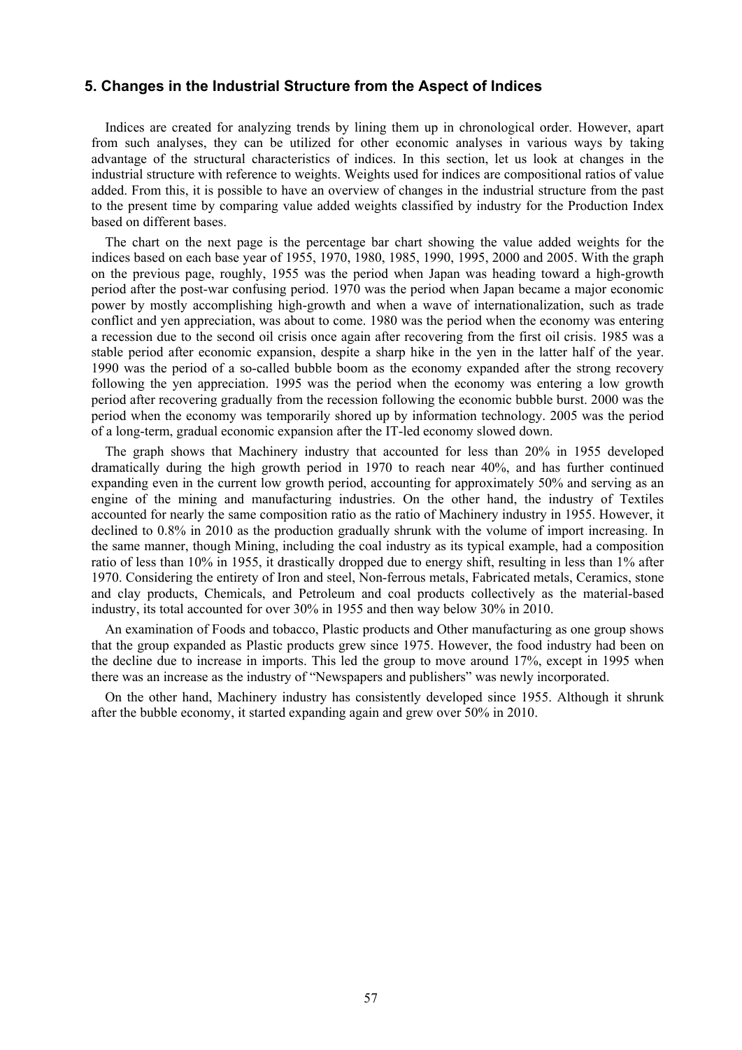## 5. Changes in the Industrial Structure from the Aspect of Indices

Indices are created for analyzing trends by lining them up in chronological order. However, apart from such analyses, they can be utilized for other economic analyses in various ways by taking advantage of the structural characteristics of indices. In this section, let us look at changes in the industrial structure with reference to weights. Weights used for indices are compositional ratios of value added. From this, it is possible to have an overview of changes in the industrial structure from the past to the present time by comparing value added weights classified by industry for the Production Index based on different bases.

The chart on the next page is the percentage bar chart showing the value added weights for the indices based on each base year of 1955, 1970, 1980, 1985, 1990, 1995, 2000 and 2005. With the graph on the previous page, roughly, 1955 was the period when Japan was heading toward a high-growth period after the post-war confusing period. 1970 was the period when Japan became a major economic power by mostly accomplishing high-growth and when a wave of internationalization, such as trade conflict and yen appreciation, was about to come. 1980 was the period when the economy was entering a recession due to the second oil crisis once again after recovering from the first oil crisis. 1985 was a stable period after economic expansion, despite a sharp hike in the yen in the latter half of the year. 1990 was the period of a so-called bubble boom as the economy expanded after the strong recovery following the yen appreciation. 1995 was the period when the economy was entering a low growth period after recovering gradually from the recession following the economic bubble burst. 2000 was the period when the economy was temporarily shored up by information technology. 2005 was the period of a long-term, gradual economic expansion after the IT-led economy slowed down.

The graph shows that Machinery industry that accounted for less than 20% in 1955 developed dramatically during the high growth period in 1970 to reach near 40%, and has further continued expanding even in the current low growth period, accounting for approximately 50% and serving as an engine of the mining and manufacturing industries. On the other hand, the industry of Textiles accounted for nearly the same composition ratio as the ratio of Machinery industry in 1955. However, it declined to 0.8% in 2010 as the production gradually shrunk with the volume of import increasing. In the same manner, though Mining, including the coal industry as its typical example, had a composition ratio of less than 10% in 1955, it drastically dropped due to energy shift, resulting in less than 1% after 1970. Considering the entirety of Iron and steel, Non-ferrous metals, Fabricated metals, Ceramics, stone and clay products, Chemicals, and Petroleum and coal products collectively as the material-based industry, its total accounted for over 30% in 1955 and then way below 30% in 2010.

An examination of Foods and tobacco, Plastic products and Other manufacturing as one group shows that the group expanded as Plastic products grew since 1975. However, the food industry had been on the decline due to increase in imports. This led the group to move around 17%, except in 1995 when there was an increase as the industry of "Newspapers and publishers" was newly incorporated.

On the other hand, Machinery industry has consistently developed since 1955. Although it shrunk after the bubble economy, it started expanding again and grew over 50% in 2010.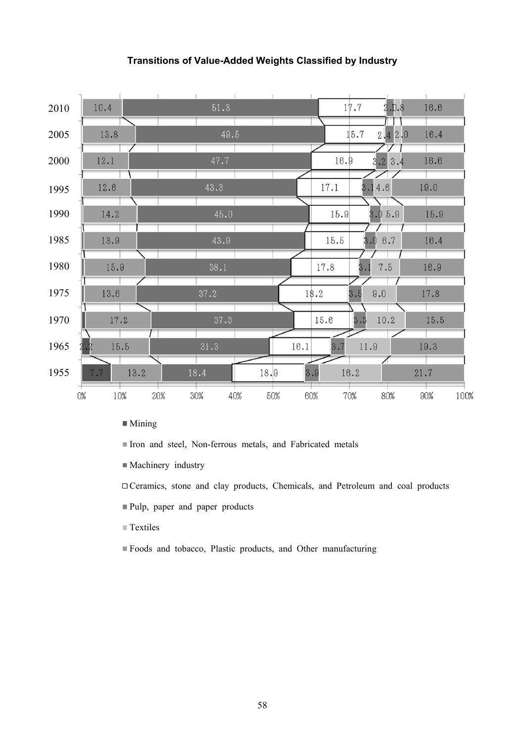**Transitions of Value-Added Weights Classified by Industry**

| Year | Mining | Iron and steel, Non-ferrous metals, and Fabricated metals | Machinery industry | Ceramics, stone and clay products, Chemicals, and Petroleum and coal products | Pulp, paper and paper products | Textiles | Foods and tobacco, Plastic products, and Other manufacturing |
|---|---|---|---|---|---|---|---|
| 2010 | | 10.4 | 51.3 | 17.7 | 2.0 | 1.8 | 16.6 |
| 2005 | | 13.8 | 49.5 | 15.7 | 2.4 | 2.0 | 16.4 |
| 2000 | | 12.1 | 47.7 | 16.9 | 3.2 | 3.4 | 16.6 |
| 1995 | | 12.6 | 43.3 | 17.1 | 3.1 | 4.6 | 19.0 |
| 1990 | | 14.2 | 45.0 | 15.9 | 3.0 | 5.9 | 15.9 |
| 1985 | | 13.9 | 43.9 | 15.5 | 3.0 | 6.7 | 16.4 |
| 1980 | | 15.9 | 38.1 | 17.8 | 3.1 | 7.5 | 16.9 |
| 1975 | | 13.6 | 37.2 | 18.2 | 3.5 | 9.0 | 17.8 |
| 1970 | | 17.2 | 37.3 | 15.6 | 3.3 | 10.2 | 15.5 |
| 1965 | 2.2 | 15.5 | 31.3 | 16.1 | 3.7 | 11.9 | 19.3 |
| 1955 | 7.7 | 13.2 | 18.4 | 18.9 | 3.9 | 16.2 | 21.7 |

- Mining
- Iron and steel, Non-ferrous metals, and Fabricated metals
- Machinery industry
- Ceramics, stone and clay products, Chemicals, and Petroleum and coal products
- Pulp, paper and paper products
- Textiles
- Foods and tobacco, Plastic products, and Other manufacturing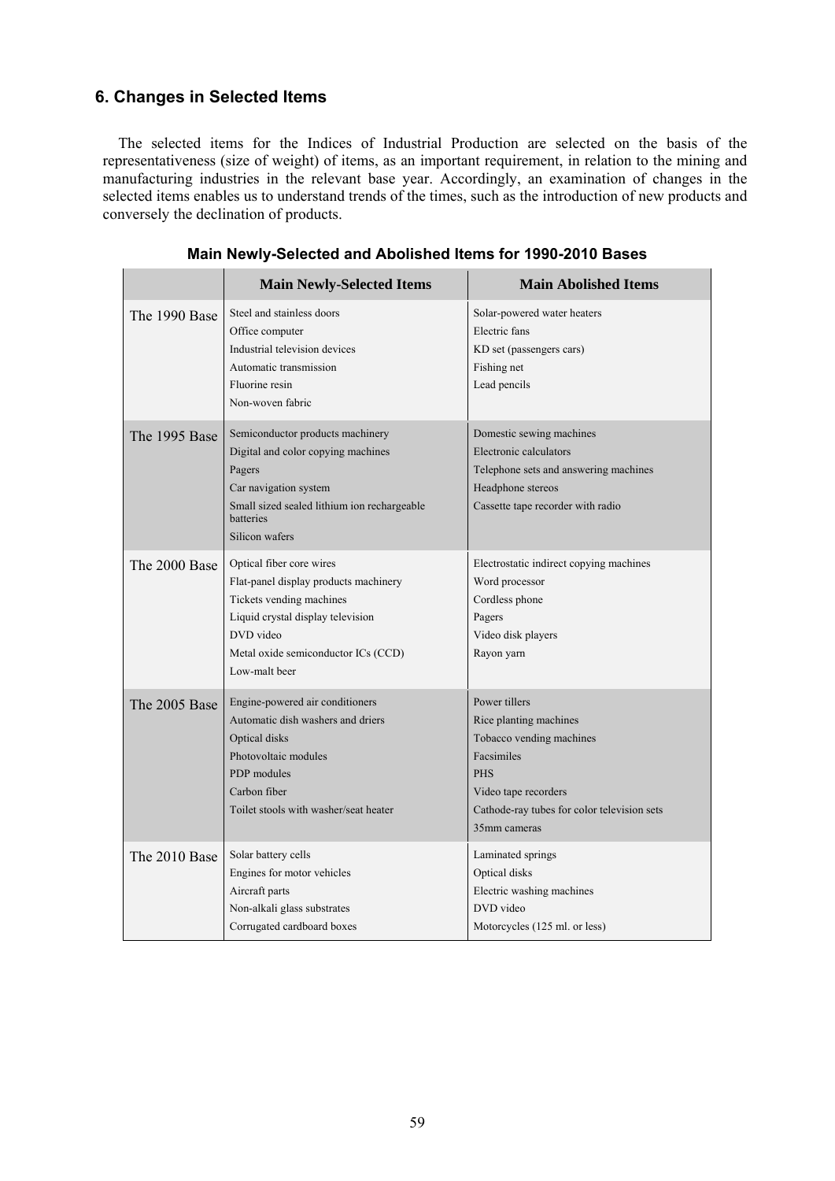## 6. Changes in Selected Items

The selected items for the Indices of Industrial Production are selected on the basis of the representativeness (size of weight) of items, as an important requirement, in relation to the mining and manufacturing industries in the relevant base year. Accordingly, an examination of changes in the selected items enables us to understand trends of the times, such as the introduction of new products and conversely the declination of products.

**Main Newly-Selected and Abolished Items for 1990-2010 Bases**

| | Main Newly-Selected Items | Main Abolished Items |
|---|---|---|
| The 1990 Base | Steel and stainless doors<br>Office computer<br>Industrial television devices<br>Automatic transmission<br>Fluorine resin<br>Non-woven fabric | Solar-powered water heaters<br>Electric fans<br>KD set (passengers cars)<br>Fishing net<br>Lead pencils |
| The 1995 Base | Semiconductor products machinery<br>Digital and color copying machines<br>Pagers<br>Car navigation system<br>Small sized sealed lithium ion rechargeable batteries<br>Silicon wafers | Domestic sewing machines<br>Electronic calculators<br>Telephone sets and answering machines<br>Headphone stereos<br>Cassette tape recorder with radio |
| The 2000 Base | Optical fiber core wires<br>Flat-panel display products machinery<br>Tickets vending machines<br>Liquid crystal display television<br>DVD video<br>Metal oxide semiconductor ICs (CCD)<br>Low-malt beer | Electrostatic indirect copying machines<br>Word processor<br>Cordless phone<br>Pagers<br>Video disk players<br>Rayon yarn |
| The 2005 Base | Engine-powered air conditioners<br>Automatic dish washers and driers<br>Optical disks<br>Photovoltaic modules<br>PDP modules<br>Carbon fiber<br>Toilet stools with washer/seat heater | Power tillers<br>Rice planting machines<br>Tobacco vending machines<br>Facsimiles<br>PHS<br>Video tape recorders<br>Cathode-ray tubes for color television sets<br>35mm cameras |
| The 2010 Base | Solar battery cells<br>Engines for motor vehicles<br>Aircraft parts<br>Non-alkali glass substrates<br>Corrugated cardboard boxes | Laminated springs<br>Optical disks<br>Electric washing machines<br>DVD video<br>Motorcycles (125 ml. or less) |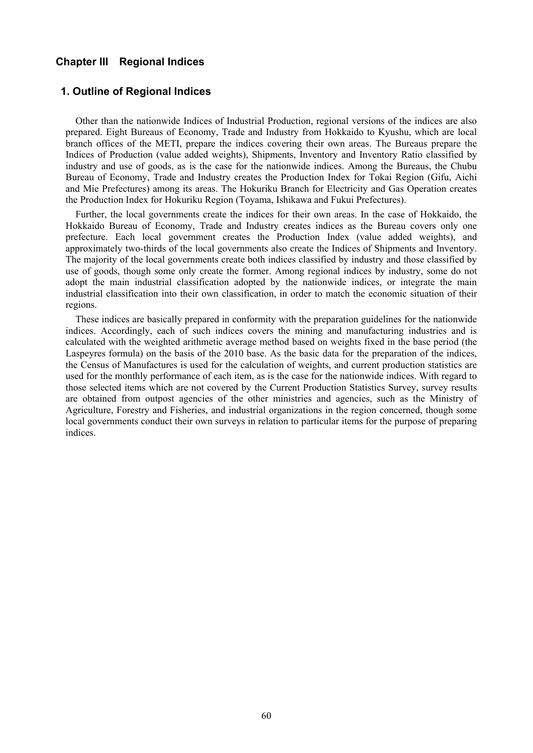# Chapter III Regional Indices

## 1. Outline of Regional Indices

Other than the nationwide Indices of Industrial Production, regional versions of the indices are also prepared. Eight Bureaus of Economy, Trade and Industry from Hokkaido to Kyushu, which are local branch offices of the METI, prepare the indices covering their own areas. The Bureaus prepare the Indices of Production (value added weights), Shipments, Inventory and Inventory Ratio classified by industry and use of goods, as is the case for the nationwide indices. Among the Bureaus, the Chubu Bureau of Economy, Trade and Industry creates the Production Index for Tokai Region (Gifu, Aichi and Mie Prefectures) among its areas. The Hokuriku Branch for Electricity and Gas Operation creates the Production Index for Hokuriku Region (Toyama, Ishikawa and Fukui Prefectures).

Further, the local governments create the indices for their own areas. In the case of Hokkaido, the Hokkaido Bureau of Economy, Trade and Industry creates indices as the Bureau covers only one prefecture. Each local government creates the Production Index (value added weights), and approximately two-thirds of the local governments also create the Indices of Shipments and Inventory. The majority of the local governments create both indices classified by industry and those classified by use of goods, though some only create the former. Among regional indices by industry, some do not adopt the main industrial classification adopted by the nationwide indices, or integrate the main industrial classification into their own classification, in order to match the economic situation of their regions.

These indices are basically prepared in conformity with the preparation guidelines for the nationwide indices. Accordingly, each of such indices covers the mining and manufacturing industries and is calculated with the weighted arithmetic average method based on weights fixed in the base period (the Laspeyres formula) on the basis of the 2010 base. As the basic data for the preparation of the indices, the Census of Manufactures is used for the calculation of weights, and current production statistics are used for the monthly performance of each item, as is the case for the nationwide indices. With regard to those selected items which are not covered by the Current Production Statistics Survey, survey results are obtained from outpost agencies of the other ministries and agencies, such as the Ministry of Agriculture, Forestry and Fisheries, and industrial organizations in the region concerned, though some local governments conduct their own surveys in relation to particular items for the purpose of preparing indices.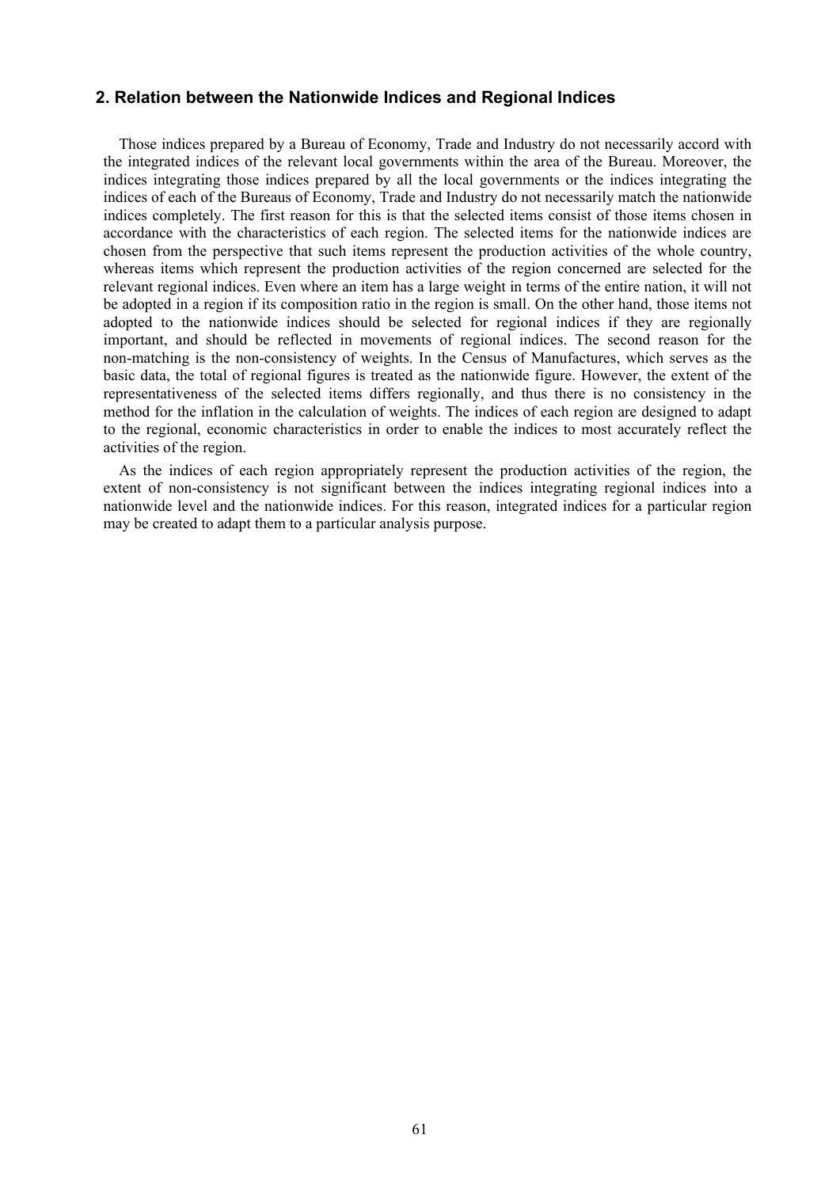## 2. Relation between the Nationwide Indices and Regional Indices

Those indices prepared by a Bureau of Economy, Trade and Industry do not necessarily accord with the integrated indices of the relevant local governments within the area of the Bureau. Moreover, the indices integrating those indices prepared by all the local governments or the indices integrating the indices of each of the Bureaus of Economy, Trade and Industry do not necessarily match the nationwide indices completely. The first reason for this is that the selected items consist of those items chosen in accordance with the characteristics of each region. The selected items for the nationwide indices are chosen from the perspective that such items represent the production activities of the whole country, whereas items which represent the production activities of the region concerned are selected for the relevant regional indices. Even where an item has a large weight in terms of the entire nation, it will not be adopted in a region if its composition ratio in the region is small. On the other hand, those items not adopted to the nationwide indices should be selected for regional indices if they are regionally important, and should be reflected in movements of regional indices. The second reason for the non-matching is the non-consistency of weights. In the Census of Manufactures, which serves as the basic data, the total of regional figures is treated as the nationwide figure. However, the extent of the representativeness of the selected items differs regionally, and thus there is no consistency in the method for the inflation in the calculation of weights. The indices of each region are designed to adapt to the regional, economic characteristics in order to enable the indices to most accurately reflect the activities of the region.

As the indices of each region appropriately represent the production activities of the region, the extent of non-consistency is not significant between the indices integrating regional indices into a nationwide level and the nationwide indices. For this reason, integrated indices for a particular region may be created to adapt them to a particular analysis purpose.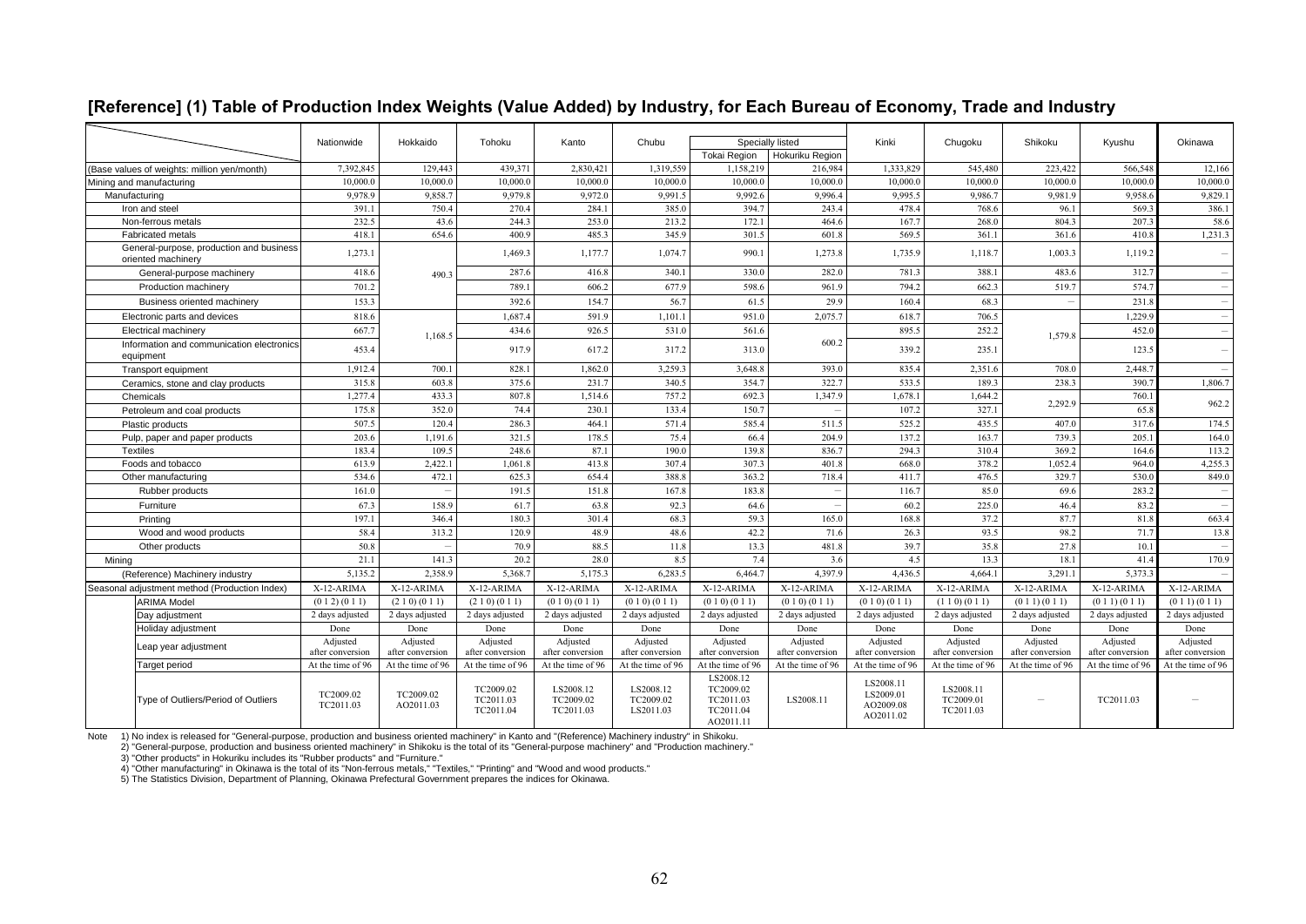# [Reference] (1) Table of Production Index Weights (Value Added) by Industry, for Each Bureau of Economy, Trade and Industry

| | Nationwide | Hokkaido | Tohoku | Kanto | Chubu | Specially listed | | Kinki | Chugoku | Shikoku | Kyushu | Okinawa |
|---|---|---|---|---|---|---|---|---|---|---|---|---|
| | | | | | | Tokai Region | Hokuriku Region | | | | | |
| (Base values of weights: million yen/month) | 7,392,845 | 129,443 | 439,371 | 2,830,421 | 1,319,559 | 1,158,219 | 216,984 | 1,333,829 | 545,480 | 223,422 | 566,548 | 12,166 |
| Mining and manufacturing | 10,000.0 | 10,000.0 | 10,000.0 | 10,000.0 | 10,000.0 | 10,000.0 | 10,000.0 | 10,000.0 | 10,000.0 | 10,000.0 | 10,000.0 | 10,000.0 |
| Manufacturing | 9,978.9 | 9,858.7 | 9,979.8 | 9,972.0 | 9,991.5 | 9,992.6 | 9,996.4 | 9,995.5 | 9,986.7 | 9,981.9 | 9,958.6 | 9,829.1 |
| Iron and steel | 391.1 | 750.4 | 270.4 | 284.1 | 385.0 | 394.7 | 243.4 | 478.4 | 768.6 | 96.1 | 569.3 | 386.1 |
| Non-ferrous metals | 232.5 | 43.6 | 244.3 | 253.0 | 213.2 | 172.1 | 464.6 | 167.7 | 268.0 | 804.3 | 207.3 | 58.6 |
| Fabricated metals | 418.1 | 654.6 | 400.9 | 485.3 | 345.9 | 301.5 | 601.8 | 569.5 | 361.1 | 361.6 | 410.8 | 1,231.3 |
| General-purpose, production and business oriented machinery | 1,273.1 | 490.3 | 1,469.3 | 1,177.7 | 1,074.7 | 990.1 | 1,273.8 | 1,735.9 | 1,118.7 | 1,003.3 | 1,119.2 | − |
| General-purpose machinery | 418.6 | | 287.6 | 416.8 | 340.1 | 330.0 | 282.0 | 781.3 | 388.1 | 483.6 | 312.7 | − |
| Production machinery | 701.2 | | 789.1 | 606.2 | 677.9 | 598.6 | 961.9 | 794.2 | 662.3 | 519.7 | 574.7 | − |
| Business oriented machinery | 153.3 | | 392.6 | 154.7 | 56.7 | 61.5 | 29.9 | 160.4 | 68.3 | − | 231.8 | − |
| Electronic parts and devices | 818.6 | 1,168.5 | 1,687.4 | 591.9 | 1,101.1 | 951.0 | 2,075.7 | 618.7 | 706.5 | 1,579.8 | 1,229.9 | − |
| Electrical machinery | 667.7 | | 434.6 | 926.5 | 531.0 | 561.6 | 600.2 | 895.5 | 252.2 | | 452.0 | − |
| Information and communication electronics equipment | 453.4 | | 917.9 | 617.2 | 317.2 | 313.0 | | 339.2 | 235.1 | | 123.5 | − |
| Transport equipment | 1,912.4 | 700.1 | 828.1 | 1,862.0 | 3,259.3 | 3,648.8 | 393.0 | 835.4 | 2,351.6 | 708.0 | 2,448.7 | − |
| Ceramics, stone and clay products | 315.8 | 603.8 | 375.6 | 231.7 | 340.5 | 354.7 | 322.7 | 533.5 | 189.3 | 238.3 | 390.7 | 1,806.7 |
| Chemicals | 1,277.4 | 433.3 | 807.8 | 1,514.6 | 757.2 | 692.3 | 1,347.9 | 1,678.1 | 1,644.2 | 2,292.9 | 760.1 | 962.2 |
| Petroleum and coal products | 175.8 | 352.0 | 74.4 | 230.1 | 133.4 | 150.7 | − | 107.2 | 327.1 | | 65.8 | |
| Plastic products | 507.5 | 120.4 | 286.3 | 464.1 | 571.4 | 585.4 | 511.5 | 525.2 | 435.5 | 407.0 | 317.6 | 174.5 |
| Pulp, paper and paper products | 203.6 | 1,191.6 | 321.5 | 178.5 | 75.4 | 66.4 | 204.9 | 137.2 | 163.7 | 739.3 | 205.1 | 164.0 |
| Textiles | 183.4 | 109.5 | 248.6 | 87.1 | 190.0 | 139.8 | 836.7 | 294.3 | 310.4 | 369.2 | 164.6 | 113.2 |
| Foods and tobacco | 613.9 | 2,422.1 | 1,061.8 | 413.8 | 307.4 | 307.3 | 401.8 | 668.0 | 378.2 | 1,052.4 | 964.0 | 4,255.3 |
| Other manufacturing | 534.6 | 472.1 | 625.3 | 654.4 | 388.8 | 363.2 | 718.4 | 411.7 | 476.5 | 329.7 | 530.0 | 849.0 |
| Rubber products | 161.0 | − | 191.5 | 151.8 | 167.8 | 183.8 | − | 116.7 | 85.0 | 69.6 | 283.2 | − |
| Furniture | 67.3 | 158.9 | 61.7 | 63.8 | 92.3 | 64.6 | − | 60.2 | 225.0 | 46.4 | 83.2 | − |
| Printing | 197.1 | 346.4 | 180.3 | 301.4 | 68.3 | 59.3 | 165.0 | 168.8 | 37.2 | 87.7 | 81.8 | 663.4 |
| Wood and wood products | 58.4 | 313.2 | 120.9 | 48.9 | 48.6 | 42.2 | 71.6 | 26.3 | 93.5 | 98.2 | 71.7 | 13.8 |
| Other products | 50.8 | − | 70.9 | 88.5 | 11.8 | 13.3 | 481.8 | 39.7 | 35.8 | 27.8 | 10.1 | − |
| Mining | 21.1 | 141.3 | 20.2 | 28.0 | 8.5 | 7.4 | 3.6 | 4.5 | 13.3 | 18.1 | 41.4 | 170.9 |
| (Reference) Machinery industry | 5,135.2 | 2,358.9 | 5,368.7 | 5,175.3 | 6,283.5 | 6,464.7 | 4,397.9 | 4,436.5 | 4,664.1 | 3,291.1 | 5,373.3 | − |
| Seasonal adjustment method (Production Index) | X-12-ARIMA | X-12-ARIMA | X-12-ARIMA | X-12-ARIMA | X-12-ARIMA | X-12-ARIMA | X-12-ARIMA | X-12-ARIMA | X-12-ARIMA | X-12-ARIMA | X-12-ARIMA | X-12-ARIMA |
| ARIMA Model | (0 1 2) (0 1 1) | (2 1 0) (0 1 1) | (2 1 0) (0 1 1) | (0 1 0) (0 1 1) | (0 1 0) (0 1 1) | (0 1 0) (0 1 1) | (0 1 0) (0 1 1) | (0 1 0) (0 1 1) | (1 1 0) (0 1 1) | (0 1 1) (0 1 1) | (0 1 1) (0 1 1) | (0 1 1) (0 1 1) |
| Day adjustment | 2 days adjusted | 2 days adjusted | 2 days adjusted | 2 days adjusted | 2 days adjusted | 2 days adjusted | 2 days adjusted | 2 days adjusted | 2 days adjusted | 2 days adjusted | 2 days adjusted | 2 days adjusted |
| Holiday adjustment | Done | Done | Done | Done | Done | Done | Done | Done | Done | Done | Done | Done |
| Leap year adjustment | Adjusted after conversion | Adjusted after conversion | Adjusted after conversion | Adjusted after conversion | Adjusted after conversion | Adjusted after conversion | Adjusted after conversion | Adjusted after conversion | Adjusted after conversion | Adjusted after conversion | Adjusted after conversion | Adjusted after conversion |
| Target period | At the time of 96 | At the time of 96 | At the time of 96 | At the time of 96 | At the time of 96 | At the time of 96 | At the time of 96 | At the time of 96 | At the time of 96 | At the time of 96 | At the time of 96 | At the time of 96 |
| Type of Outliers/Period of Outliers | TC2009.02 TC2011.03 | TC2009.02 AO2011.03 | TC2009.02 TC2011.03 TC2011.04 | LS2008.12 TC2009.02 TC2011.03 | LS2008.12 TC2009.02 LS2011.03 | LS2008.12 TC2009.02 TC2011.03 TC2011.04 AO2011.11 | LS2008.11 | LS2008.11 LS2009.01 AO2009.08 AO2011.02 | LS2008.11 TC2009.01 TC2011.03 | − | TC2011.03 | − |

Note 1) No index is released for "General-purpose, production and business oriented machinery" in Kanto and "(Reference) Machinery industry" in Shikoku.
2) "General-purpose, production and business oriented machinery" in Shikoku is the total of its "General-purpose machinery" and "Production machinery."
3) "Other products" in Hokuriku includes its "Rubber products" and "Furniture."
4) "Other manufacturing" in Okinawa is the total of its "Non-ferrous metals," "Textiles," "Printing" and "Wood and wood products."
5) The Statistics Division, Department of Planning, Okinawa Prefectural Government prepares the indices for Okinawa.